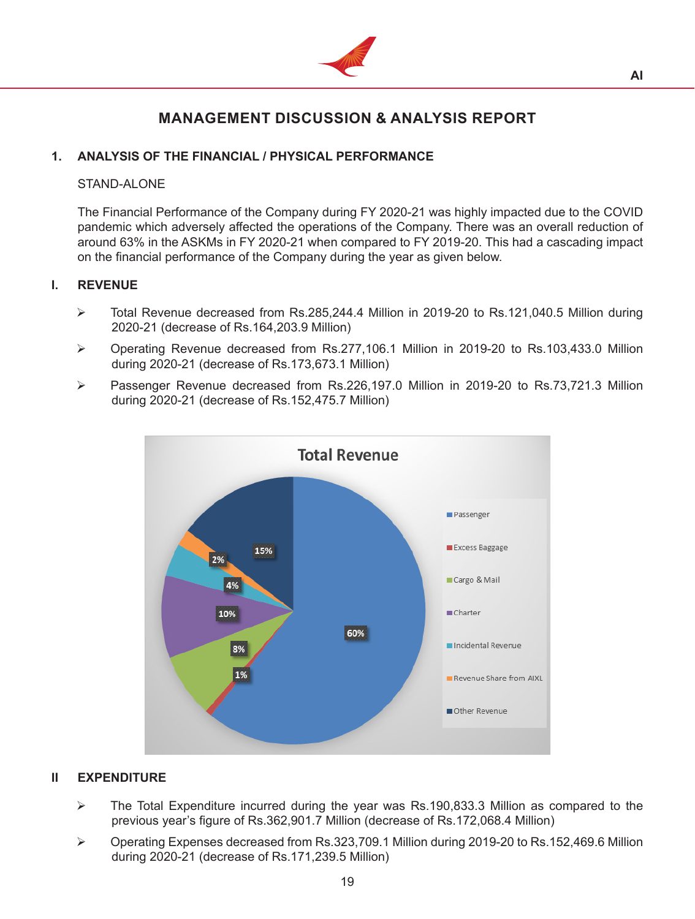# MANAGEMENT DISCUSSION & ANALYSIS REPORT

## 1. ANALYSIS OF THE FINANCIAL / PHYSICAL PERFORMANCE

STAND-ALONE

The Financial Performance of the Company during FY 2020-21 was highly impacted due to the COVID pandemic which adversely affected the operations of the Company. There was an overall reduction of around 63% in the ASKMs in FY 2020-21 when compared to FY 2019-20. This had a cascading impact on the financial performance of the Company during the year as given below.

### I. REVENUE

- Total Revenue decreased from Rs.285,244.4 Million in 2019-20 to Rs.121,040.5 Million during 2020-21 (decrease of Rs.164,203.9 Million)
- Operating Revenue decreased from Rs.277,106.1 Million in 2019-20 to Rs.103,433.0 Million during 2020-21 (decrease of Rs.173,673.1 Million)
- Passenger Revenue decreased from Rs.226,197.0 Million in 2019-20 to Rs.73,721.3 Million during 2020-21 (decrease of Rs.152,475.7 Million)

**Total Revenue**

| Category | Share |
|---|---|
| Passenger | 60% |
| Excess Baggage | 1% |
| Cargo & Mail | 8% |
| Charter | 10% |
| Incidental Revenue | 4% |
| Revenue Share from AIXL | 2% |
| Other Revenue | 15% |

### II EXPENDITURE

- The Total Expenditure incurred during the year was Rs.190,833.3 Million as compared to the previous year's figure of Rs.362,901.7 Million (decrease of Rs.172,068.4 Million)
- Operating Expenses decreased from Rs.323,709.1 Million during 2019-20 to Rs.152,469.6 Million during 2020-21 (decrease of Rs.171,239.5 Million)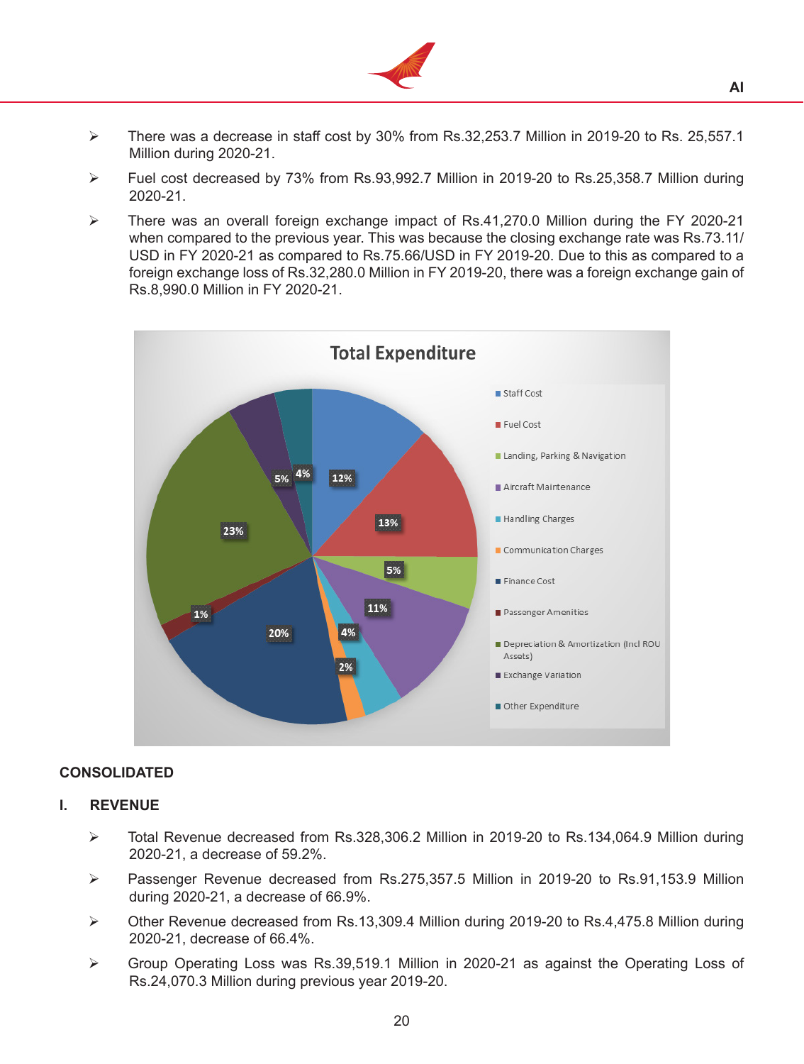- There was a decrease in staff cost by 30% from Rs.32,253.7 Million in 2019-20 to Rs. 25,557.1 Million during 2020-21.
- Fuel cost decreased by 73% from Rs.93,992.7 Million in 2019-20 to Rs.25,358.7 Million during 2020-21.
- There was an overall foreign exchange impact of Rs.41,270.0 Million during the FY 2020-21 when compared to the previous year. This was because the closing exchange rate was Rs.73.11/USD in FY 2020-21 as compared to Rs.75.66/USD in FY 2019-20. Due to this as compared to a foreign exchange loss of Rs.32,280.0 Million in FY 2019-20, there was a foreign exchange gain of Rs.8,990.0 Million in FY 2020-21.

**Total Expenditure**

| Category | Share |
|---|---|
| Staff Cost | 12% |
| Fuel Cost | 13% |
| Landing, Parking & Navigation | 5% |
| Aircraft Maintenance | 11% |
| Handling Charges | 4% |
| Communication Charges | 2% |
| Finance Cost | 20% |
| Passenger Amenities | 1% |
| Depreciation & Amortization (Incl ROU Assets) | 23% |
| Exchange Variation | 5% |
| Other Expenditure | 4% |

## CONSOLIDATED

### I. REVENUE

- Total Revenue decreased from Rs.328,306.2 Million in 2019-20 to Rs.134,064.9 Million during 2020-21, a decrease of 59.2%.
- Passenger Revenue decreased from Rs.275,357.5 Million in 2019-20 to Rs.91,153.9 Million during 2020-21, a decrease of 66.9%.
- Other Revenue decreased from Rs.13,309.4 Million during 2019-20 to Rs.4,475.8 Million during 2020-21, decrease of 66.4%.
- Group Operating Loss was Rs.39,519.1 Million in 2020-21 as against the Operating Loss of Rs.24,070.3 Million during previous year 2019-20.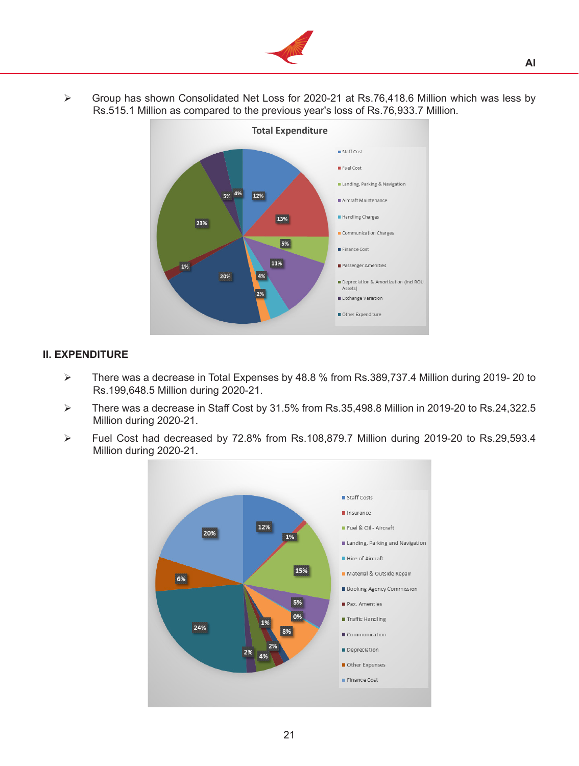- Group has shown Consolidated Net Loss for 2020-21 at Rs.76,418.6 Million which was less by Rs.515.1 Million as compared to the previous year's loss of Rs.76,933.7 Million.

**Total Expenditure**

- Staff Cost: 12%
- Fuel Cost: 13%
- Landing, Parking & Navigation: 5%
- Aircraft Maintenance: 11%
- Handling Charges: 4%
- Communication Charges: 2%
- Finance Cost: 20%
- Passenger Amenities: 1%
- Depreciation & Amortization (Incl ROU Assets): 23%
- Exchange Variation: 5%
- Other Expenditure: 4%

## II. EXPENDITURE

- There was a decrease in Total Expenses by 48.8 % from Rs.389,737.4 Million during 2019- 20 to Rs.199,648.5 Million during 2020-21.
- There was a decrease in Staff Cost by 31.5% from Rs.35,498.8 Million in 2019-20 to Rs.24,322.5 Million during 2020-21.
- Fuel Cost had decreased by 72.8% from Rs.108,879.7 Million during 2019-20 to Rs.29,593.4 Million during 2020-21.

- Staff Costs: 12%
- Insurance: 1%
- Fuel & Oil - Aircraft: 15%
- Landing, Parking and Navigation: 5%
- Hire of Aircraft: 0%
- Material & Outside Repair: 8%
- Booking Agency Commission: 1%
- Pax. Amenties: 2%
- Traffic Handling: 4%
- Communication: 2%
- Depreciation: 24%
- Other Expenses: 6%
- Finance Cost: 20%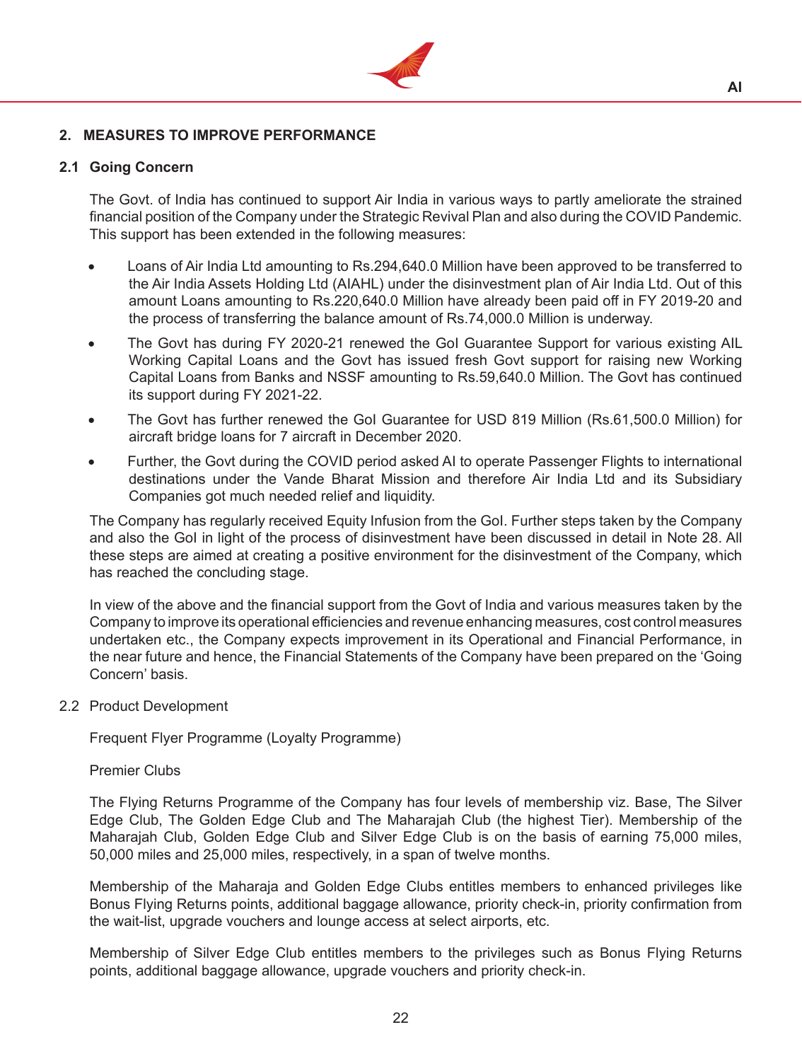## 2. MEASURES TO IMPROVE PERFORMANCE

### 2.1 Going Concern

The Govt. of India has continued to support Air India in various ways to partly ameliorate the strained financial position of the Company under the Strategic Revival Plan and also during the COVID Pandemic. This support has been extended in the following measures:

- Loans of Air India Ltd amounting to Rs.294,640.0 Million have been approved to be transferred to the Air India Assets Holding Ltd (AIAHL) under the disinvestment plan of Air India Ltd. Out of this amount Loans amounting to Rs.220,640.0 Million have already been paid off in FY 2019-20 and the process of transferring the balance amount of Rs.74,000.0 Million is underway.
- The Govt has during FY 2020-21 renewed the GoI Guarantee Support for various existing AIL Working Capital Loans and the Govt has issued fresh Govt support for raising new Working Capital Loans from Banks and NSSF amounting to Rs.59,640.0 Million. The Govt has continued its support during FY 2021-22.
- The Govt has further renewed the GoI Guarantee for USD 819 Million (Rs.61,500.0 Million) for aircraft bridge loans for 7 aircraft in December 2020.
- Further, the Govt during the COVID period asked AI to operate Passenger Flights to international destinations under the Vande Bharat Mission and therefore Air India Ltd and its Subsidiary Companies got much needed relief and liquidity.

The Company has regularly received Equity Infusion from the GoI. Further steps taken by the Company and also the GoI in light of the process of disinvestment have been discussed in detail in Note 28. All these steps are aimed at creating a positive environment for the disinvestment of the Company, which has reached the concluding stage.

In view of the above and the financial support from the Govt of India and various measures taken by the Company to improve its operational efficiencies and revenue enhancing measures, cost control measures undertaken etc., the Company expects improvement in its Operational and Financial Performance, in the near future and hence, the Financial Statements of the Company have been prepared on the 'Going Concern' basis.

2.2 Product Development

Frequent Flyer Programme (Loyalty Programme)

Premier Clubs

The Flying Returns Programme of the Company has four levels of membership viz. Base, The Silver Edge Club, The Golden Edge Club and The Maharajah Club (the highest Tier). Membership of the Maharajah Club, Golden Edge Club and Silver Edge Club is on the basis of earning 75,000 miles, 50,000 miles and 25,000 miles, respectively, in a span of twelve months.

Membership of the Maharaja and Golden Edge Clubs entitles members to enhanced privileges like Bonus Flying Returns points, additional baggage allowance, priority check-in, priority confirmation from the wait-list, upgrade vouchers and lounge access at select airports, etc.

Membership of Silver Edge Club entitles members to the privileges such as Bonus Flying Returns points, additional baggage allowance, upgrade vouchers and priority check-in.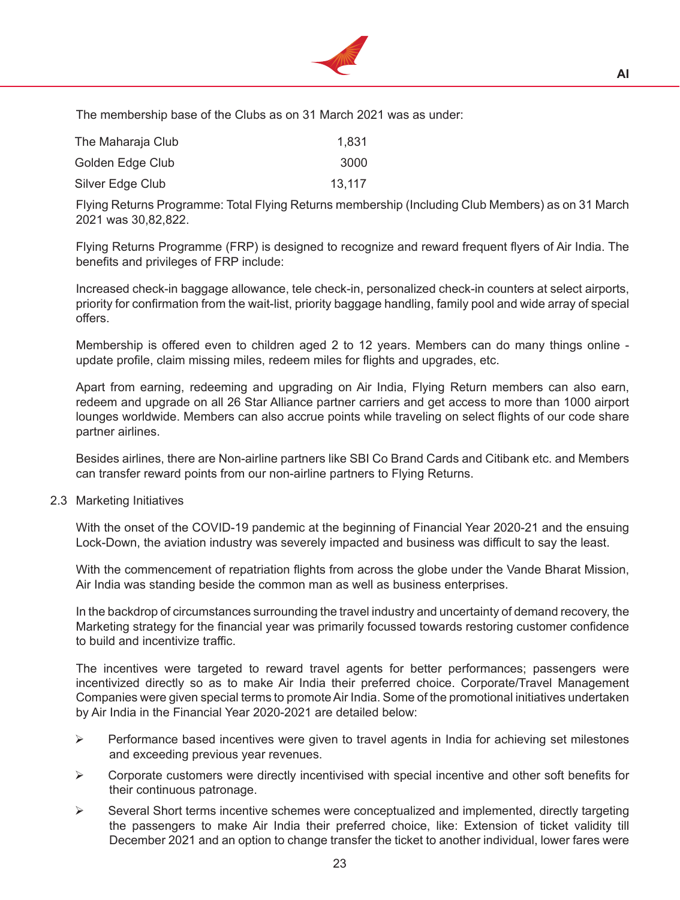The membership base of the Clubs as on 31 March 2021 was as under:

| | |
|---|---|
| The Maharaja Club | 1,831 |
| Golden Edge Club | 3000 |
| Silver Edge Club | 13,117 |

Flying Returns Programme: Total Flying Returns membership (Including Club Members) as on 31 March 2021 was 30,82,822.

Flying Returns Programme (FRP) is designed to recognize and reward frequent flyers of Air India. The benefits and privileges of FRP include:

Increased check-in baggage allowance, tele check-in, personalized check-in counters at select airports, priority for confirmation from the wait-list, priority baggage handling, family pool and wide array of special offers.

Membership is offered even to children aged 2 to 12 years. Members can do many things online - update profile, claim missing miles, redeem miles for flights and upgrades, etc.

Apart from earning, redeeming and upgrading on Air India, Flying Return members can also earn, redeem and upgrade on all 26 Star Alliance partner carriers and get access to more than 1000 airport lounges worldwide. Members can also accrue points while traveling on select flights of our code share partner airlines.

Besides airlines, there are Non-airline partners like SBI Co Brand Cards and Citibank etc. and Members can transfer reward points from our non-airline partners to Flying Returns.

2.3 Marketing Initiatives

With the onset of the COVID-19 pandemic at the beginning of Financial Year 2020-21 and the ensuing Lock-Down, the aviation industry was severely impacted and business was difficult to say the least.

With the commencement of repatriation flights from across the globe under the Vande Bharat Mission, Air India was standing beside the common man as well as business enterprises.

In the backdrop of circumstances surrounding the travel industry and uncertainty of demand recovery, the Marketing strategy for the financial year was primarily focussed towards restoring customer confidence to build and incentivize traffic.

The incentives were targeted to reward travel agents for better performances; passengers were incentivized directly so as to make Air India their preferred choice. Corporate/Travel Management Companies were given special terms to promote Air India. Some of the promotional initiatives undertaken by Air India in the Financial Year 2020-2021 are detailed below:

- Performance based incentives were given to travel agents in India for achieving set milestones and exceeding previous year revenues.
- Corporate customers were directly incentivised with special incentive and other soft benefits for their continuous patronage.
- Several Short terms incentive schemes were conceptualized and implemented, directly targeting the passengers to make Air India their preferred choice, like: Extension of ticket validity till December 2021 and an option to change transfer the ticket to another individual, lower fares were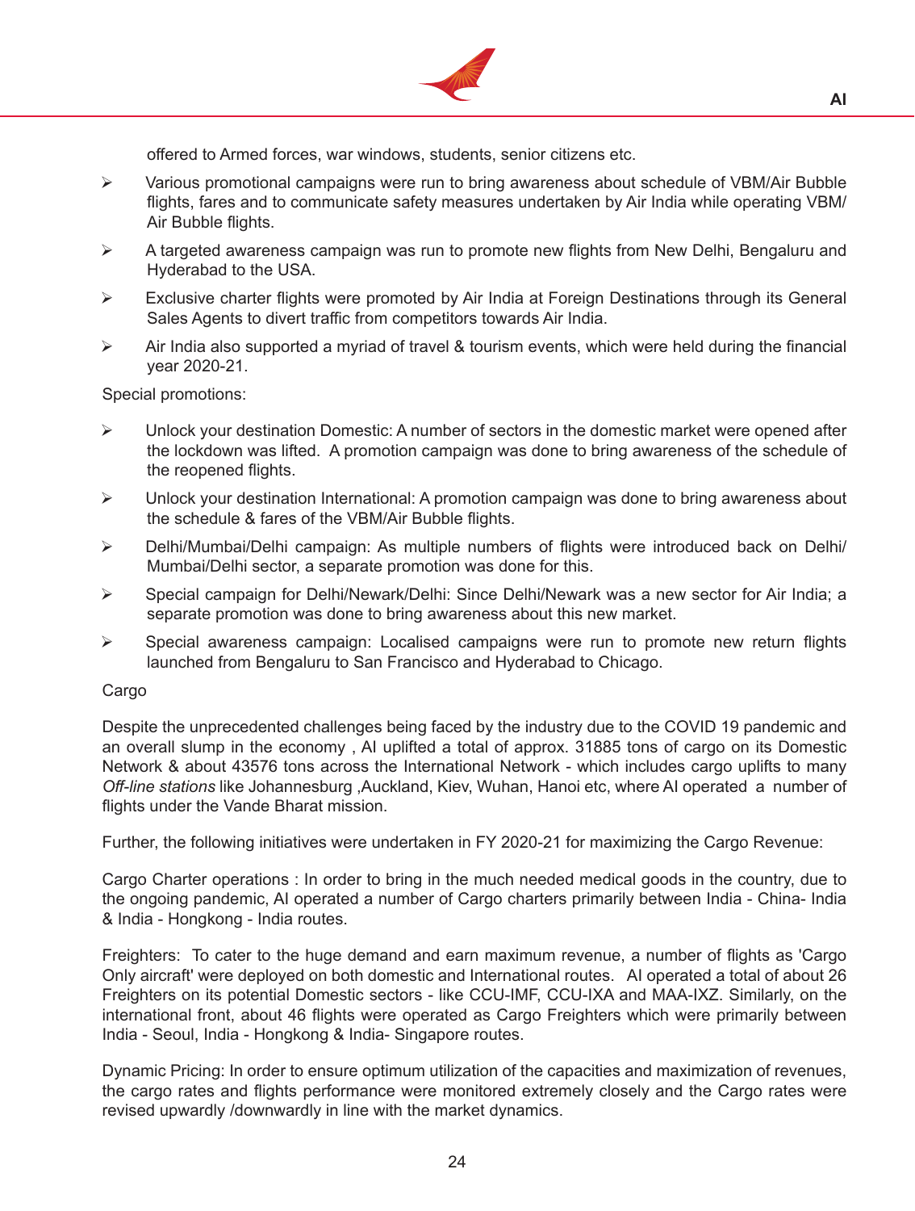offered to Armed forces, war windows, students, senior citizens etc.

- Various promotional campaigns were run to bring awareness about schedule of VBM/Air Bubble flights, fares and to communicate safety measures undertaken by Air India while operating VBM/ Air Bubble flights.
- A targeted awareness campaign was run to promote new flights from New Delhi, Bengaluru and Hyderabad to the USA.
- Exclusive charter flights were promoted by Air India at Foreign Destinations through its General Sales Agents to divert traffic from competitors towards Air India.
- Air India also supported a myriad of travel & tourism events, which were held during the financial year 2020-21.

Special promotions:

- Unlock your destination Domestic: A number of sectors in the domestic market were opened after the lockdown was lifted. A promotion campaign was done to bring awareness of the schedule of the reopened flights.
- Unlock your destination International: A promotion campaign was done to bring awareness about the schedule & fares of the VBM/Air Bubble flights.
- Delhi/Mumbai/Delhi campaign: As multiple numbers of flights were introduced back on Delhi/ Mumbai/Delhi sector, a separate promotion was done for this.
- Special campaign for Delhi/Newark/Delhi: Since Delhi/Newark was a new sector for Air India; a separate promotion was done to bring awareness about this new market.
- Special awareness campaign: Localised campaigns were run to promote new return flights launched from Bengaluru to San Francisco and Hyderabad to Chicago.

Cargo

Despite the unprecedented challenges being faced by the industry due to the COVID 19 pandemic and an overall slump in the economy , AI uplifted a total of approx. 31885 tons of cargo on its Domestic Network & about 43576 tons across the International Network - which includes cargo uplifts to many *Off-line stations* like Johannesburg ,Auckland, Kiev, Wuhan, Hanoi etc, where AI operated a number of flights under the Vande Bharat mission.

Further, the following initiatives were undertaken in FY 2020-21 for maximizing the Cargo Revenue:

Cargo Charter operations : In order to bring in the much needed medical goods in the country, due to the ongoing pandemic, AI operated a number of Cargo charters primarily between India - China- India & India - Hongkong - India routes.

Freighters: To cater to the huge demand and earn maximum revenue, a number of flights as 'Cargo Only aircraft' were deployed on both domestic and International routes. AI operated a total of about 26 Freighters on its potential Domestic sectors - like CCU-IMF, CCU-IXA and MAA-IXZ. Similarly, on the international front, about 46 flights were operated as Cargo Freighters which were primarily between India - Seoul, India - Hongkong & India- Singapore routes.

Dynamic Pricing: In order to ensure optimum utilization of the capacities and maximization of revenues, the cargo rates and flights performance were monitored extremely closely and the Cargo rates were revised upwardly /downwardly in line with the market dynamics.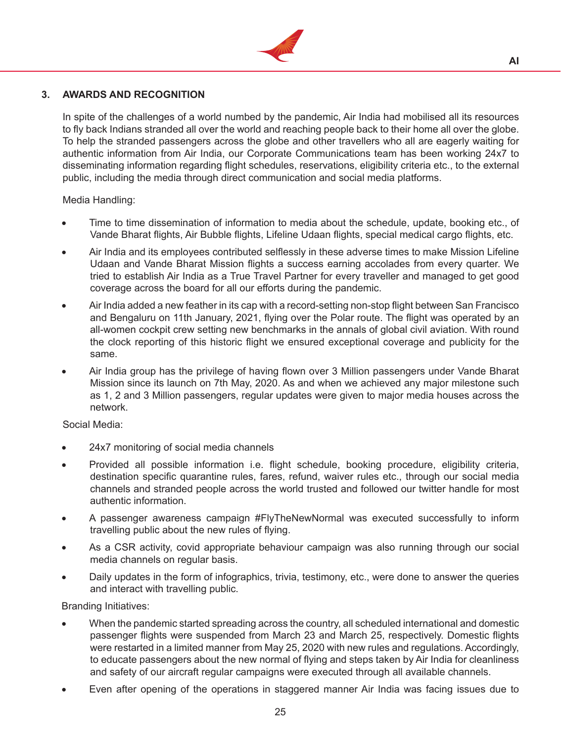## 3. AWARDS AND RECOGNITION

In spite of the challenges of a world numbed by the pandemic, Air India had mobilised all its resources to fly back Indians stranded all over the world and reaching people back to their home all over the globe. To help the stranded passengers across the globe and other travellers who all are eagerly waiting for authentic information from Air India, our Corporate Communications team has been working 24x7 to disseminating information regarding flight schedules, reservations, eligibility criteria etc., to the external public, including the media through direct communication and social media platforms.

Media Handling:

- Time to time dissemination of information to media about the schedule, update, booking etc., of Vande Bharat flights, Air Bubble flights, Lifeline Udaan flights, special medical cargo flights, etc.
- Air India and its employees contributed selflessly in these adverse times to make Mission Lifeline Udaan and Vande Bharat Mission flights a success earning accolades from every quarter. We tried to establish Air India as a True Travel Partner for every traveller and managed to get good coverage across the board for all our efforts during the pandemic.
- Air India added a new feather in its cap with a record-setting non-stop flight between San Francisco and Bengaluru on 11th January, 2021, flying over the Polar route. The flight was operated by an all-women cockpit crew setting new benchmarks in the annals of global civil aviation. With round the clock reporting of this historic flight we ensured exceptional coverage and publicity for the same.
- Air India group has the privilege of having flown over 3 Million passengers under Vande Bharat Mission since its launch on 7th May, 2020. As and when we achieved any major milestone such as 1, 2 and 3 Million passengers, regular updates were given to major media houses across the network.

Social Media:

- 24x7 monitoring of social media channels
- Provided all possible information i.e. flight schedule, booking procedure, eligibility criteria, destination specific quarantine rules, fares, refund, waiver rules etc., through our social media channels and stranded people across the world trusted and followed our twitter handle for most authentic information.
- A passenger awareness campaign #FlyTheNewNormal was executed successfully to inform travelling public about the new rules of flying.
- As a CSR activity, covid appropriate behaviour campaign was also running through our social media channels on regular basis.
- Daily updates in the form of infographics, trivia, testimony, etc., were done to answer the queries and interact with travelling public.

Branding Initiatives:

- When the pandemic started spreading across the country, all scheduled international and domestic passenger flights were suspended from March 23 and March 25, respectively. Domestic flights were restarted in a limited manner from May 25, 2020 with new rules and regulations. Accordingly, to educate passengers about the new normal of flying and steps taken by Air India for cleanliness and safety of our aircraft regular campaigns were executed through all available channels.
- Even after opening of the operations in staggered manner Air India was facing issues due to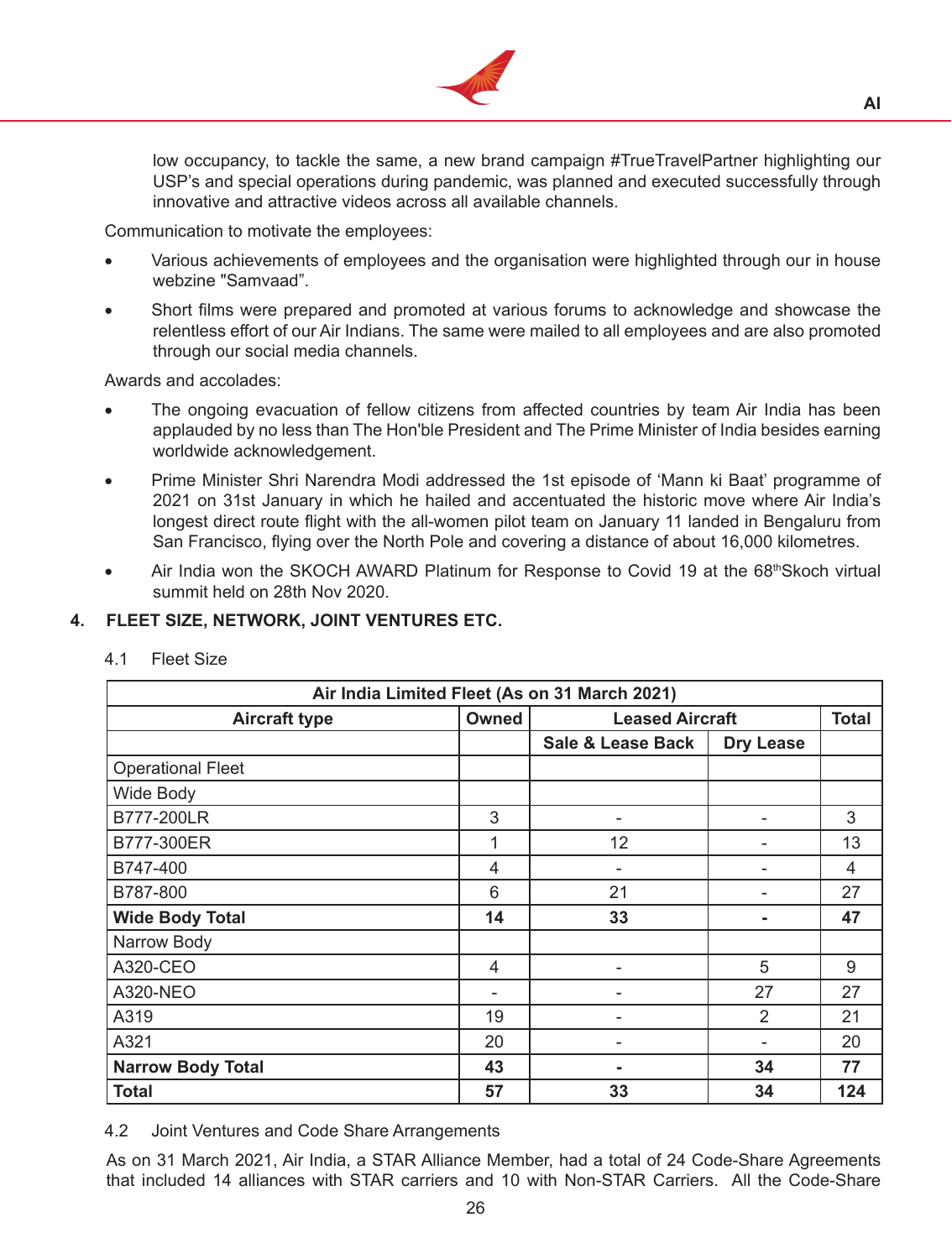low occupancy, to tackle the same, a new brand campaign #TrueTravelPartner highlighting our USP's and special operations during pandemic, was planned and executed successfully through innovative and attractive videos across all available channels.

Communication to motivate the employees:

- Various achievements of employees and the organisation were highlighted through our in house webzine "Samvaad".
- Short films were prepared and promoted at various forums to acknowledge and showcase the relentless effort of our Air Indians. The same were mailed to all employees and are also promoted through our social media channels.

Awards and accolades:

- The ongoing evacuation of fellow citizens from affected countries by team Air India has been applauded by no less than The Hon'ble President and The Prime Minister of India besides earning worldwide acknowledgement.
- Prime Minister Shri Narendra Modi addressed the 1st episode of 'Mann ki Baat' programme of 2021 on 31st January in which he hailed and accentuated the historic move where Air India's longest direct route flight with the all-women pilot team on January 11 landed in Bengaluru from San Francisco, flying over the North Pole and covering a distance of about 16,000 kilometres.
- Air India won the SKOCH AWARD Platinum for Response to Covid 19 at the 68thSkoch virtual summit held on 28th Nov 2020.

## 4. FLEET SIZE, NETWORK, JOINT VENTURES ETC.

4.1 Fleet Size

| Air India Limited Fleet (As on 31 March 2021) | | | | |
|---|---|---|---|---|
| **Aircraft type** | **Owned** | **Leased Aircraft** | | **Total** |
| | | **Sale & Lease Back** | **Dry Lease** | |
| Operational Fleet | | | | |
| Wide Body | | | | |
| B777-200LR | 3 | - | - | 3 |
| B777-300ER | 1 | 12 | - | 13 |
| B747-400 | 4 | - | - | 4 |
| B787-800 | 6 | 21 | - | 27 |
| **Wide Body Total** | **14** | **33** | **-** | **47** |
| Narrow Body | | | | |
| A320-CEO | 4 | - | 5 | 9 |
| A320-NEO | - | - | 27 | 27 |
| A319 | 19 | - | 2 | 21 |
| A321 | 20 | - | - | 20 |
| **Narrow Body Total** | **43** | **-** | **34** | **77** |
| **Total** | **57** | **33** | **34** | **124** |

4.2 Joint Ventures and Code Share Arrangements

As on 31 March 2021, Air India, a STAR Alliance Member, had a total of 24 Code-Share Agreements that included 14 alliances with STAR carriers and 10 with Non-STAR Carriers. All the Code-Share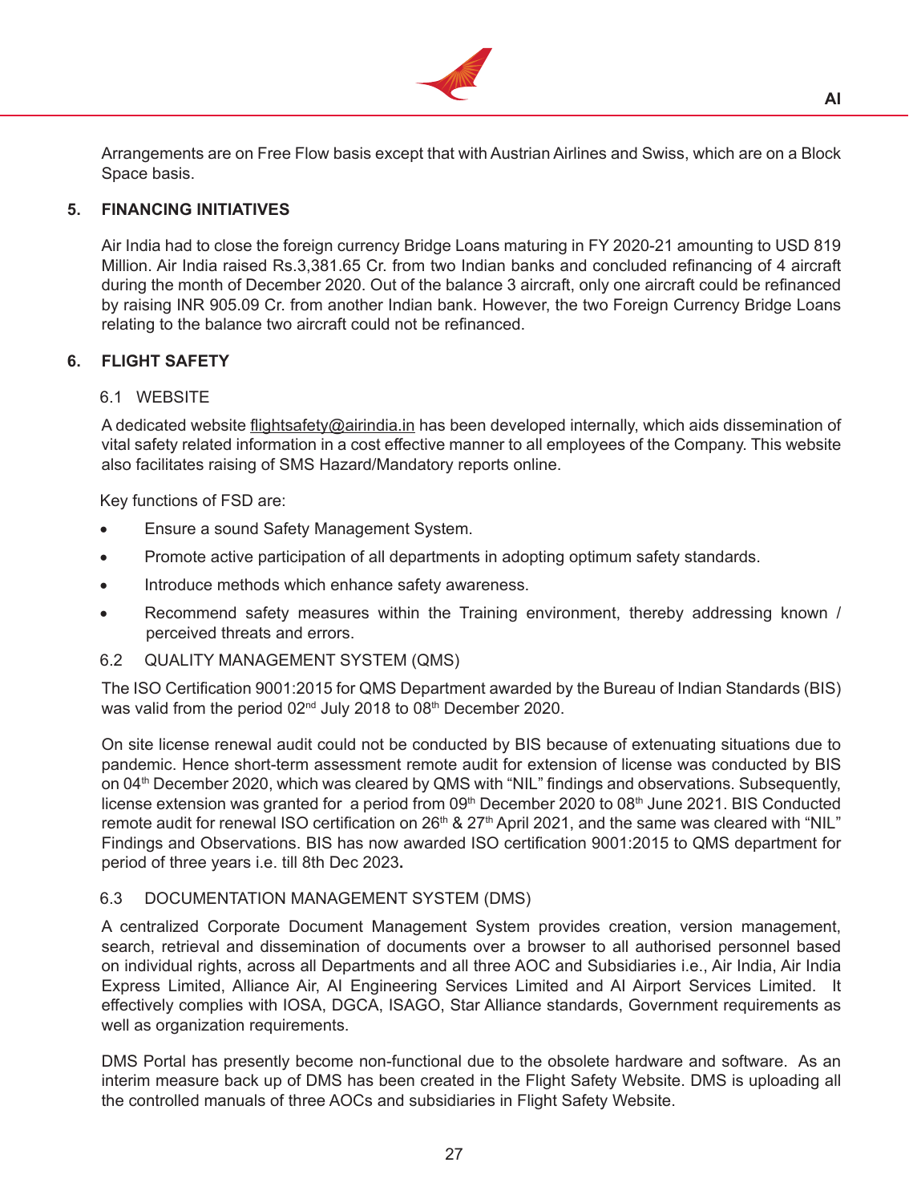Arrangements are on Free Flow basis except that with Austrian Airlines and Swiss, which are on a Block Space basis.

## 5. FINANCING INITIATIVES

Air India had to close the foreign currency Bridge Loans maturing in FY 2020-21 amounting to USD 819 Million. Air India raised Rs.3,381.65 Cr. from two Indian banks and concluded refinancing of 4 aircraft during the month of December 2020. Out of the balance 3 aircraft, only one aircraft could be refinanced by raising INR 905.09 Cr. from another Indian bank. However, the two Foreign Currency Bridge Loans relating to the balance two aircraft could not be refinanced.

## 6. FLIGHT SAFETY

### 6.1 WEBSITE

A dedicated website flightsafety@airindia.in has been developed internally, which aids dissemination of vital safety related information in a cost effective manner to all employees of the Company. This website also facilitates raising of SMS Hazard/Mandatory reports online.

Key functions of FSD are:

- Ensure a sound Safety Management System.
- Promote active participation of all departments in adopting optimum safety standards.
- Introduce methods which enhance safety awareness.
- Recommend safety measures within the Training environment, thereby addressing known / perceived threats and errors.

### 6.2 QUALITY MANAGEMENT SYSTEM (QMS)

The ISO Certification 9001:2015 for QMS Department awarded by the Bureau of Indian Standards (BIS) was valid from the period 02nd July 2018 to 08th December 2020.

On site license renewal audit could not be conducted by BIS because of extenuating situations due to pandemic. Hence short-term assessment remote audit for extension of license was conducted by BIS on 04th December 2020, which was cleared by QMS with "NIL" findings and observations. Subsequently, license extension was granted for a period from 09th December 2020 to 08th June 2021. BIS Conducted remote audit for renewal ISO certification on 26th & 27th April 2021, and the same was cleared with "NIL" Findings and Observations. BIS has now awarded ISO certification 9001:2015 to QMS department for period of three years i.e. till 8th Dec 2023**.**

### 6.3 DOCUMENTATION MANAGEMENT SYSTEM (DMS)

A centralized Corporate Document Management System provides creation, version management, search, retrieval and dissemination of documents over a browser to all authorised personnel based on individual rights, across all Departments and all three AOC and Subsidiaries i.e., Air India, Air India Express Limited, Alliance Air, AI Engineering Services Limited and AI Airport Services Limited. It effectively complies with IOSA, DGCA, ISAGO, Star Alliance standards, Government requirements as well as organization requirements.

DMS Portal has presently become non-functional due to the obsolete hardware and software. As an interim measure back up of DMS has been created in the Flight Safety Website. DMS is uploading all the controlled manuals of three AOCs and subsidiaries in Flight Safety Website.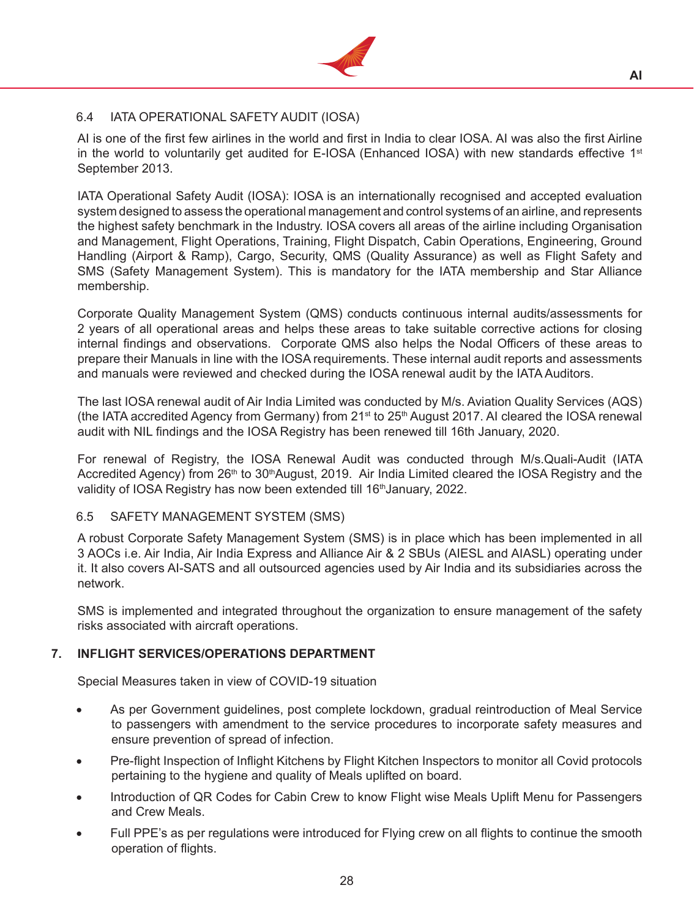### 6.4 IATA OPERATIONAL SAFETY AUDIT (IOSA)

AI is one of the first few airlines in the world and first in India to clear IOSA. AI was also the first Airline in the world to voluntarily get audited for E-IOSA (Enhanced IOSA) with new standards effective 1st September 2013.

IATA Operational Safety Audit (IOSA): IOSA is an internationally recognised and accepted evaluation system designed to assess the operational management and control systems of an airline, and represents the highest safety benchmark in the Industry. IOSA covers all areas of the airline including Organisation and Management, Flight Operations, Training, Flight Dispatch, Cabin Operations, Engineering, Ground Handling (Airport & Ramp), Cargo, Security, QMS (Quality Assurance) as well as Flight Safety and SMS (Safety Management System). This is mandatory for the IATA membership and Star Alliance membership.

Corporate Quality Management System (QMS) conducts continuous internal audits/assessments for 2 years of all operational areas and helps these areas to take suitable corrective actions for closing internal findings and observations. Corporate QMS also helps the Nodal Officers of these areas to prepare their Manuals in line with the IOSA requirements. These internal audit reports and assessments and manuals were reviewed and checked during the IOSA renewal audit by the IATA Auditors.

The last IOSA renewal audit of Air India Limited was conducted by M/s. Aviation Quality Services (AQS) (the IATA accredited Agency from Germany) from 21st to 25th August 2017. AI cleared the IOSA renewal audit with NIL findings and the IOSA Registry has been renewed till 16th January, 2020.

For renewal of Registry, the IOSA Renewal Audit was conducted through M/s.Quali-Audit (IATA Accredited Agency) from 26th to 30th August, 2019. Air India Limited cleared the IOSA Registry and the validity of IOSA Registry has now been extended till 16th January, 2022.

### 6.5 SAFETY MANAGEMENT SYSTEM (SMS)

A robust Corporate Safety Management System (SMS) is in place which has been implemented in all 3 AOCs i.e. Air India, Air India Express and Alliance Air & 2 SBUs (AIESL and AIASL) operating under it. It also covers AI-SATS and all outsourced agencies used by Air India and its subsidiaries across the network.

SMS is implemented and integrated throughout the organization to ensure management of the safety risks associated with aircraft operations.

## 7. INFLIGHT SERVICES/OPERATIONS DEPARTMENT

Special Measures taken in view of COVID-19 situation

- As per Government guidelines, post complete lockdown, gradual reintroduction of Meal Service to passengers with amendment to the service procedures to incorporate safety measures and ensure prevention of spread of infection.
- Pre-flight Inspection of Inflight Kitchens by Flight Kitchen Inspectors to monitor all Covid protocols pertaining to the hygiene and quality of Meals uplifted on board.
- Introduction of QR Codes for Cabin Crew to know Flight wise Meals Uplift Menu for Passengers and Crew Meals.
- Full PPE's as per regulations were introduced for Flying crew on all flights to continue the smooth operation of flights.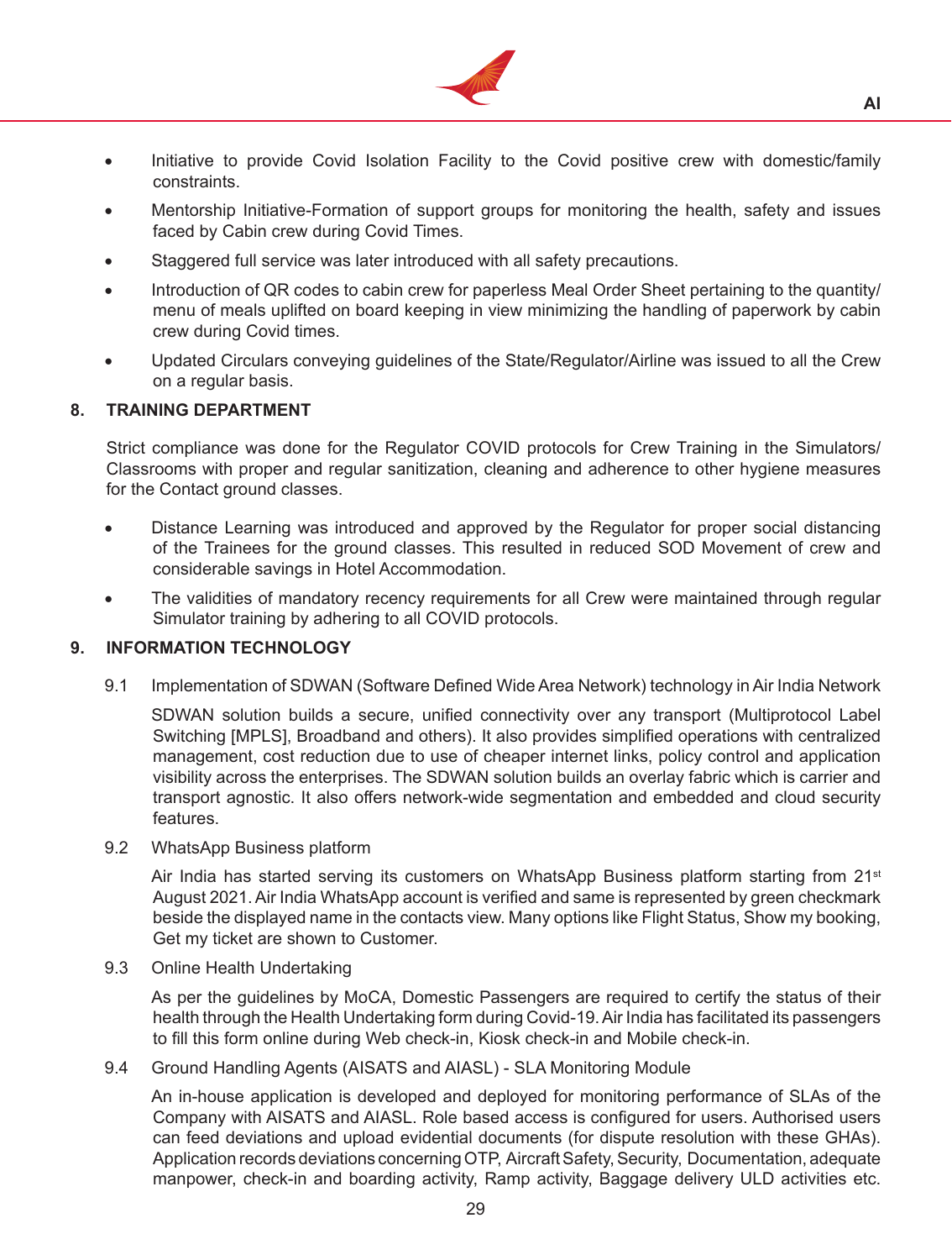- Initiative to provide Covid Isolation Facility to the Covid positive crew with domestic/family constraints.
- Mentorship Initiative-Formation of support groups for monitoring the health, safety and issues faced by Cabin crew during Covid Times.
- Staggered full service was later introduced with all safety precautions.
- Introduction of QR codes to cabin crew for paperless Meal Order Sheet pertaining to the quantity/ menu of meals uplifted on board keeping in view minimizing the handling of paperwork by cabin crew during Covid times.
- Updated Circulars conveying guidelines of the State/Regulator/Airline was issued to all the Crew on a regular basis.

## 8. TRAINING DEPARTMENT

Strict compliance was done for the Regulator COVID protocols for Crew Training in the Simulators/ Classrooms with proper and regular sanitization, cleaning and adherence to other hygiene measures for the Contact ground classes.

- Distance Learning was introduced and approved by the Regulator for proper social distancing of the Trainees for the ground classes. This resulted in reduced SOD Movement of crew and considerable savings in Hotel Accommodation.
- The validities of mandatory recency requirements for all Crew were maintained through regular Simulator training by adhering to all COVID protocols.

## 9. INFORMATION TECHNOLOGY

9.1 Implementation of SDWAN (Software Defined Wide Area Network) technology in Air India Network

SDWAN solution builds a secure, unified connectivity over any transport (Multiprotocol Label Switching [MPLS], Broadband and others). It also provides simplified operations with centralized management, cost reduction due to use of cheaper internet links, policy control and application visibility across the enterprises. The SDWAN solution builds an overlay fabric which is carrier and transport agnostic. It also offers network-wide segmentation and embedded and cloud security features.

9.2 WhatsApp Business platform

Air India has started serving its customers on WhatsApp Business platform starting from 21st August 2021. Air India WhatsApp account is verified and same is represented by green checkmark beside the displayed name in the contacts view. Many options like Flight Status, Show my booking, Get my ticket are shown to Customer.

9.3 Online Health Undertaking

As per the guidelines by MoCA, Domestic Passengers are required to certify the status of their health through the Health Undertaking form during Covid-19. Air India has facilitated its passengers to fill this form online during Web check-in, Kiosk check-in and Mobile check-in.

9.4 Ground Handling Agents (AISATS and AIASL) - SLA Monitoring Module

An in-house application is developed and deployed for monitoring performance of SLAs of the Company with AISATS and AIASL. Role based access is configured for users. Authorised users can feed deviations and upload evidential documents (for dispute resolution with these GHAs). Application records deviations concerning OTP, Aircraft Safety, Security, Documentation, adequate manpower, check-in and boarding activity, Ramp activity, Baggage delivery ULD activities etc.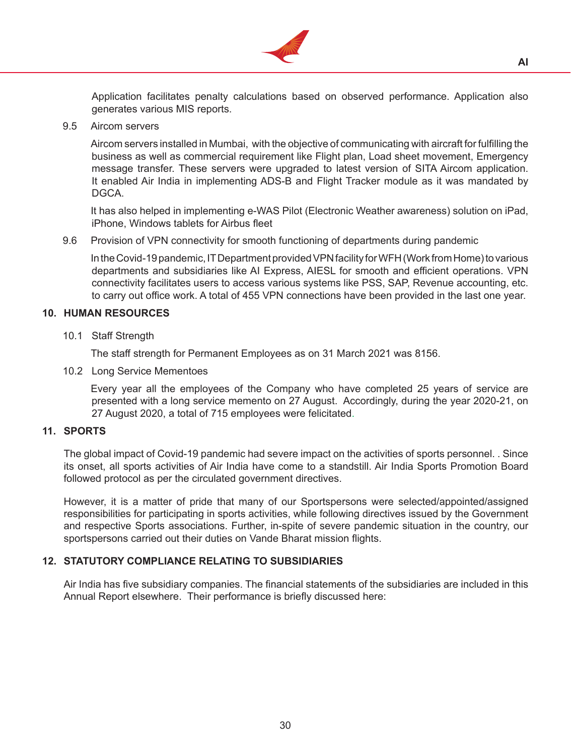Application facilitates penalty calculations based on observed performance. Application also generates various MIS reports.

9.5 Aircom servers

Aircom servers installed in Mumbai, with the objective of communicating with aircraft for fulfilling the business as well as commercial requirement like Flight plan, Load sheet movement, Emergency message transfer. These servers were upgraded to latest version of SITA Aircom application. It enabled Air India in implementing ADS-B and Flight Tracker module as it was mandated by DGCA.

It has also helped in implementing e-WAS Pilot (Electronic Weather awareness) solution on iPad, iPhone, Windows tablets for Airbus fleet

9.6 Provision of VPN connectivity for smooth functioning of departments during pandemic

In the Covid-19 pandemic, IT Department provided VPN facility for WFH (Work from Home) to various departments and subsidiaries like AI Express, AIESL for smooth and efficient operations. VPN connectivity facilitates users to access various systems like PSS, SAP, Revenue accounting, etc. to carry out office work. A total of 455 VPN connections have been provided in the last one year.

## 10. HUMAN RESOURCES

10.1 Staff Strength

The staff strength for Permanent Employees as on 31 March 2021 was 8156.

10.2 Long Service Mementoes

Every year all the employees of the Company who have completed 25 years of service are presented with a long service memento on 27 August. Accordingly, during the year 2020-21, on 27 August 2020, a total of 715 employees were felicitated.

## 11. SPORTS

The global impact of Covid-19 pandemic had severe impact on the activities of sports personnel. . Since its onset, all sports activities of Air India have come to a standstill. Air India Sports Promotion Board followed protocol as per the circulated government directives.

However, it is a matter of pride that many of our Sportspersons were selected/appointed/assigned responsibilities for participating in sports activities, while following directives issued by the Government and respective Sports associations. Further, in-spite of severe pandemic situation in the country, our sportspersons carried out their duties on Vande Bharat mission flights.

## 12. STATUTORY COMPLIANCE RELATING TO SUBSIDIARIES

Air India has five subsidiary companies. The financial statements of the subsidiaries are included in this Annual Report elsewhere. Their performance is briefly discussed here: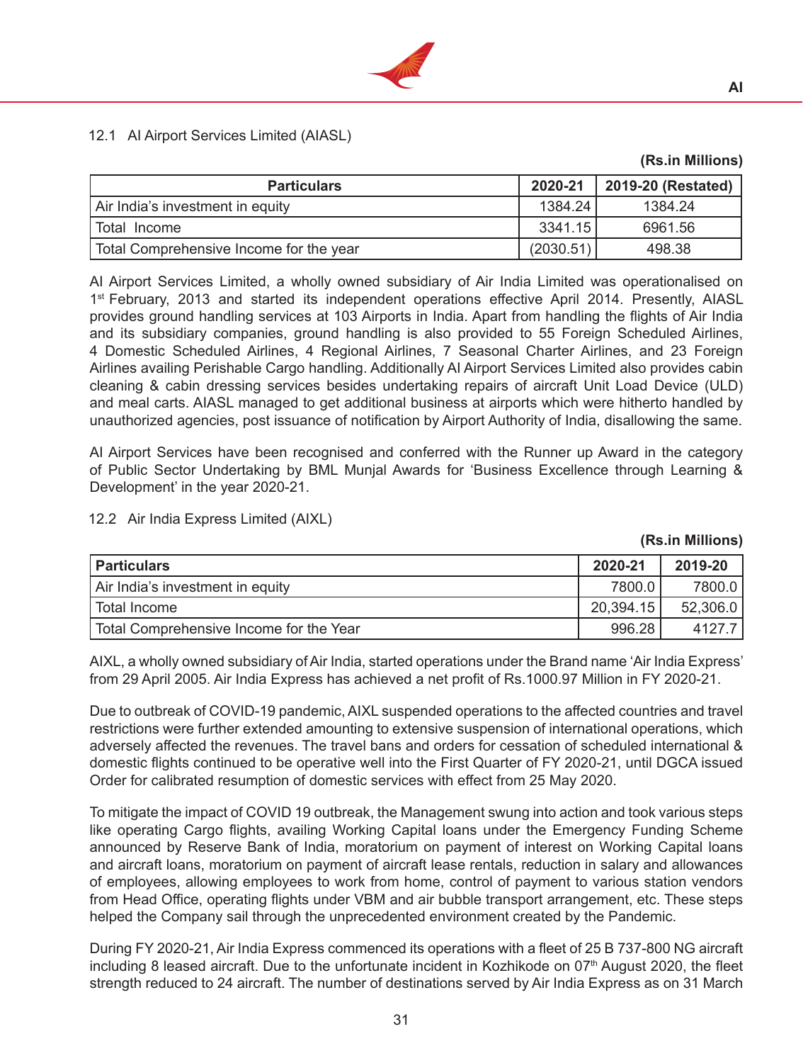### 12.1 AI Airport Services Limited (AIASL)

**(Rs.in Millions)**

| Particulars | 2020-21 | 2019-20 (Restated) |
|---|---|---|
| Air India's investment in equity | 1384.24 | 1384.24 |
| Total Income | 3341.15 | 6961.56 |
| Total Comprehensive Income for the year | (2030.51) | 498.38 |

AI Airport Services Limited, a wholly owned subsidiary of Air India Limited was operationalised on 1st February, 2013 and started its independent operations effective April 2014. Presently, AIASL provides ground handling services at 103 Airports in India. Apart from handling the flights of Air India and its subsidiary companies, ground handling is also provided to 55 Foreign Scheduled Airlines, 4 Domestic Scheduled Airlines, 4 Regional Airlines, 7 Seasonal Charter Airlines, and 23 Foreign Airlines availing Perishable Cargo handling. Additionally AI Airport Services Limited also provides cabin cleaning & cabin dressing services besides undertaking repairs of aircraft Unit Load Device (ULD) and meal carts. AIASL managed to get additional business at airports which were hitherto handled by unauthorized agencies, post issuance of notification by Airport Authority of India, disallowing the same.

AI Airport Services have been recognised and conferred with the Runner up Award in the category of Public Sector Undertaking by BML Munjal Awards for 'Business Excellence through Learning & Development' in the year 2020-21.

### 12.2 Air India Express Limited (AIXL)

**(Rs.in Millions)**

| Particulars | 2020-21 | 2019-20 |
|---|---|---|
| Air India's investment in equity | 7800.0 | 7800.0 |
| Total Income | 20,394.15 | 52,306.0 |
| Total Comprehensive Income for the Year | 996.28 | 4127.7 |

AIXL, a wholly owned subsidiary of Air India, started operations under the Brand name 'Air India Express' from 29 April 2005. Air India Express has achieved a net profit of Rs.1000.97 Million in FY 2020-21.

Due to outbreak of COVID-19 pandemic, AIXL suspended operations to the affected countries and travel restrictions were further extended amounting to extensive suspension of international operations, which adversely affected the revenues. The travel bans and orders for cessation of scheduled international & domestic flights continued to be operative well into the First Quarter of FY 2020-21, until DGCA issued Order for calibrated resumption of domestic services with effect from 25 May 2020.

To mitigate the impact of COVID 19 outbreak, the Management swung into action and took various steps like operating Cargo flights, availing Working Capital loans under the Emergency Funding Scheme announced by Reserve Bank of India, moratorium on payment of interest on Working Capital loans and aircraft loans, moratorium on payment of aircraft lease rentals, reduction in salary and allowances of employees, allowing employees to work from home, control of payment to various station vendors from Head Office, operating flights under VBM and air bubble transport arrangement, etc. These steps helped the Company sail through the unprecedented environment created by the Pandemic.

During FY 2020-21, Air India Express commenced its operations with a fleet of 25 B 737-800 NG aircraft including 8 leased aircraft. Due to the unfortunate incident in Kozhikode on 07th August 2020, the fleet strength reduced to 24 aircraft. The number of destinations served by Air India Express as on 31 March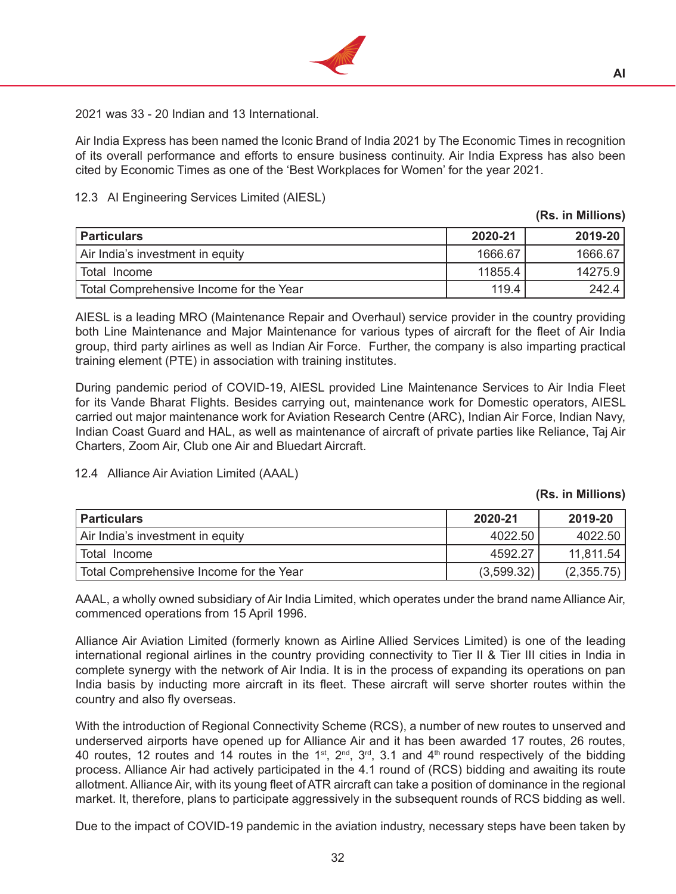2021 was 33 - 20 Indian and 13 International.

Air India Express has been named the Iconic Brand of India 2021 by The Economic Times in recognition of its overall performance and efforts to ensure business continuity. Air India Express has also been cited by Economic Times as one of the 'Best Workplaces for Women' for the year 2021.

12.3 AI Engineering Services Limited (AIESL)

**(Rs. in Millions)**

| Particulars | 2020-21 | 2019-20 |
|---|---|---|
| Air India's investment in equity | 1666.67 | 1666.67 |
| Total Income | 11855.4 | 14275.9 |
| Total Comprehensive Income for the Year | 119.4 | 242.4 |

AIESL is a leading MRO (Maintenance Repair and Overhaul) service provider in the country providing both Line Maintenance and Major Maintenance for various types of aircraft for the fleet of Air India group, third party airlines as well as Indian Air Force. Further, the company is also imparting practical training element (PTE) in association with training institutes.

During pandemic period of COVID-19, AIESL provided Line Maintenance Services to Air India Fleet for its Vande Bharat Flights. Besides carrying out, maintenance work for Domestic operators, AIESL carried out major maintenance work for Aviation Research Centre (ARC), Indian Air Force, Indian Navy, Indian Coast Guard and HAL, as well as maintenance of aircraft of private parties like Reliance, Taj Air Charters, Zoom Air, Club one Air and Bluedart Aircraft.

12.4 Alliance Air Aviation Limited (AAAL)

**(Rs. in Millions)**

| Particulars | 2020-21 | 2019-20 |
|---|---|---|
| Air India's investment in equity | 4022.50 | 4022.50 |
| Total Income | 4592.27 | 11,811.54 |
| Total Comprehensive Income for the Year | (3,599.32) | (2,355.75) |

AAAL, a wholly owned subsidiary of Air India Limited, which operates under the brand name Alliance Air, commenced operations from 15 April 1996.

Alliance Air Aviation Limited (formerly known as Airline Allied Services Limited) is one of the leading international regional airlines in the country providing connectivity to Tier II & Tier III cities in India in complete synergy with the network of Air India. It is in the process of expanding its operations on pan India basis by inducting more aircraft in its fleet. These aircraft will serve shorter routes within the country and also fly overseas.

With the introduction of Regional Connectivity Scheme (RCS), a number of new routes to unserved and underserved airports have opened up for Alliance Air and it has been awarded 17 routes, 26 routes, 40 routes, 12 routes and 14 routes in the 1st, 2nd, 3rd, 3.1 and 4th round respectively of the bidding process. Alliance Air had actively participated in the 4.1 round of (RCS) bidding and awaiting its route allotment. Alliance Air, with its young fleet of ATR aircraft can take a position of dominance in the regional market. It, therefore, plans to participate aggressively in the subsequent rounds of RCS bidding as well.

Due to the impact of COVID-19 pandemic in the aviation industry, necessary steps have been taken by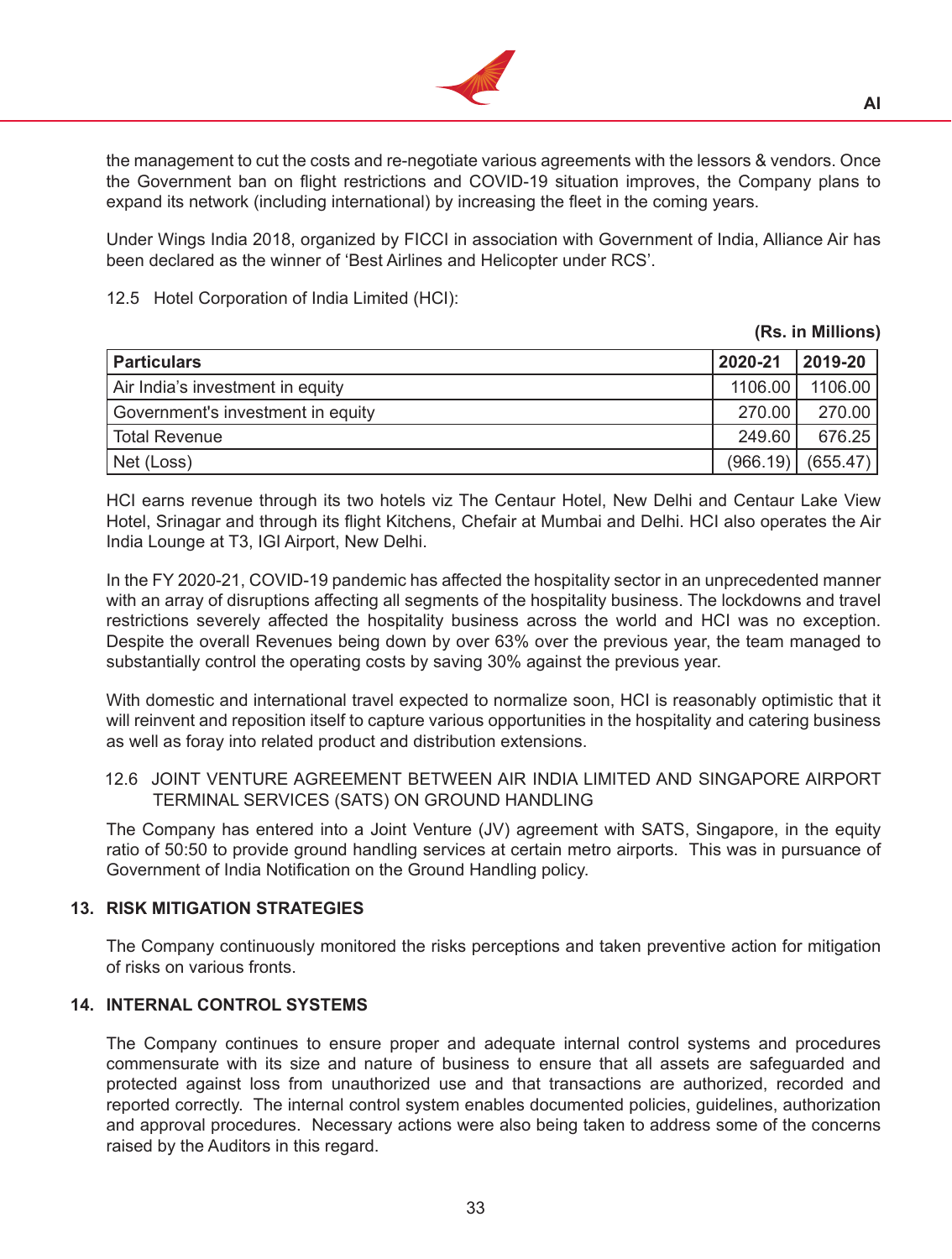the management to cut the costs and re-negotiate various agreements with the lessors & vendors. Once the Government ban on flight restrictions and COVID-19 situation improves, the Company plans to expand its network (including international) by increasing the fleet in the coming years.

Under Wings India 2018, organized by FICCI in association with Government of India, Alliance Air has been declared as the winner of 'Best Airlines and Helicopter under RCS'.

12.5 Hotel Corporation of India Limited (HCI):

**(Rs. in Millions)**

| Particulars | 2020-21 | 2019-20 |
|---|---|---|
| Air India's investment in equity | 1106.00 | 1106.00 |
| Government's investment in equity | 270.00 | 270.00 |
| Total Revenue | 249.60 | 676.25 |
| Net (Loss) | (966.19) | (655.47) |

HCI earns revenue through its two hotels viz The Centaur Hotel, New Delhi and Centaur Lake View Hotel, Srinagar and through its flight Kitchens, Chefair at Mumbai and Delhi. HCI also operates the Air India Lounge at T3, IGI Airport, New Delhi.

In the FY 2020-21, COVID-19 pandemic has affected the hospitality sector in an unprecedented manner with an array of disruptions affecting all segments of the hospitality business. The lockdowns and travel restrictions severely affected the hospitality business across the world and HCI was no exception. Despite the overall Revenues being down by over 63% over the previous year, the team managed to substantially control the operating costs by saving 30% against the previous year.

With domestic and international travel expected to normalize soon, HCI is reasonably optimistic that it will reinvent and reposition itself to capture various opportunities in the hospitality and catering business as well as foray into related product and distribution extensions.

12.6 JOINT VENTURE AGREEMENT BETWEEN AIR INDIA LIMITED AND SINGAPORE AIRPORT TERMINAL SERVICES (SATS) ON GROUND HANDLING

The Company has entered into a Joint Venture (JV) agreement with SATS, Singapore, in the equity ratio of 50:50 to provide ground handling services at certain metro airports. This was in pursuance of Government of India Notification on the Ground Handling policy.

## 13. RISK MITIGATION STRATEGIES

The Company continuously monitored the risks perceptions and taken preventive action for mitigation of risks on various fronts.

## 14. INTERNAL CONTROL SYSTEMS

The Company continues to ensure proper and adequate internal control systems and procedures commensurate with its size and nature of business to ensure that all assets are safeguarded and protected against loss from unauthorized use and that transactions are authorized, recorded and reported correctly. The internal control system enables documented policies, guidelines, authorization and approval procedures. Necessary actions were also being taken to address some of the concerns raised by the Auditors in this regard.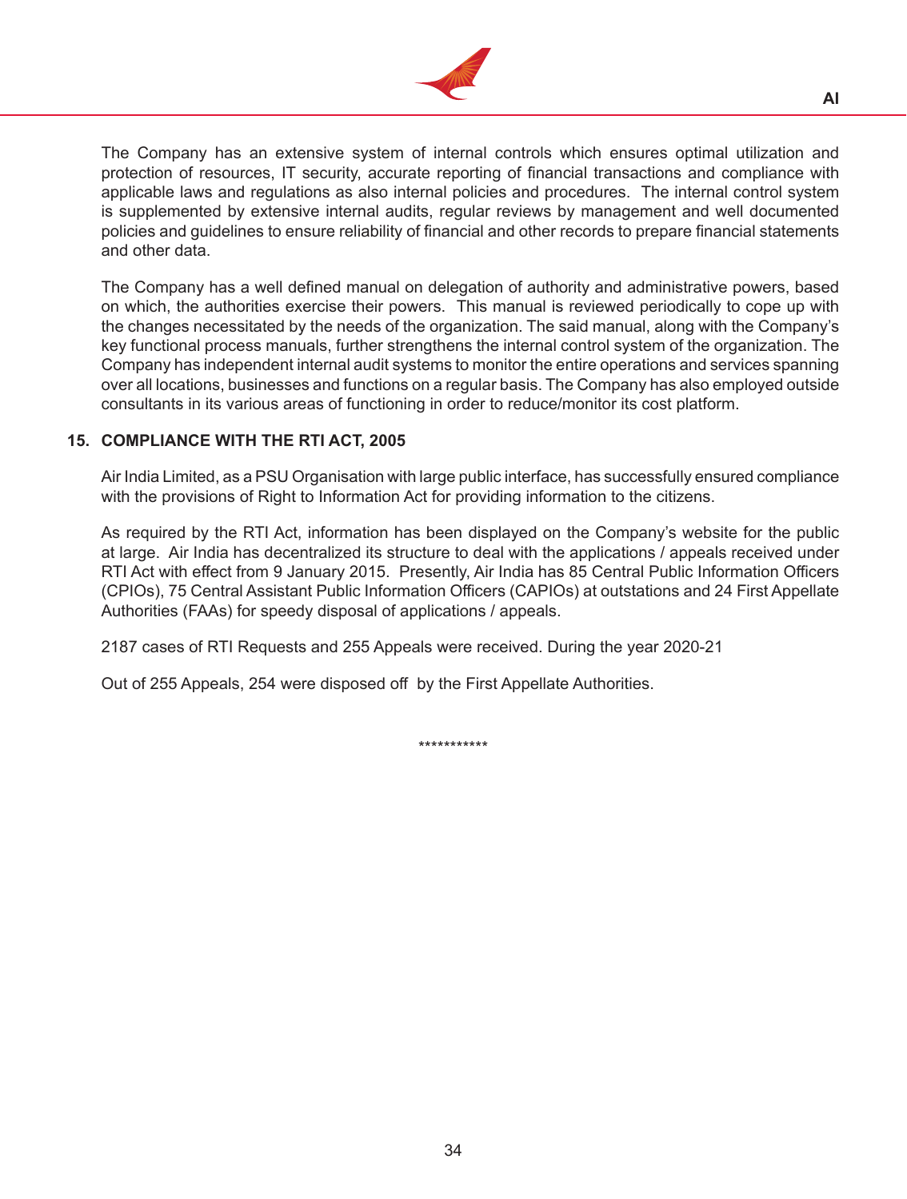The Company has an extensive system of internal controls which ensures optimal utilization and protection of resources, IT security, accurate reporting of financial transactions and compliance with applicable laws and regulations as also internal policies and procedures. The internal control system is supplemented by extensive internal audits, regular reviews by management and well documented policies and guidelines to ensure reliability of financial and other records to prepare financial statements and other data.

The Company has a well defined manual on delegation of authority and administrative powers, based on which, the authorities exercise their powers. This manual is reviewed periodically to cope up with the changes necessitated by the needs of the organization. The said manual, along with the Company's key functional process manuals, further strengthens the internal control system of the organization. The Company has independent internal audit systems to monitor the entire operations and services spanning over all locations, businesses and functions on a regular basis. The Company has also employed outside consultants in its various areas of functioning in order to reduce/monitor its cost platform.

## 15. COMPLIANCE WITH THE RTI ACT, 2005

Air India Limited, as a PSU Organisation with large public interface, has successfully ensured compliance with the provisions of Right to Information Act for providing information to the citizens.

As required by the RTI Act, information has been displayed on the Company's website for the public at large. Air India has decentralized its structure to deal with the applications / appeals received under RTI Act with effect from 9 January 2015. Presently, Air India has 85 Central Public Information Officers (CPIOs), 75 Central Assistant Public Information Officers (CAPIOs) at outstations and 24 First Appellate Authorities (FAAs) for speedy disposal of applications / appeals.

2187 cases of RTI Requests and 255 Appeals were received. During the year 2020-21

Out of 255 Appeals, 254 were disposed off by the First Appellate Authorities.

***********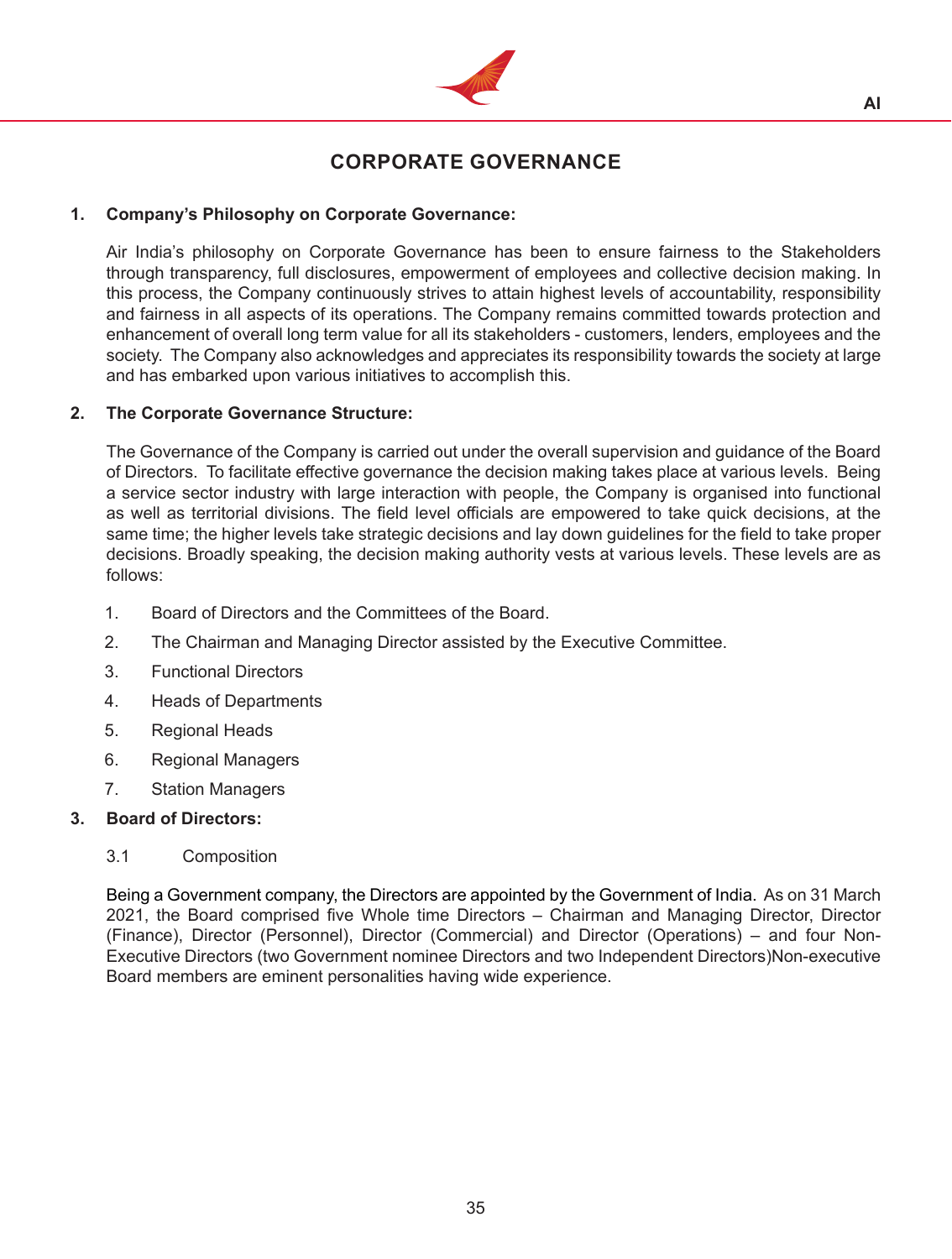# CORPORATE GOVERNANCE

## 1. Company's Philosophy on Corporate Governance:

Air India's philosophy on Corporate Governance has been to ensure fairness to the Stakeholders through transparency, full disclosures, empowerment of employees and collective decision making. In this process, the Company continuously strives to attain highest levels of accountability, responsibility and fairness in all aspects of its operations. The Company remains committed towards protection and enhancement of overall long term value for all its stakeholders - customers, lenders, employees and the society. The Company also acknowledges and appreciates its responsibility towards the society at large and has embarked upon various initiatives to accomplish this.

## 2. The Corporate Governance Structure:

The Governance of the Company is carried out under the overall supervision and guidance of the Board of Directors. To facilitate effective governance the decision making takes place at various levels. Being a service sector industry with large interaction with people, the Company is organised into functional as well as territorial divisions. The field level officials are empowered to take quick decisions, at the same time; the higher levels take strategic decisions and lay down guidelines for the field to take proper decisions. Broadly speaking, the decision making authority vests at various levels. These levels are as follows:

1. Board of Directors and the Committees of the Board.
2. The Chairman and Managing Director assisted by the Executive Committee.
3. Functional Directors
4. Heads of Departments
5. Regional Heads
6. Regional Managers
7. Station Managers

## 3. Board of Directors:

3.1 Composition

Being a Government company, the Directors are appointed by the Government of India. As on 31 March 2021, the Board comprised five Whole time Directors – Chairman and Managing Director, Director (Finance), Director (Personnel), Director (Commercial) and Director (Operations) – and four Non-Executive Directors (two Government nominee Directors and two Independent Directors)Non-executive Board members are eminent personalities having wide experience.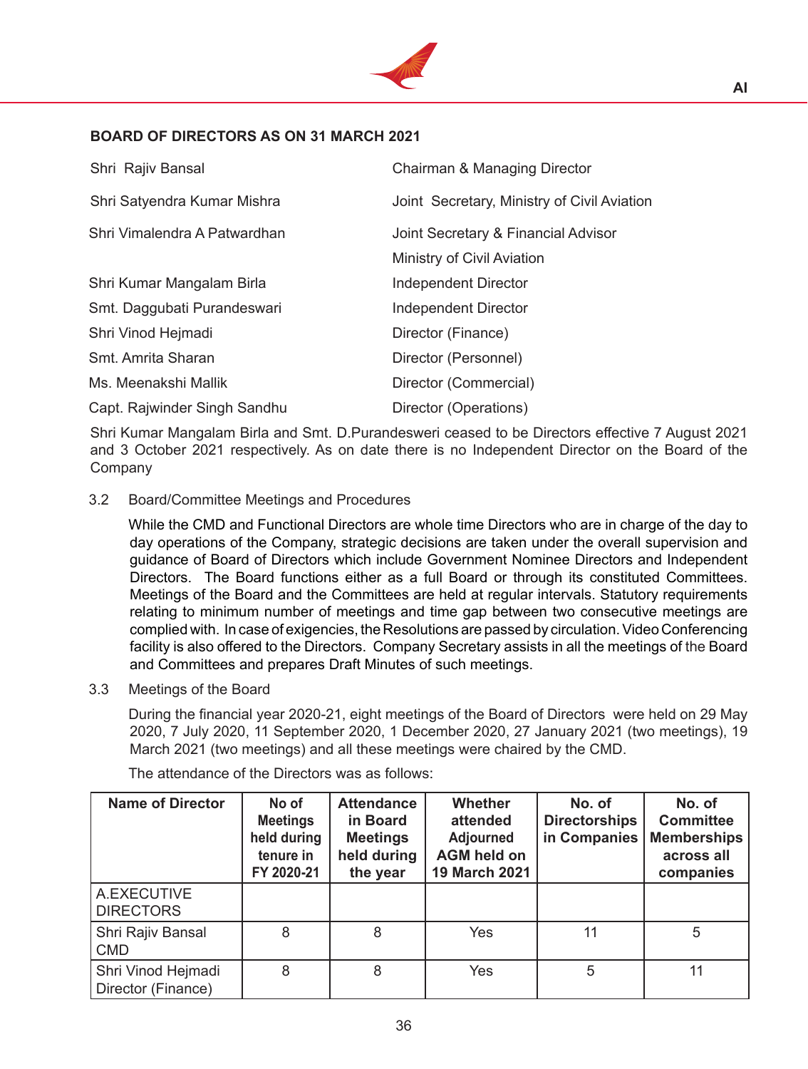## BOARD OF DIRECTORS AS ON 31 MARCH 2021

| | |
|---|---|
| Shri Rajiv Bansal | Chairman & Managing Director |
| Shri Satyendra Kumar Mishra | Joint Secretary, Ministry of Civil Aviation |
| Shri Vimalendra A Patwardhan | Joint Secretary & Financial Advisor Ministry of Civil Aviation |
| Shri Kumar Mangalam Birla | Independent Director |
| Smt. Daggubati Purandeswari | Independent Director |
| Shri Vinod Hejmadi | Director (Finance) |
| Smt. Amrita Sharan | Director (Personnel) |
| Ms. Meenakshi Mallik | Director (Commercial) |
| Capt. Rajwinder Singh Sandhu | Director (Operations) |

Shri Kumar Mangalam Birla and Smt. D.Purandesweri ceased to be Directors effective 7 August 2021 and 3 October 2021 respectively. As on date there is no Independent Director on the Board of the Company

3.2 Board/Committee Meetings and Procedures

While the CMD and Functional Directors are whole time Directors who are in charge of the day to day operations of the Company, strategic decisions are taken under the overall supervision and guidance of Board of Directors which include Government Nominee Directors and Independent Directors. The Board functions either as a full Board or through its constituted Committees. Meetings of the Board and the Committees are held at regular intervals. Statutory requirements relating to minimum number of meetings and time gap between two consecutive meetings are complied with. In case of exigencies, the Resolutions are passed by circulation. Video Conferencing facility is also offered to the Directors. Company Secretary assists in all the meetings of the Board and Committees and prepares Draft Minutes of such meetings.

3.3 Meetings of the Board

During the financial year 2020-21, eight meetings of the Board of Directors were held on 29 May 2020, 7 July 2020, 11 September 2020, 1 December 2020, 27 January 2021 (two meetings), 19 March 2021 (two meetings) and all these meetings were chaired by the CMD.

The attendance of the Directors was as follows:

| Name of Director | No of Meetings held during tenure in FY 2020-21 | Attendance in Board Meetings held during the year | Whether attended Adjourned AGM held on 19 March 2021 | No. of Directorships in Companies | No. of Committee Memberships across all companies |
|---|---|---|---|---|---|
| A.EXECUTIVE DIRECTORS | | | | | |
| Shri Rajiv Bansal CMD | 8 | 8 | Yes | 11 | 5 |
| Shri Vinod Hejmadi Director (Finance) | 8 | 8 | Yes | 5 | 11 |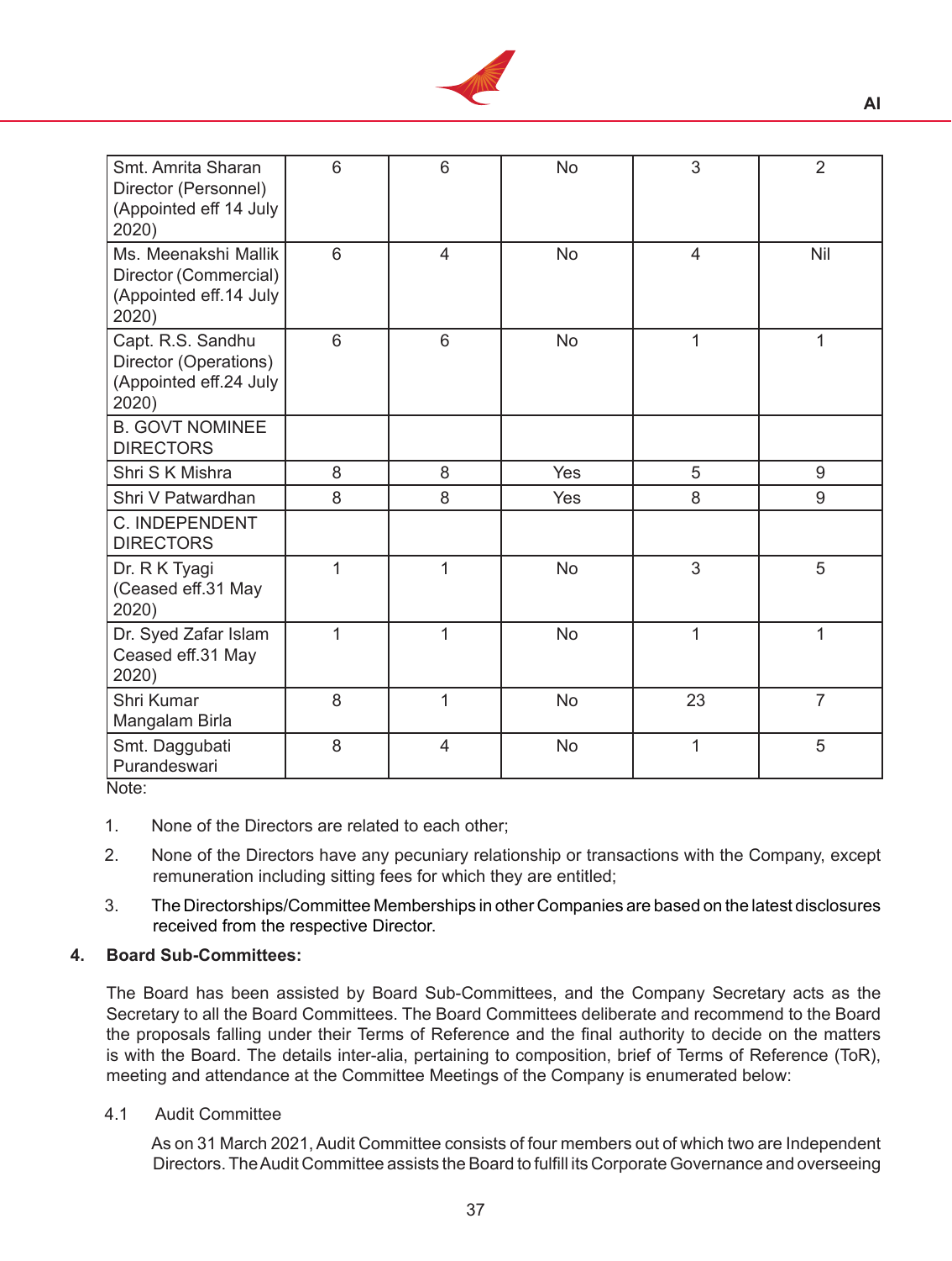| | | | | | |
|---|---|---|---|---|---|
| Smt. Amrita Sharan Director (Personnel) (Appointed eff 14 July 2020) | 6 | 6 | No | 3 | 2 |
| Ms. Meenakshi Mallik Director (Commercial) (Appointed eff.14 July 2020) | 6 | 4 | No | 4 | Nil |
| Capt. R.S. Sandhu Director (Operations) (Appointed eff.24 July 2020) | 6 | 6 | No | 1 | 1 |
| B. GOVT NOMINEE DIRECTORS | | | | | |
| Shri S K Mishra | 8 | 8 | Yes | 5 | 9 |
| Shri V Patwardhan | 8 | 8 | Yes | 8 | 9 |
| C. INDEPENDENT DIRECTORS | | | | | |
| Dr. R K Tyagi (Ceased eff.31 May 2020) | 1 | 1 | No | 3 | 5 |
| Dr. Syed Zafar Islam Ceased eff.31 May 2020) | 1 | 1 | No | 1 | 1 |
| Shri Kumar Mangalam Birla | 8 | 1 | No | 23 | 7 |
| Smt. Daggubati Purandeswari | 8 | 4 | No | 1 | 5 |

Note:

1. None of the Directors are related to each other;
2. None of the Directors have any pecuniary relationship or transactions with the Company, except remuneration including sitting fees for which they are entitled;
3. The Directorships/Committee Memberships in other Companies are based on the latest disclosures received from the respective Director.

**4. Board Sub-Committees:**

The Board has been assisted by Board Sub-Committees, and the Company Secretary acts as the Secretary to all the Board Committees. The Board Committees deliberate and recommend to the Board the proposals falling under their Terms of Reference and the final authority to decide on the matters is with the Board. The details inter-alia, pertaining to composition, brief of Terms of Reference (ToR), meeting and attendance at the Committee Meetings of the Company is enumerated below:

4.1 Audit Committee

As on 31 March 2021, Audit Committee consists of four members out of which two are Independent Directors. The Audit Committee assists the Board to fulfill its Corporate Governance and overseeing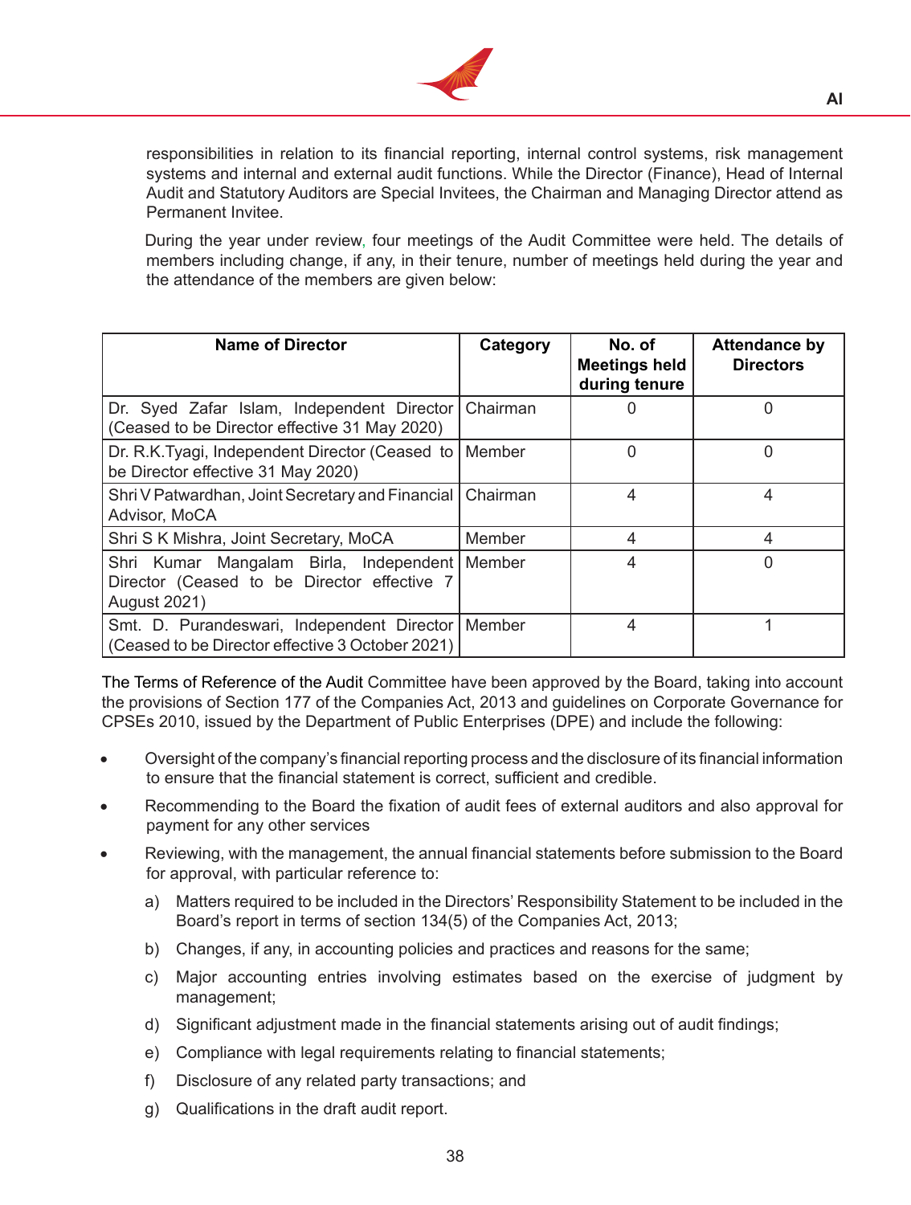responsibilities in relation to its financial reporting, internal control systems, risk management systems and internal and external audit functions. While the Director (Finance), Head of Internal Audit and Statutory Auditors are Special Invitees, the Chairman and Managing Director attend as Permanent Invitee.

During the year under review, four meetings of the Audit Committee were held. The details of members including change, if any, in their tenure, number of meetings held during the year and the attendance of the members are given below:

| Name of Director | Category | No. of Meetings held during tenure | Attendance by Directors |
|---|---|---|---|
| Dr. Syed Zafar Islam, Independent Director (Ceased to be Director effective 31 May 2020) | Chairman | 0 | 0 |
| Dr. R.K.Tyagi, Independent Director (Ceased to be Director effective 31 May 2020) | Member | 0 | 0 |
| Shri V Patwardhan, Joint Secretary and Financial Advisor, MoCA | Chairman | 4 | 4 |
| Shri S K Mishra, Joint Secretary, MoCA | Member | 4 | 4 |
| Shri Kumar Mangalam Birla, Independent Director (Ceased to be Director effective 7 August 2021) | Member | 4 | 0 |
| Smt. D. Purandeswari, Independent Director (Ceased to be Director effective 3 October 2021) | Member | 4 | 1 |

The Terms of Reference of the Audit Committee have been approved by the Board, taking into account the provisions of Section 177 of the Companies Act, 2013 and guidelines on Corporate Governance for CPSEs 2010, issued by the Department of Public Enterprises (DPE) and include the following:

- Oversight of the company's financial reporting process and the disclosure of its financial information to ensure that the financial statement is correct, sufficient and credible.
- Recommending to the Board the fixation of audit fees of external auditors and also approval for payment for any other services
- Reviewing, with the management, the annual financial statements before submission to the Board for approval, with particular reference to:
  - a) Matters required to be included in the Directors' Responsibility Statement to be included in the Board's report in terms of section 134(5) of the Companies Act, 2013;
  - b) Changes, if any, in accounting policies and practices and reasons for the same;
  - c) Major accounting entries involving estimates based on the exercise of judgment by management;
  - d) Significant adjustment made in the financial statements arising out of audit findings;
  - e) Compliance with legal requirements relating to financial statements;
  - f) Disclosure of any related party transactions; and
  - g) Qualifications in the draft audit report.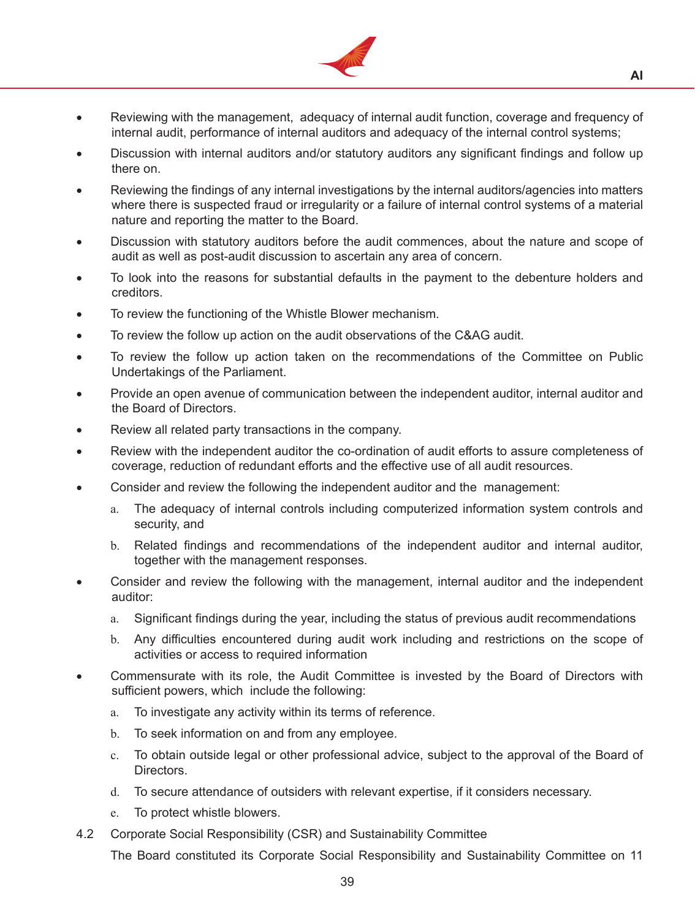- Reviewing with the management, adequacy of internal audit function, coverage and frequency of internal audit, performance of internal auditors and adequacy of the internal control systems;
- Discussion with internal auditors and/or statutory auditors any significant findings and follow up there on.
- Reviewing the findings of any internal investigations by the internal auditors/agencies into matters where there is suspected fraud or irregularity or a failure of internal control systems of a material nature and reporting the matter to the Board.
- Discussion with statutory auditors before the audit commences, about the nature and scope of audit as well as post-audit discussion to ascertain any area of concern.
- To look into the reasons for substantial defaults in the payment to the debenture holders and creditors.
- To review the functioning of the Whistle Blower mechanism.
- To review the follow up action on the audit observations of the C&AG audit.
- To review the follow up action taken on the recommendations of the Committee on Public Undertakings of the Parliament.
- Provide an open avenue of communication between the independent auditor, internal auditor and the Board of Directors.
- Review all related party transactions in the company.
- Review with the independent auditor the co-ordination of audit efforts to assure completeness of coverage, reduction of redundant efforts and the effective use of all audit resources.
- Consider and review the following the independent auditor and the management:
  a. The adequacy of internal controls including computerized information system controls and security, and
  b. Related findings and recommendations of the independent auditor and internal auditor, together with the management responses.
- Consider and review the following with the management, internal auditor and the independent auditor:
  a. Significant findings during the year, including the status of previous audit recommendations
  b. Any difficulties encountered during audit work including and restrictions on the scope of activities or access to required information
- Commensurate with its role, the Audit Committee is invested by the Board of Directors with sufficient powers, which include the following:
  a. To investigate any activity within its terms of reference.
  b. To seek information on and from any employee.
  c. To obtain outside legal or other professional advice, subject to the approval of the Board of Directors.
  d. To secure attendance of outsiders with relevant expertise, if it considers necessary.
  e. To protect whistle blowers.

4.2 Corporate Social Responsibility (CSR) and Sustainability Committee

The Board constituted its Corporate Social Responsibility and Sustainability Committee on 11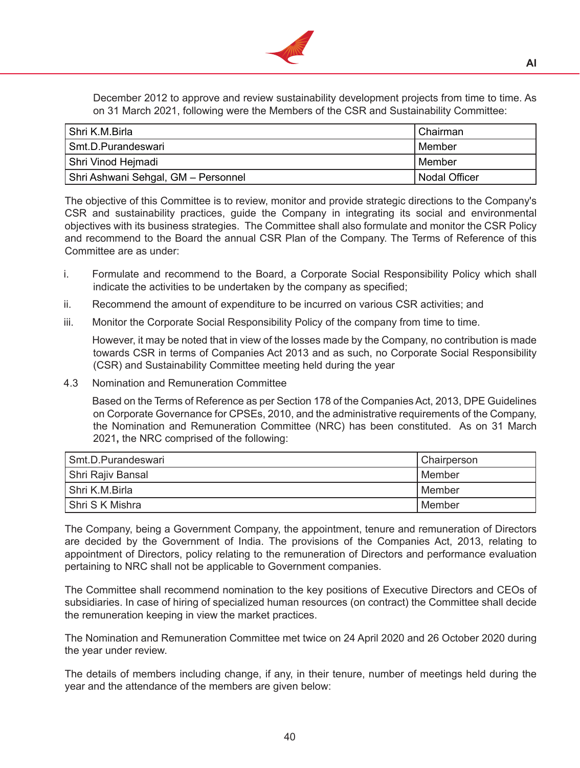December 2012 to approve and review sustainability development projects from time to time. As on 31 March 2021, following were the Members of the CSR and Sustainability Committee:

| Shri K.M.Birla | Chairman |
|---|---|
| Smt.D.Purandeswari | Member |
| Shri Vinod Hejmadi | Member |
| Shri Ashwani Sehgal, GM – Personnel | Nodal Officer |

The objective of this Committee is to review, monitor and provide strategic directions to the Company's CSR and sustainability practices, guide the Company in integrating its social and environmental objectives with its business strategies. The Committee shall also formulate and monitor the CSR Policy and recommend to the Board the annual CSR Plan of the Company. The Terms of Reference of this Committee are as under:

i. Formulate and recommend to the Board, a Corporate Social Responsibility Policy which shall indicate the activities to be undertaken by the company as specified;

ii. Recommend the amount of expenditure to be incurred on various CSR activities; and

iii. Monitor the Corporate Social Responsibility Policy of the company from time to time.

However, it may be noted that in view of the losses made by the Company, no contribution is made towards CSR in terms of Companies Act 2013 and as such, no Corporate Social Responsibility (CSR) and Sustainability Committee meeting held during the year

4.3 Nomination and Remuneration Committee

Based on the Terms of Reference as per Section 178 of the Companies Act, 2013, DPE Guidelines on Corporate Governance for CPSEs, 2010, and the administrative requirements of the Company, the Nomination and Remuneration Committee (NRC) has been constituted. As on 31 March 2021**,** the NRC comprised of the following:

| Smt.D.Purandeswari | Chairperson |
|---|---|
| Shri Rajiv Bansal | Member |
| Shri K.M.Birla | Member |
| Shri S K Mishra | Member |

The Company, being a Government Company, the appointment, tenure and remuneration of Directors are decided by the Government of India. The provisions of the Companies Act, 2013, relating to appointment of Directors, policy relating to the remuneration of Directors and performance evaluation pertaining to NRC shall not be applicable to Government companies.

The Committee shall recommend nomination to the key positions of Executive Directors and CEOs of subsidiaries. In case of hiring of specialized human resources (on contract) the Committee shall decide the remuneration keeping in view the market practices.

The Nomination and Remuneration Committee met twice on 24 April 2020 and 26 October 2020 during the year under review.

The details of members including change, if any, in their tenure, number of meetings held during the year and the attendance of the members are given below: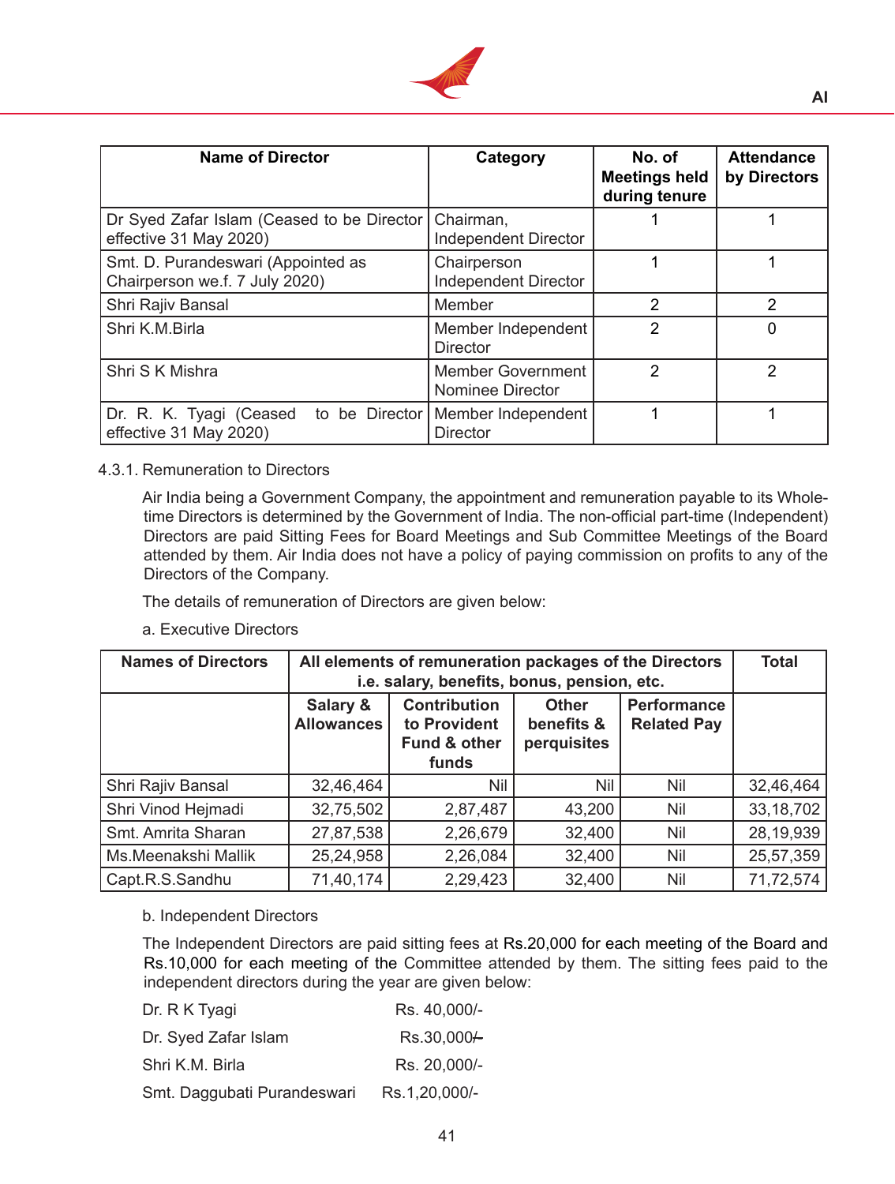| Name of Director | Category | No. of Meetings held during tenure | Attendance by Directors |
|---|---|---|---|
| Dr Syed Zafar Islam (Ceased to be Director effective 31 May 2020) | Chairman, Independent Director | 1 | 1 |
| Smt. D. Purandeswari (Appointed as Chairperson we.f. 7 July 2020) | Chairperson Independent Director | 1 | 1 |
| Shri Rajiv Bansal | Member | 2 | 2 |
| Shri K.M.Birla | Member Independent Director | 2 | 0 |
| Shri S K Mishra | Member Government Nominee Director | 2 | 2 |
| Dr. R. K. Tyagi (Ceased to be Director effective 31 May 2020) | Member Independent Director | 1 | 1 |

4.3.1. Remuneration to Directors

Air India being a Government Company, the appointment and remuneration payable to its Whole-time Directors is determined by the Government of India. The non-official part-time (Independent) Directors are paid Sitting Fees for Board Meetings and Sub Committee Meetings of the Board attended by them. Air India does not have a policy of paying commission on profits to any of the Directors of the Company.

The details of remuneration of Directors are given below:

a. Executive Directors

| Names of Directors | All elements of remuneration packages of the Directors i.e. salary, benefits, bonus, pension, etc. | | | | Total |
|---|---|---|---|---|---|
| | Salary & Allowances | Contribution to Provident Fund & other funds | Other benefits & perquisites | Performance Related Pay | |
| Shri Rajiv Bansal | 32,46,464 | Nil | Nil | Nil | 32,46,464 |
| Shri Vinod Hejmadi | 32,75,502 | 2,87,487 | 43,200 | Nil | 33,18,702 |
| Smt. Amrita Sharan | 27,87,538 | 2,26,679 | 32,400 | Nil | 28,19,939 |
| Ms.Meenakshi Mallik | 25,24,958 | 2,26,084 | 32,400 | Nil | 25,57,359 |
| Capt.R.S.Sandhu | 71,40,174 | 2,29,423 | 32,400 | Nil | 71,72,574 |

b. Independent Directors

The Independent Directors are paid sitting fees at Rs.20,000 for each meeting of the Board and Rs.10,000 for each meeting of the Committee attended by them. The sitting fees paid to the independent directors during the year are given below:

| | |
|---|---|
| Dr. R K Tyagi | Rs. 40,000/- |
| Dr. Syed Zafar Islam | Rs.30,000/- |
| Shri K.M. Birla | Rs. 20,000/- |
| Smt. Daggubati Purandeswari | Rs.1,20,000/- |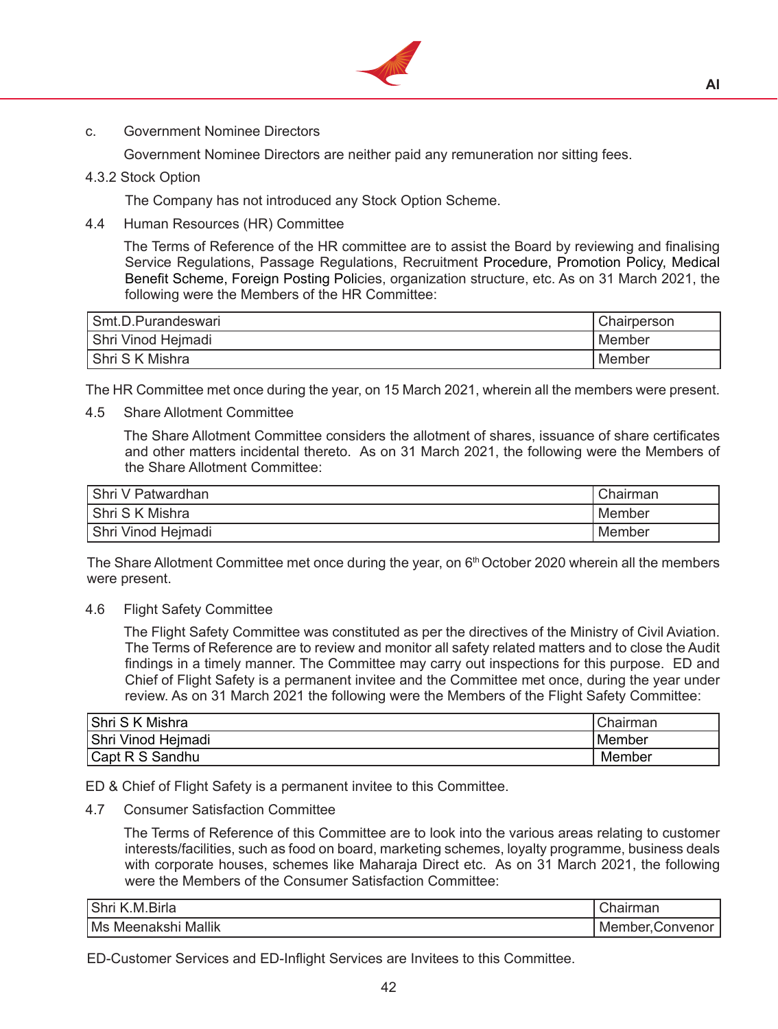c. Government Nominee Directors

Government Nominee Directors are neither paid any remuneration nor sitting fees.

4.3.2 Stock Option

The Company has not introduced any Stock Option Scheme.

4.4 Human Resources (HR) Committee

The Terms of Reference of the HR committee are to assist the Board by reviewing and finalising Service Regulations, Passage Regulations, Recruitment Procedure, Promotion Policy, Medical Benefit Scheme, Foreign Posting Policies, organization structure, etc. As on 31 March 2021, the following were the Members of the HR Committee:

| | |
|---|---|
| Smt.D.Purandeswari | Chairperson |
| Shri Vinod Hejmadi | Member |
| Shri S K Mishra | Member |

The HR Committee met once during the year, on 15 March 2021, wherein all the members were present.

4.5 Share Allotment Committee

The Share Allotment Committee considers the allotment of shares, issuance of share certificates and other matters incidental thereto. As on 31 March 2021, the following were the Members of the Share Allotment Committee:

| | |
|---|---|
| Shri V Patwardhan | Chairman |
| Shri S K Mishra | Member |
| Shri Vinod Hejmadi | Member |

The Share Allotment Committee met once during the year, on 6th October 2020 wherein all the members were present.

4.6 Flight Safety Committee

The Flight Safety Committee was constituted as per the directives of the Ministry of Civil Aviation. The Terms of Reference are to review and monitor all safety related matters and to close the Audit findings in a timely manner. The Committee may carry out inspections for this purpose. ED and Chief of Flight Safety is a permanent invitee and the Committee met once, during the year under review. As on 31 March 2021 the following were the Members of the Flight Safety Committee:

| | |
|---|---|
| Shri S K Mishra | Chairman |
| Shri Vinod Hejmadi | Member |
| Capt R S Sandhu | Member |

ED & Chief of Flight Safety is a permanent invitee to this Committee.

4.7 Consumer Satisfaction Committee

The Terms of Reference of this Committee are to look into the various areas relating to customer interests/facilities, such as food on board, marketing schemes, loyalty programme, business deals with corporate houses, schemes like Maharaja Direct etc. As on 31 March 2021, the following were the Members of the Consumer Satisfaction Committee:

| | |
|---|---|
| Shri K.M.Birla | Chairman |
| Ms Meenakshi Mallik | Member,Convenor |

ED-Customer Services and ED-Inflight Services are Invitees to this Committee.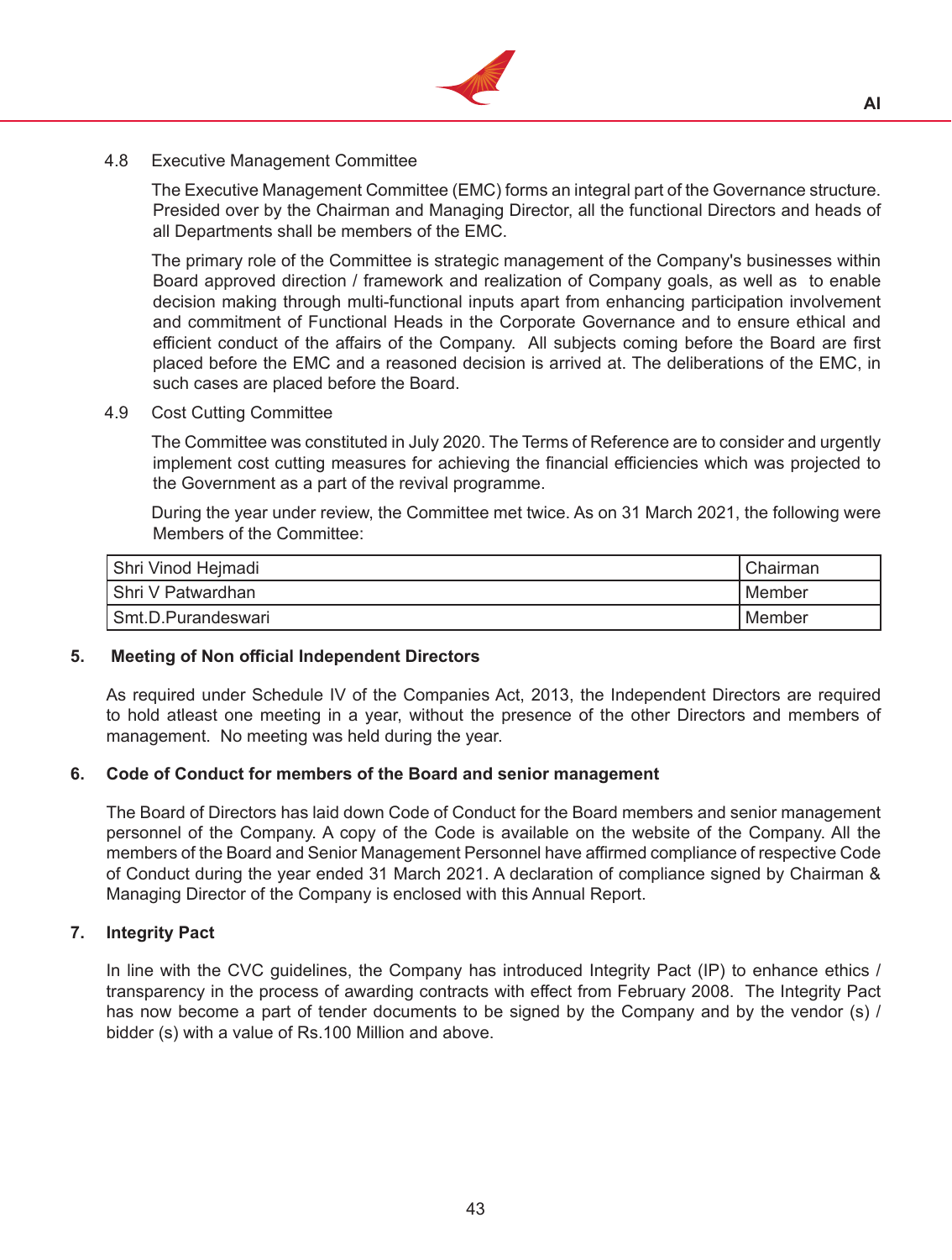### 4.8 Executive Management Committee

The Executive Management Committee (EMC) forms an integral part of the Governance structure. Presided over by the Chairman and Managing Director, all the functional Directors and heads of all Departments shall be members of the EMC.

The primary role of the Committee is strategic management of the Company's businesses within Board approved direction / framework and realization of Company goals, as well as to enable decision making through multi-functional inputs apart from enhancing participation involvement and commitment of Functional Heads in the Corporate Governance and to ensure ethical and efficient conduct of the affairs of the Company. All subjects coming before the Board are first placed before the EMC and a reasoned decision is arrived at. The deliberations of the EMC, in such cases are placed before the Board.

### 4.9 Cost Cutting Committee

The Committee was constituted in July 2020. The Terms of Reference are to consider and urgently implement cost cutting measures for achieving the financial efficiencies which was projected to the Government as a part of the revival programme.

During the year under review, the Committee met twice. As on 31 March 2021, the following were Members of the Committee:

| Name | Designation |
|---|---|
| Shri Vinod Hejmadi | Chairman |
| Shri V Patwardhan | Member |
| Smt.D.Purandeswari | Member |

## 5. Meeting of Non official Independent Directors

As required under Schedule IV of the Companies Act, 2013, the Independent Directors are required to hold atleast one meeting in a year, without the presence of the other Directors and members of management. No meeting was held during the year.

## 6. Code of Conduct for members of the Board and senior management

The Board of Directors has laid down Code of Conduct for the Board members and senior management personnel of the Company. A copy of the Code is available on the website of the Company. All the members of the Board and Senior Management Personnel have affirmed compliance of respective Code of Conduct during the year ended 31 March 2021. A declaration of compliance signed by Chairman & Managing Director of the Company is enclosed with this Annual Report.

## 7. Integrity Pact

In line with the CVC guidelines, the Company has introduced Integrity Pact (IP) to enhance ethics / transparency in the process of awarding contracts with effect from February 2008. The Integrity Pact has now become a part of tender documents to be signed by the Company and by the vendor (s) / bidder (s) with a value of Rs.100 Million and above.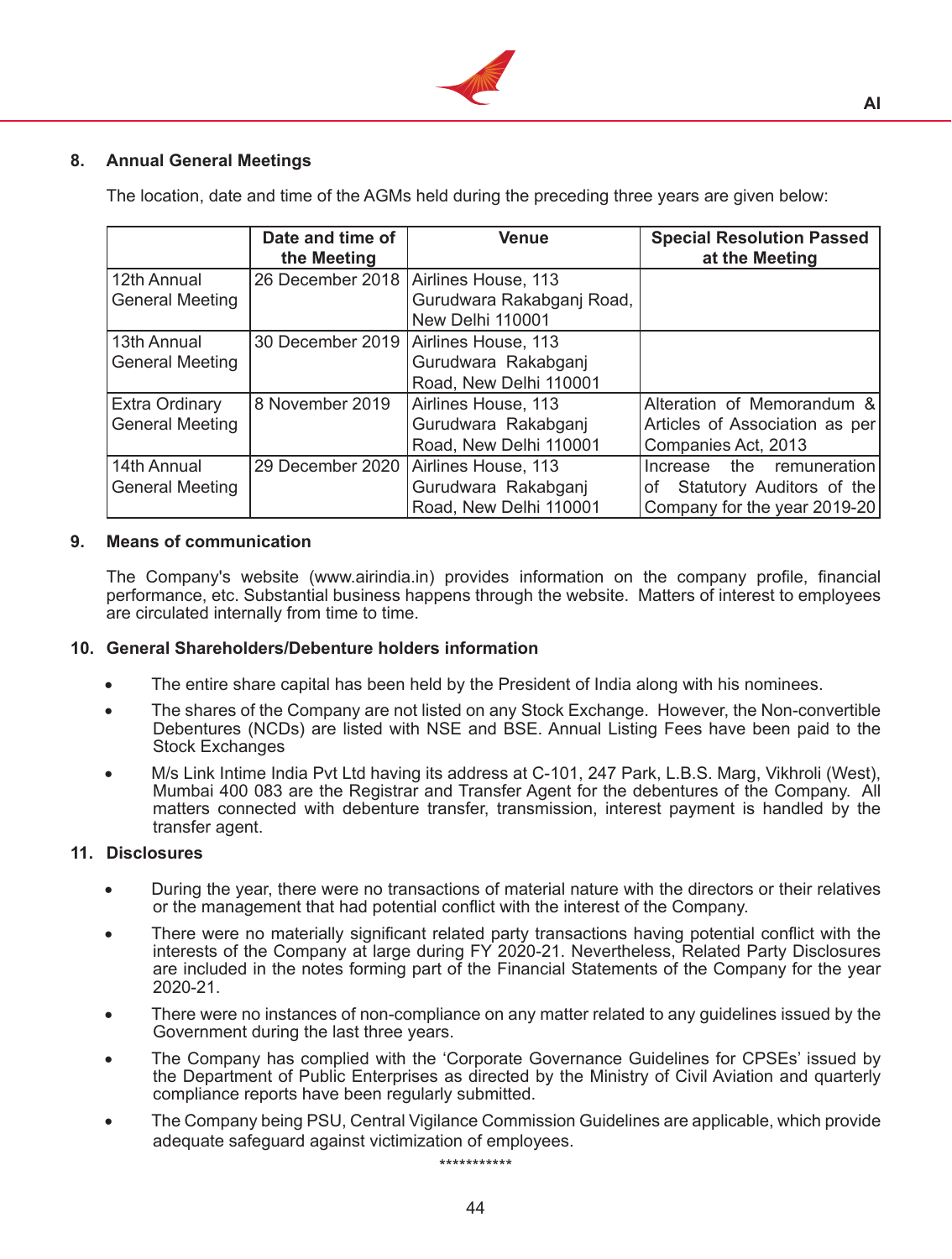## 8. Annual General Meetings

The location, date and time of the AGMs held during the preceding three years are given below:

| | Date and time of the Meeting | Venue | Special Resolution Passed at the Meeting |
|---|---|---|---|
| 12th Annual General Meeting | 26 December 2018 | Airlines House, 113 Gurudwara Rakabganj Road, New Delhi 110001 | |
| 13th Annual General Meeting | 30 December 2019 | Airlines House, 113 Gurudwara Rakabganj Road, New Delhi 110001 | |
| Extra Ordinary General Meeting | 8 November 2019 | Airlines House, 113 Gurudwara Rakabganj Road, New Delhi 110001 | Alteration of Memorandum & Articles of Association as per Companies Act, 2013 |
| 14th Annual General Meeting | 29 December 2020 | Airlines House, 113 Gurudwara Rakabganj Road, New Delhi 110001 | Increase the remuneration of Statutory Auditors of the Company for the year 2019-20 |

## 9. Means of communication

The Company's website (www.airindia.in) provides information on the company profile, financial performance, etc. Substantial business happens through the website. Matters of interest to employees are circulated internally from time to time.

## 10. General Shareholders/Debenture holders information

- The entire share capital has been held by the President of India along with his nominees.
- The shares of the Company are not listed on any Stock Exchange. However, the Non-convertible Debentures (NCDs) are listed with NSE and BSE. Annual Listing Fees have been paid to the Stock Exchanges
- M/s Link Intime India Pvt Ltd having its address at C-101, 247 Park, L.B.S. Marg, Vikhroli (West), Mumbai 400 083 are the Registrar and Transfer Agent for the debentures of the Company. All matters connected with debenture transfer, transmission, interest payment is handled by the transfer agent.

## 11. Disclosures

- During the year, there were no transactions of material nature with the directors or their relatives or the management that had potential conflict with the interest of the Company.
- There were no materially significant related party transactions having potential conflict with the interests of the Company at large during FY 2020-21. Nevertheless, Related Party Disclosures are included in the notes forming part of the Financial Statements of the Company for the year 2020-21.
- There were no instances of non-compliance on any matter related to any guidelines issued by the Government during the last three years.
- The Company has complied with the 'Corporate Governance Guidelines for CPSEs' issued by the Department of Public Enterprises as directed by the Ministry of Civil Aviation and quarterly compliance reports have been regularly submitted.
- The Company being PSU, Central Vigilance Commission Guidelines are applicable, which provide adequate safeguard against victimization of employees.

***********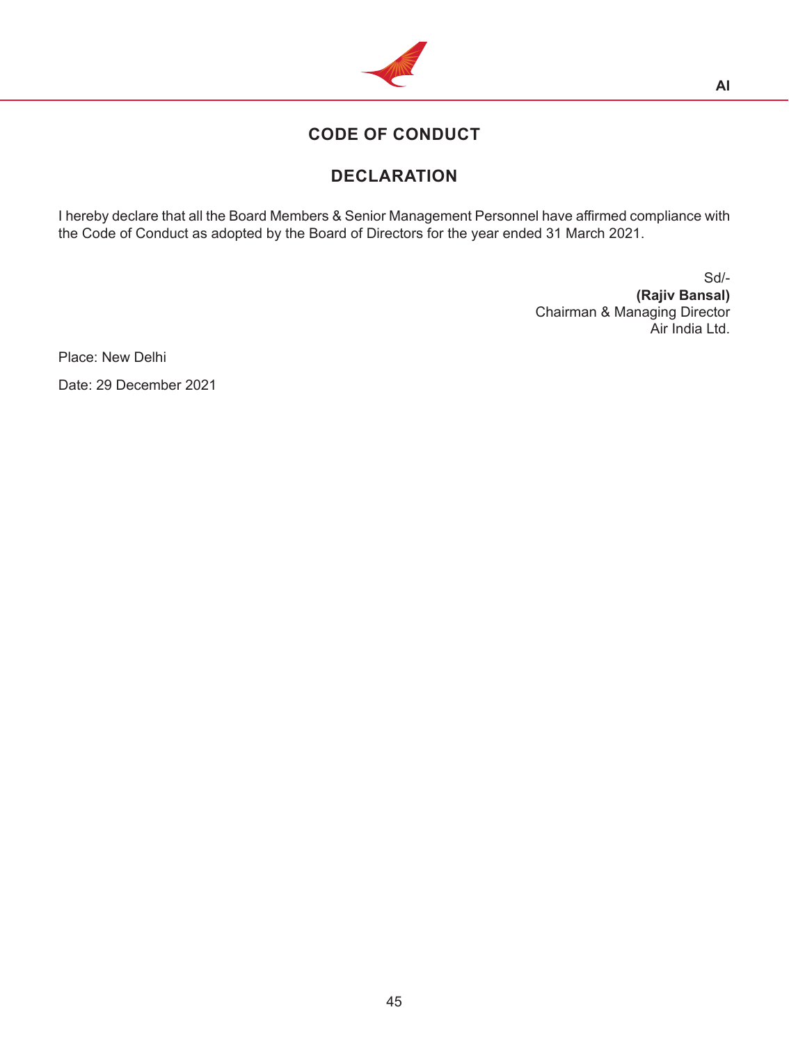## CODE OF CONDUCT

## DECLARATION

I hereby declare that all the Board Members & Senior Management Personnel have affirmed compliance with the Code of Conduct as adopted by the Board of Directors for the year ended 31 March 2021.

Sd/-
**(Rajiv Bansal)**
Chairman & Managing Director
Air India Ltd.

Place: New Delhi

Date: 29 December 2021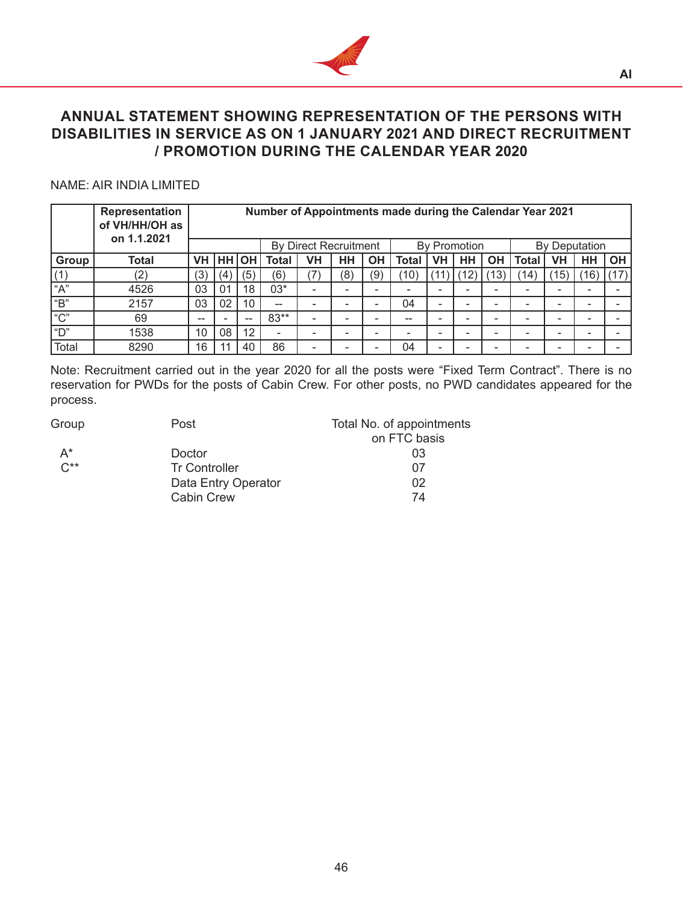## ANNUAL STATEMENT SHOWING REPRESENTATION OF THE PERSONS WITH DISABILITIES IN SERVICE AS ON 1 JANUARY 2021 AND DIRECT RECRUITMENT / PROMOTION DURING THE CALENDAR YEAR 2020

NAME: AIR INDIA LIMITED

| | Representation of VH/HH/OH as on 1.1.2021 | | | | Number of Appointments made during the Calendar Year 2021 | | | | | | | | | | | |
|---|---|---|---|---|---|---|---|---|---|---|---|---|---|---|---|---|
| | | | | | By Direct Recruitment | | | | By Promotion | | | | By Deputation | | | |
| **Group** | **Total** | **VH** | **HH** | **OH** | **Total** | **VH** | **HH** | **OH** | **Total** | **VH** | **HH** | **OH** | **Total** | **VH** | **HH** | **OH** |
| (1) | (2) | (3) | (4) | (5) | (6) | (7) | (8) | (9) | (10) | (11) | (12) | (13) | (14) | (15) | (16) | (17) |
| "A" | 4526 | 03 | 01 | 18 | 03* | - | - | - | - | - | - | - | - | - | - | - |
| "B" | 2157 | 03 | 02 | 10 | -- | - | - | - | 04 | - | - | - | - | - | - | - |
| "C" | 69 | -- | - | -- | 83** | - | - | - | -- | - | - | - | - | - | - | - |
| "D" | 1538 | 10 | 08 | 12 | - | - | - | - | - | - | - | - | - | - | - | - |
| Total | 8290 | 16 | 11 | 40 | 86 | - | - | - | 04 | - | - | - | - | - | - | - |

Note: Recruitment carried out in the year 2020 for all the posts were "Fixed Term Contract". There is no reservation for PWDs for the posts of Cabin Crew. For other posts, no PWD candidates appeared for the process.

| Group | Post | Total No. of appointments on FTC basis |
|---|---|---|
| A* | Doctor | 03 |
| C** | Tr Controller | 07 |
| | Data Entry Operator | 02 |
| | Cabin Crew | 74 |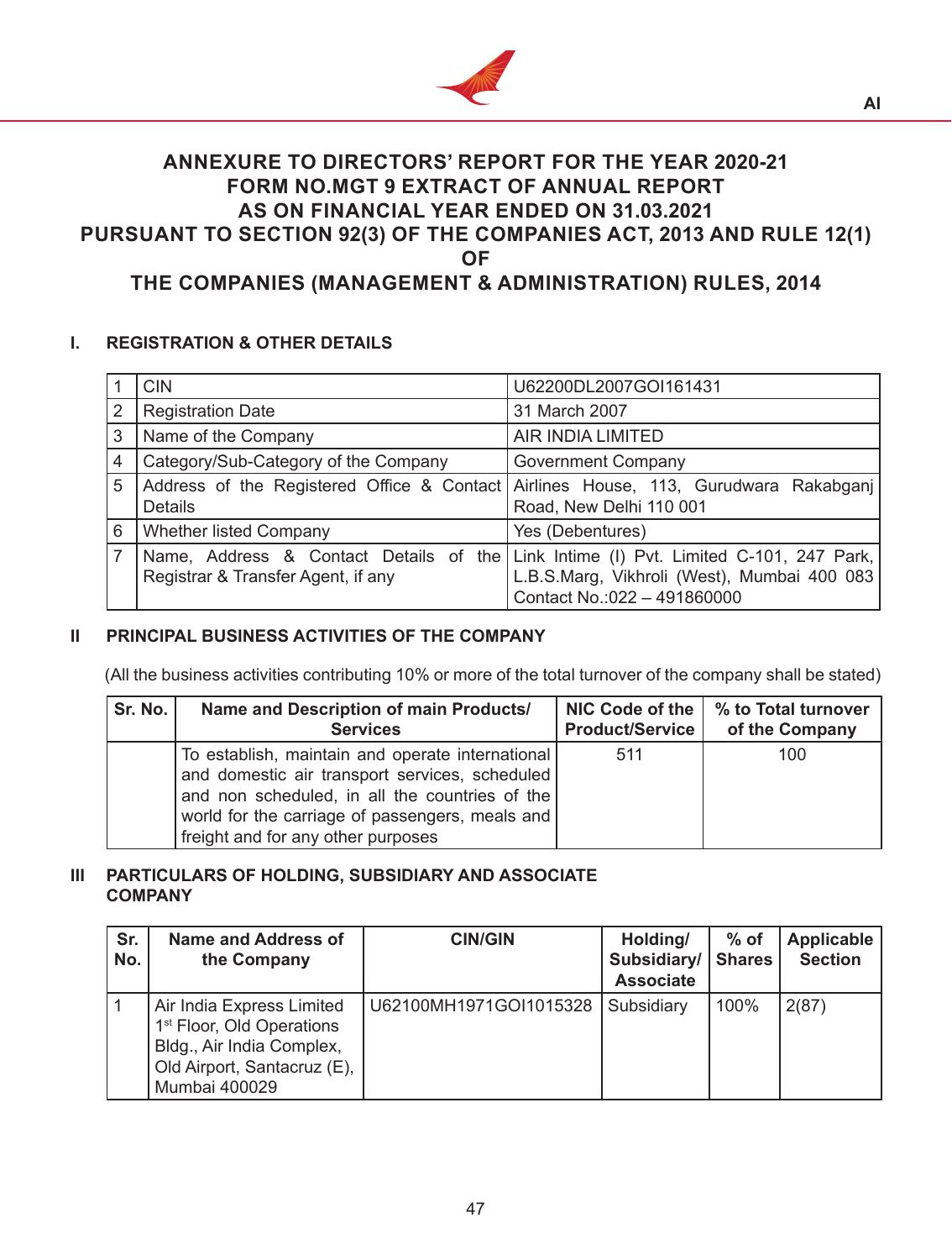# ANNEXURE TO DIRECTORS' REPORT FOR THE YEAR 2020-21
# FORM NO.MGT 9 EXTRACT OF ANNUAL REPORT
# AS ON FINANCIAL YEAR ENDED ON 31.03.2021
# PURSUANT TO SECTION 92(3) OF THE COMPANIES ACT, 2013 AND RULE 12(1) OF THE COMPANIES (MANAGEMENT & ADMINISTRATION) RULES, 2014

## I. REGISTRATION & OTHER DETAILS

| | | |
|---|---|---|
| 1 | CIN | U62200DL2007GOI161431 |
| 2 | Registration Date | 31 March 2007 |
| 3 | Name of the Company | AIR INDIA LIMITED |
| 4 | Category/Sub-Category of the Company | Government Company |
| 5 | Address of the Registered Office & Contact Details | Airlines House, 113, Gurudwara Rakabganj Road, New Delhi 110 001 |
| 6 | Whether listed Company | Yes (Debentures) |
| 7 | Name, Address & Contact Details of the Registrar & Transfer Agent, if any | Link Intime (I) Pvt. Limited C-101, 247 Park, L.B.S.Marg, Vikhroli (West), Mumbai 400 083 Contact No.:022 – 491860000 |

## II PRINCIPAL BUSINESS ACTIVITIES OF THE COMPANY

(All the business activities contributing 10% or more of the total turnover of the company shall be stated)

| Sr. No. | Name and Description of main Products/ Services | NIC Code of the Product/Service | % to Total turnover of the Company |
|---|---|---|---|
| | To establish, maintain and operate international and domestic air transport services, scheduled and non scheduled, in all the countries of the world for the carriage of passengers, meals and freight and for any other purposes | 511 | 100 |

## III PARTICULARS OF HOLDING, SUBSIDIARY AND ASSOCIATE COMPANY

| Sr. No. | Name and Address of the Company | CIN/GIN | Holding/ Subsidiary/ Associate | % of Shares | Applicable Section |
|---|---|---|---|---|---|
| 1 | Air India Express Limited 1st Floor, Old Operations Bldg., Air India Complex, Old Airport, Santacruz (E), Mumbai 400029 | U62100MH1971GOI1015328 | Subsidiary | 100% | 2(87) |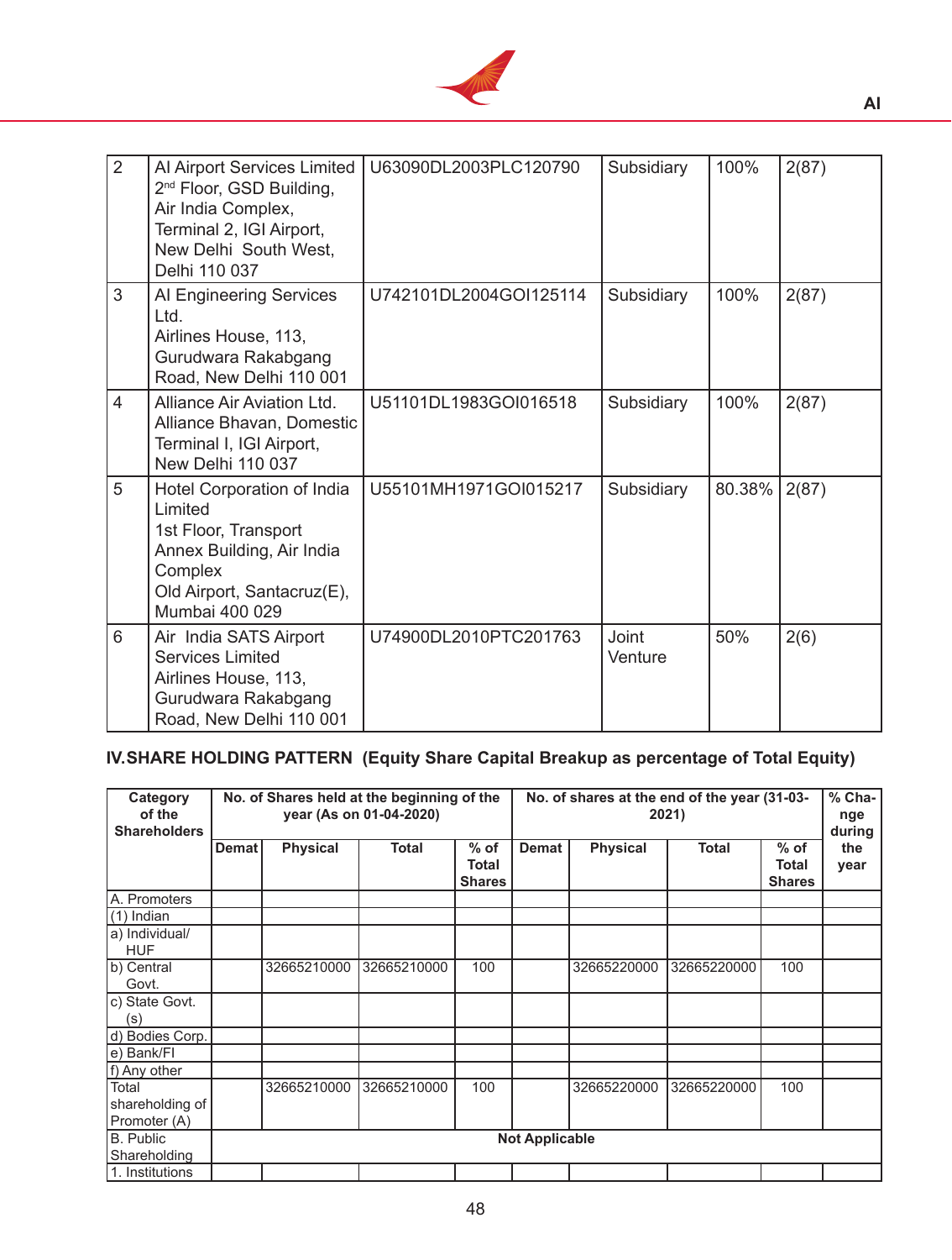| 2 | AI Airport Services Limited 2nd Floor, GSD Building, Air India Complex, Terminal 2, IGI Airport, New Delhi South West, Delhi 110 037 | U63090DL2003PLC120790 | Subsidiary | 100% | 2(87) |
|---|---|---|---|---|---|
| 3 | AI Engineering Services Ltd. Airlines House, 113, Gurudwara Rakabgang Road, New Delhi 110 001 | U742101DL2004GOI125114 | Subsidiary | 100% | 2(87) |
| 4 | Alliance Air Aviation Ltd. Alliance Bhavan, Domestic Terminal I, IGI Airport, New Delhi 110 037 | U51101DL1983GOI016518 | Subsidiary | 100% | 2(87) |
| 5 | Hotel Corporation of India Limited 1st Floor, Transport Annex Building, Air India Complex Old Airport, Santacruz(E), Mumbai 400 029 | U55101MH1971GOI015217 | Subsidiary | 80.38% | 2(87) |
| 6 | Air India SATS Airport Services Limited Airlines House, 113, Gurudwara Rakabgang Road, New Delhi 110 001 | U74900DL2010PTC201763 | Joint Venture | 50% | 2(6) |

## IV. SHARE HOLDING PATTERN (Equity Share Capital Breakup as percentage of Total Equity)

| Category of the Shareholders | No. of Shares held at the beginning of the year (As on 01-04-2020) | | | | No. of shares at the end of the year (31-03-2021) | | | | % Change during the year |
|---|---|---|---|---|---|---|---|---|---|
| | Demat | Physical | Total | % of Total Shares | Demat | Physical | Total | % of Total Shares | |
| A. Promoters | | | | | | | | | |
| (1) Indian | | | | | | | | | |
| a) Individual/ HUF | | | | | | | | | |
| b) Central Govt. | | 32665210000 | 32665210000 | 100 | | 32665220000 | 32665220000 | 100 | |
| c) State Govt. (s) | | | | | | | | | |
| d) Bodies Corp. | | | | | | | | | |
| e) Bank/FI | | | | | | | | | |
| f) Any other | | | | | | | | | |
| Total shareholding of Promoter (A) | | 32665210000 | 32665210000 | 100 | | 32665220000 | 32665220000 | 100 | |
| B. Public Shareholding | Not Applicable | | | | | | | | |
| 1. Institutions | | | | | | | | | |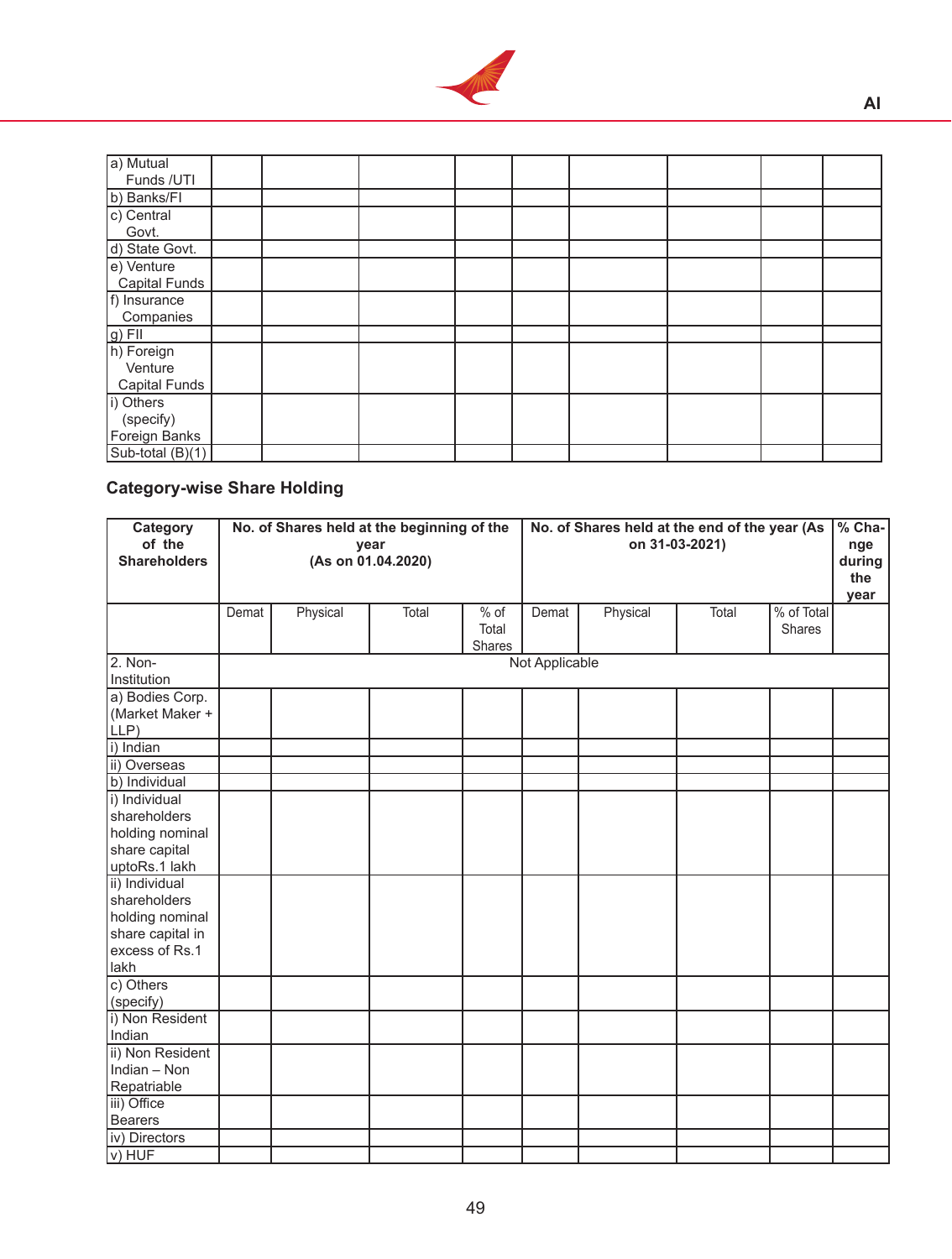| a) Mutual Funds /UTI | | | | | | | | | |
|---|---|---|---|---|---|---|---|---|---|
| b) Banks/FI | | | | | | | | | |
| c) Central Govt. | | | | | | | | | |
| d) State Govt. | | | | | | | | | |
| e) Venture Capital Funds | | | | | | | | | |
| f) Insurance Companies | | | | | | | | | |
| g) FII | | | | | | | | | |
| h) Foreign Venture Capital Funds | | | | | | | | | |
| i) Others (specify) Foreign Banks | | | | | | | | | |
| Sub-total (B)(1) | | | | | | | | | |

## Category-wise Share Holding

| Category of the Shareholders | No. of Shares held at the beginning of the year (As on 01.04.2020) | | | | No. of Shares held at the end of the year (As on 31-03-2021) | | | | % Change during the year |
|---|---|---|---|---|---|---|---|---|---|
| | Demat | Physical | Total | % of Total Shares | Demat | Physical | Total | % of Total Shares | |
| 2. Non-Institution | Not Applicable | | | | | | | | |
| a) Bodies Corp. (Market Maker + LLP) | | | | | | | | | |
| i) Indian | | | | | | | | | |
| ii) Overseas | | | | | | | | | |
| b) Individual | | | | | | | | | |
| i) Individual shareholders holding nominal share capital uptoRs.1 lakh | | | | | | | | | |
| ii) Individual shareholders holding nominal share capital in excess of Rs.1 lakh | | | | | | | | | |
| c) Others (specify) | | | | | | | | | |
| i) Non Resident Indian | | | | | | | | | |
| ii) Non Resident Indian – Non Repatriable | | | | | | | | | |
| iii) Office Bearers | | | | | | | | | |
| iv) Directors | | | | | | | | | |
| v) HUF | | | | | | | | | |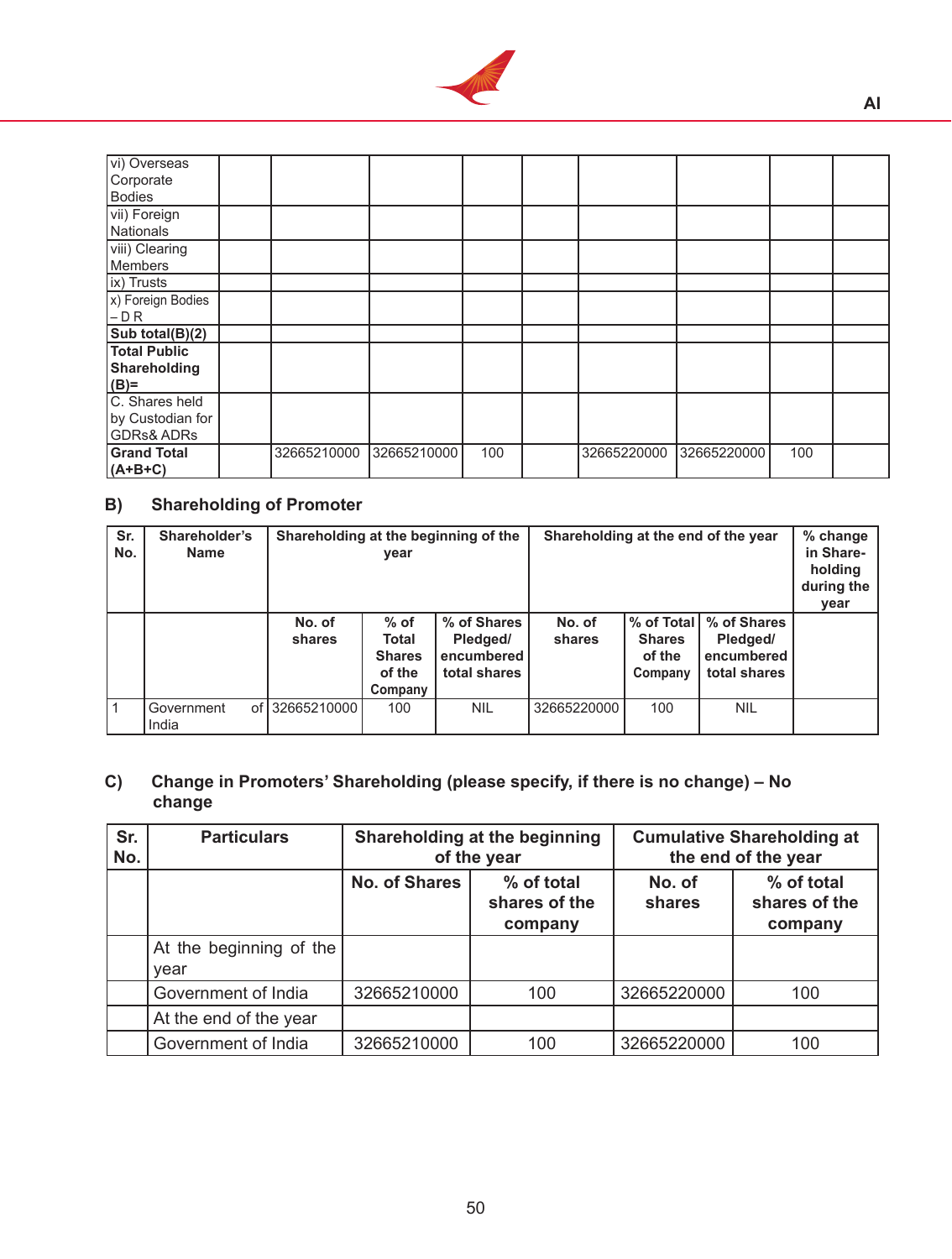| | | | | | | | | |
|---|---|---|---|---|---|---|---|---|
| vi) Overseas Corporate Bodies | | | | | | | | |
| vii) Foreign Nationals | | | | | | | | |
| viii) Clearing Members | | | | | | | | |
| ix) Trusts | | | | | | | | |
| x) Foreign Bodies – D R | | | | | | | | |
| **Sub total(B)(2)** | | | | | | | | |
| **Total Public Shareholding (B)=** | | | | | | | | |
| C. Shares held by Custodian for GDRs& ADRs | | | | | | | | |
| **Grand Total (A+B+C)** | | 32665210000 | 32665210000 | 100 | | 32665220000 | 32665220000 | 100 | |

### B) Shareholding of Promoter

| Sr. No. | Shareholder's Name | Shareholding at the beginning of the year | | | Shareholding at the end of the year | | | % change in Share-holding during the year |
|---|---|---|---|---|---|---|---|---|
| | | No. of shares | % of Total Shares of the Company | % of Shares Pledged/ encumbered total shares | No. of shares | % of Total Shares of the Company | % of Shares Pledged/ encumbered total shares | |
| 1 | Government of India | 32665210000 | 100 | NIL | 32665220000 | 100 | NIL | |

### C) Change in Promoters' Shareholding (please specify, if there is no change) – No change

| Sr. No. | Particulars | Shareholding at the beginning of the year | | Cumulative Shareholding at the end of the year | |
|---|---|---|---|---|---|
| | | No. of Shares | % of total shares of the company | No. of shares | % of total shares of the company |
| | At the beginning of the year | | | | |
| | Government of India | 32665210000 | 100 | 32665220000 | 100 |
| | At the end of the year | | | | |
| | Government of India | 32665210000 | 100 | 32665220000 | 100 |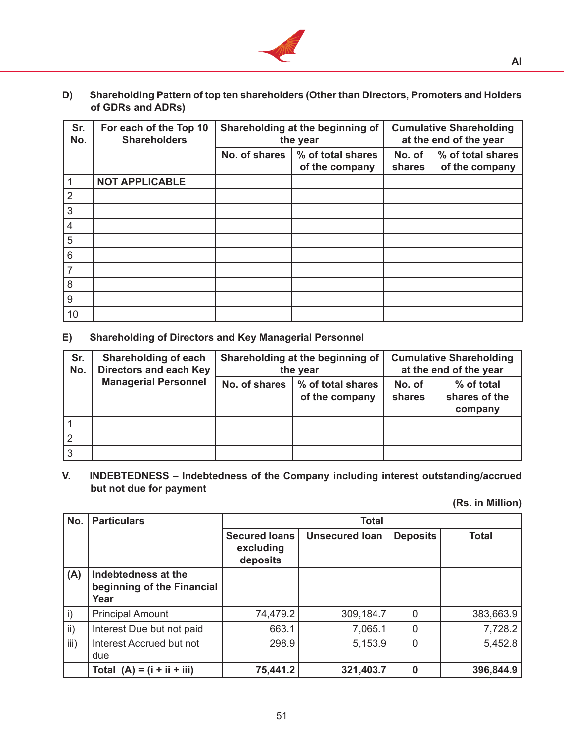**D) Shareholding Pattern of top ten shareholders (Other than Directors, Promoters and Holders of GDRs and ADRs)**

| Sr. No. | For each of the Top 10 Shareholders | Shareholding at the beginning of the year | | Cumulative Shareholding at the end of the year | |
|---|---|---|---|---|---|
| | | No. of shares | % of total shares of the company | No. of shares | % of total shares of the company |
| 1 | **NOT APPLICABLE** | | | | |
| 2 | | | | | |
| 3 | | | | | |
| 4 | | | | | |
| 5 | | | | | |
| 6 | | | | | |
| 7 | | | | | |
| 8 | | | | | |
| 9 | | | | | |
| 10 | | | | | |

**E) Shareholding of Directors and Key Managerial Personnel**

| Sr. No. | Shareholding of each Directors and each Key Managerial Personnel | Shareholding at the beginning of the year | | Cumulative Shareholding at the end of the year | |
|---|---|---|---|---|---|
| | | No. of shares | % of total shares of the company | No. of shares | % of total shares of the company |
| 1 | | | | | |
| 2 | | | | | |
| 3 | | | | | |

**V. INDEBTEDNESS – Indebtedness of the Company including interest outstanding/accrued but not due for payment**

**(Rs. in Million)**

| No. | Particulars | Total | | | |
|---|---|---|---|---|---|
| | | Secured loans excluding deposits | Unsecured loan | Deposits | Total |
| **(A)** | **Indebtedness at the beginning of the Financial Year** | | | | |
| i) | Principal Amount | 74,479.2 | 309,184.7 | 0 | 383,663.9 |
| ii) | Interest Due but not paid | 663.1 | 7,065.1 | 0 | 7,728.2 |
| iii) | Interest Accrued but not due | 298.9 | 5,153.9 | 0 | 5,452.8 |
| | **Total (A) = (i + ii + iii)** | **75,441.2** | **321,403.7** | **0** | **396,844.9** |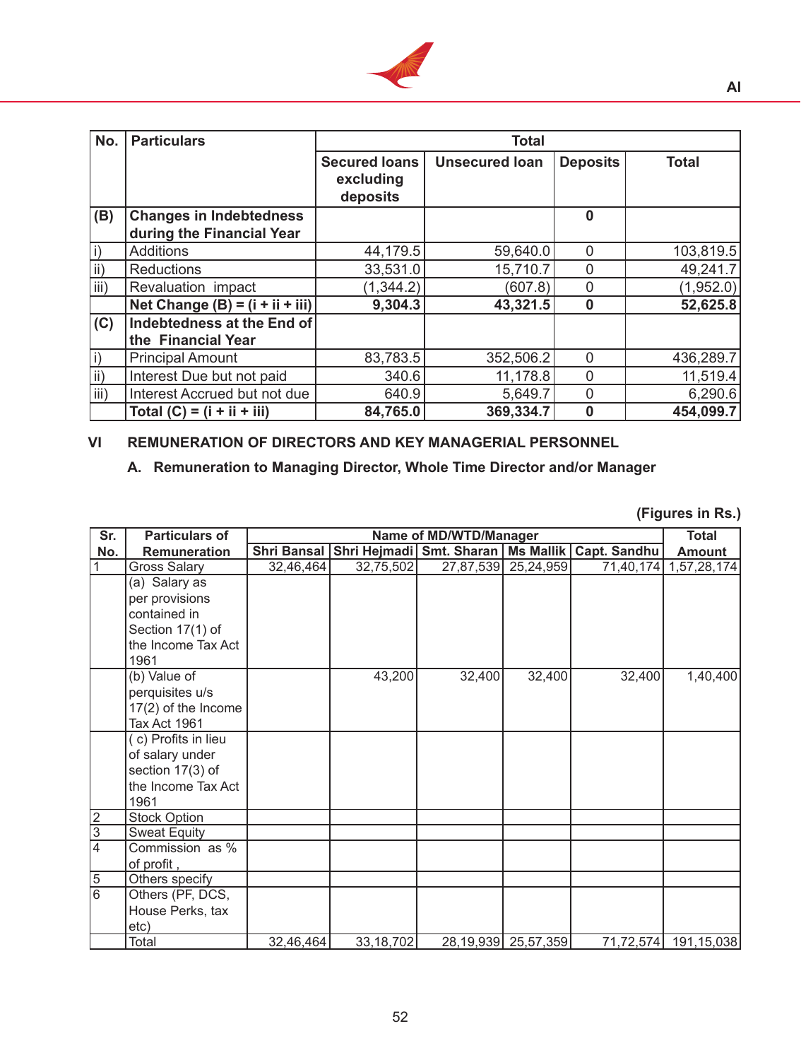| No. | Particulars | Total | | | |
|---|---|---|---|---|---|
| | | Secured loans excluding deposits | Unsecured loan | Deposits | Total |
| **(B)** | **Changes in Indebtedness during the Financial Year** | | | **0** | |
| i) | Additions | 44,179.5 | 59,640.0 | 0 | 103,819.5 |
| ii) | Reductions | 33,531.0 | 15,710.7 | 0 | 49,241.7 |
| iii) | Revaluation impact | (1,344.2) | (607.8) | 0 | (1,952.0) |
| | **Net Change (B) = (i + ii + iii)** | **9,304.3** | **43,321.5** | **0** | **52,625.8** |
| **(C)** | **Indebtedness at the End of the Financial Year** | | | | |
| i) | Principal Amount | 83,783.5 | 352,506.2 | 0 | 436,289.7 |
| ii) | Interest Due but not paid | 340.6 | 11,178.8 | 0 | 11,519.4 |
| iii) | Interest Accrued but not due | 640.9 | 5,649.7 | 0 | 6,290.6 |
| | **Total (C) = (i + ii + iii)** | **84,765.0** | **369,334.7** | **0** | **454,099.7** |

## VI REMUNERATION OF DIRECTORS AND KEY MANAGERIAL PERSONNEL

### A. Remuneration to Managing Director, Whole Time Director and/or Manager

**(Figures in Rs.)**

| Sr. No. | Particulars of Remuneration | Name of MD/WTD/Manager | | | | | Total Amount |
|---|---|---|---|---|---|---|---|
| | | Shri Bansal | Shri Hejmadi | Smt. Sharan | Ms Mallik | Capt. Sandhu | |
| 1 | Gross Salary | 32,46,464 | 32,75,502 | 27,87,539 | 25,24,959 | 71,40,174 | 1,57,28,174 |
| | (a) Salary as per provisions contained in Section 17(1) of the Income Tax Act 1961 | | | | | | |
| | (b) Value of perquisites u/s 17(2) of the Income Tax Act 1961 | | 43,200 | 32,400 | 32,400 | 32,400 | 1,40,400 |
| | ( c) Profits in lieu of salary under section 17(3) of the Income Tax Act 1961 | | | | | | |
| 2 | Stock Option | | | | | | |
| 3 | Sweat Equity | | | | | | |
| 4 | Commission as % of profit , | | | | | | |
| 5 | Others specify | | | | | | |
| 6 | Others (PF, DCS, House Perks, tax etc) | | | | | | |
| | Total | 32,46,464 | 33,18,702 | 28,19,939 | 25,57,359 | 71,72,574 | 191,15,038 |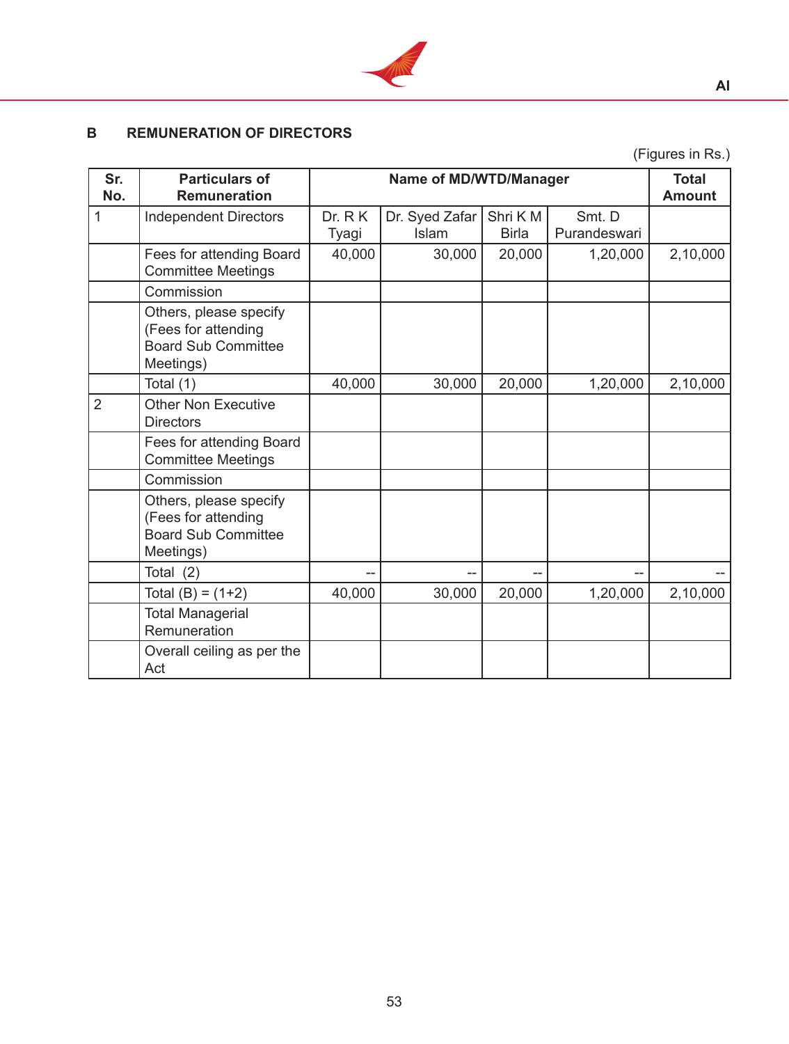## B REMUNERATION OF DIRECTORS

(Figures in Rs.)

| Sr. No. | Particulars of Remuneration | Name of MD/WTD/Manager | | | | Total Amount |
|---|---|---|---|---|---|---|
| 1 | Independent Directors | Dr. R K Tyagi | Dr. Syed Zafar Islam | Shri K M Birla | Smt. D Purandeswari | |
| | Fees for attending Board Committee Meetings | 40,000 | 30,000 | 20,000 | 1,20,000 | 2,10,000 |
| | Commission | | | | | |
| | Others, please specify (Fees for attending Board Sub Committee Meetings) | | | | | |
| | Total (1) | 40,000 | 30,000 | 20,000 | 1,20,000 | 2,10,000 |
| 2 | Other Non Executive Directors | | | | | |
| | Fees for attending Board Committee Meetings | | | | | |
| | Commission | | | | | |
| | Others, please specify (Fees for attending Board Sub Committee Meetings) | | | | | |
| | Total (2) | -- | -- | -- | -- | -- |
| | Total (B) = (1+2) | 40,000 | 30,000 | 20,000 | 1,20,000 | 2,10,000 |
| | Total Managerial Remuneration | | | | | |
| | Overall ceiling as per the Act | | | | | |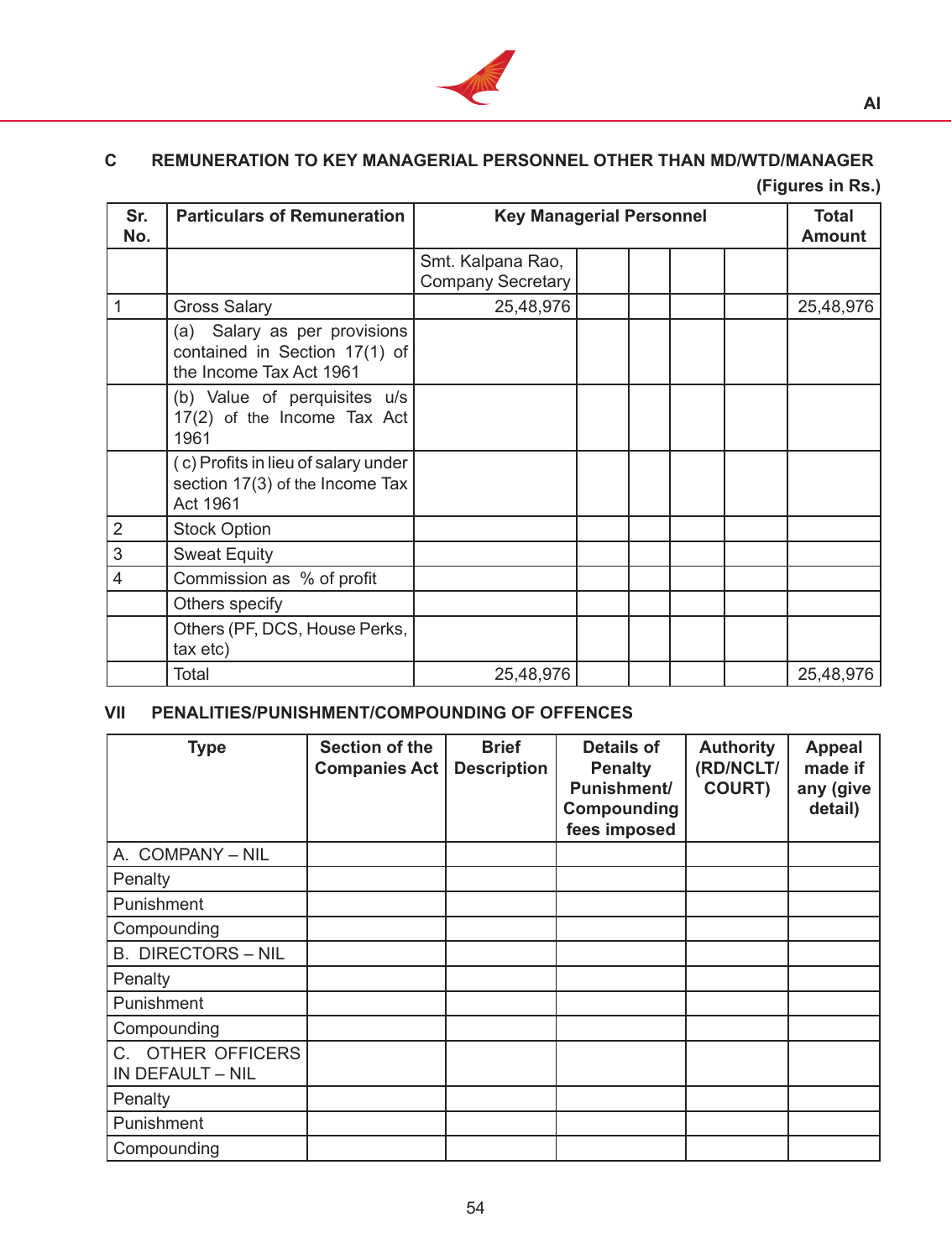## C REMUNERATION TO KEY MANAGERIAL PERSONNEL OTHER THAN MD/WTD/MANAGER

**(Figures in Rs.)**

| Sr. No. | Particulars of Remuneration | Key Managerial Personnel | | | | | Total Amount |
|---|---|---|---|---|---|---|---|
| | | Smt. Kalpana Rao, Company Secretary | | | | | |
| 1 | Gross Salary | 25,48,976 | | | | | 25,48,976 |
| | (a) Salary as per provisions contained in Section 17(1) of the Income Tax Act 1961 | | | | | | |
| | (b) Value of perquisites u/s 17(2) of the Income Tax Act 1961 | | | | | | |
| | ( c) Profits in lieu of salary under section 17(3) of the Income Tax Act 1961 | | | | | | |
| 2 | Stock Option | | | | | | |
| 3 | Sweat Equity | | | | | | |
| 4 | Commission as % of profit | | | | | | |
| | Others specify | | | | | | |
| | Others (PF, DCS, House Perks, tax etc) | | | | | | |
| | Total | 25,48,976 | | | | | 25,48,976 |

## VII PENALITIES/PUNISHMENT/COMPOUNDING OF OFFENCES

| Type | Section of the Companies Act | Brief Description | Details of Penalty Punishment/ Compounding fees imposed | Authority (RD/NCLT/ COURT) | Appeal made if any (give detail) |
|---|---|---|---|---|---|
| A. COMPANY – NIL | | | | | |
| Penalty | | | | | |
| Punishment | | | | | |
| Compounding | | | | | |
| B. DIRECTORS – NIL | | | | | |
| Penalty | | | | | |
| Punishment | | | | | |
| Compounding | | | | | |
| C. OTHER OFFICERS IN DEFAULT – NIL | | | | | |
| Penalty | | | | | |
| Punishment | | | | | |
| Compounding | | | | | |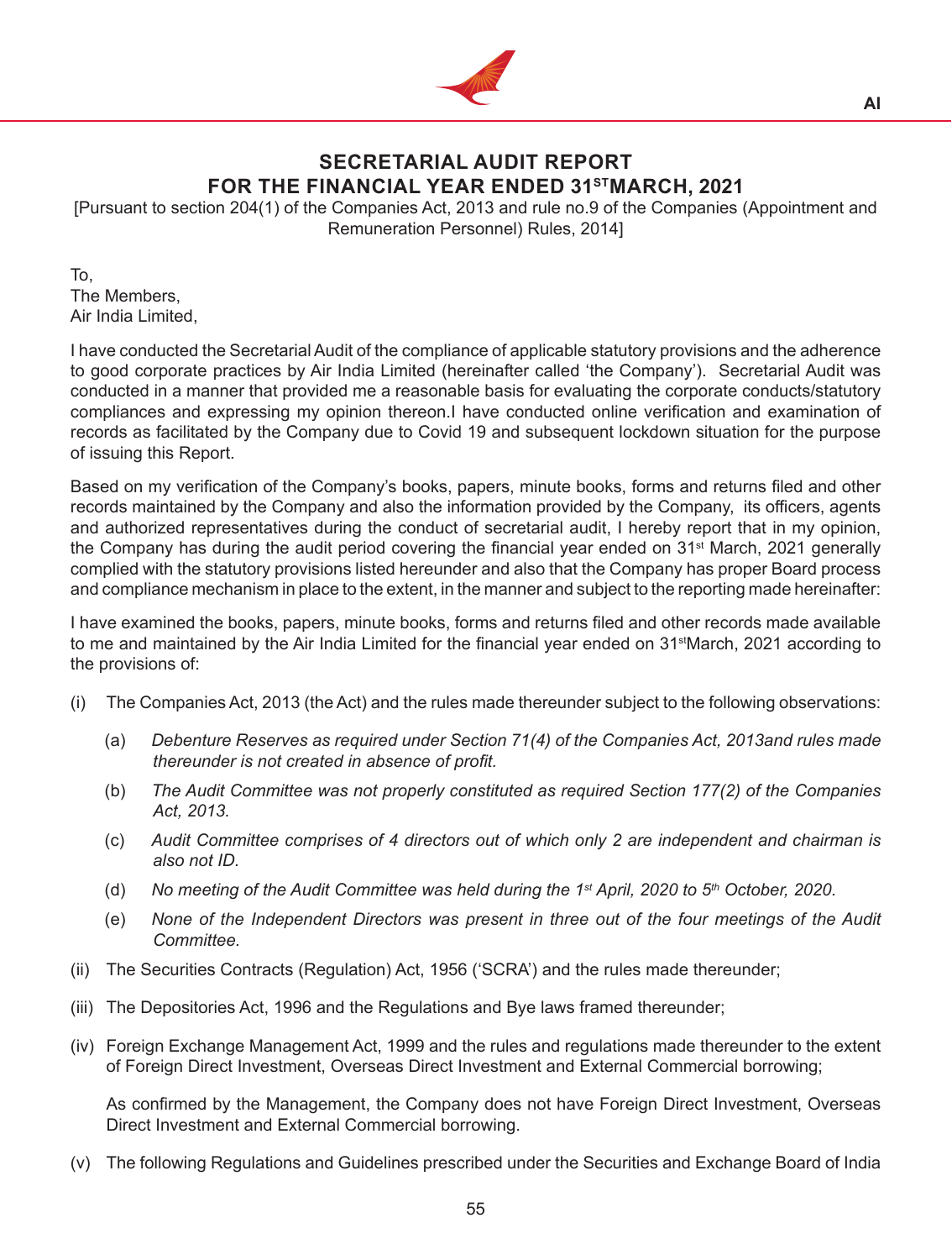## SECRETARIAL AUDIT REPORT
## FOR THE FINANCIAL YEAR ENDED 31ST MARCH, 2021

[Pursuant to section 204(1) of the Companies Act, 2013 and rule no.9 of the Companies (Appointment and Remuneration Personnel) Rules, 2014]

To,
The Members,
Air India Limited,

I have conducted the Secretarial Audit of the compliance of applicable statutory provisions and the adherence to good corporate practices by Air India Limited (hereinafter called 'the Company'). Secretarial Audit was conducted in a manner that provided me a reasonable basis for evaluating the corporate conducts/statutory compliances and expressing my opinion thereon.I have conducted online verification and examination of records as facilitated by the Company due to Covid 19 and subsequent lockdown situation for the purpose of issuing this Report.

Based on my verification of the Company's books, papers, minute books, forms and returns filed and other records maintained by the Company and also the information provided by the Company, its officers, agents and authorized representatives during the conduct of secretarial audit, I hereby report that in my opinion, the Company has during the audit period covering the financial year ended on 31st March, 2021 generally complied with the statutory provisions listed hereunder and also that the Company has proper Board process and compliance mechanism in place to the extent, in the manner and subject to the reporting made hereinafter:

I have examined the books, papers, minute books, forms and returns filed and other records made available to me and maintained by the Air India Limited for the financial year ended on 31stMarch, 2021 according to the provisions of:

(i) The Companies Act, 2013 (the Act) and the rules made thereunder subject to the following observations:

   (a) *Debenture Reserves as required under Section 71(4) of the Companies Act, 2013and rules made thereunder is not created in absence of profit.*

   (b) *The Audit Committee was not properly constituted as required Section 177(2) of the Companies Act, 2013.*

   (c) *Audit Committee comprises of 4 directors out of which only 2 are independent and chairman is also not ID.*

   (d) *No meeting of the Audit Committee was held during the 1st April, 2020 to 5th October, 2020.*

   (e) *None of the Independent Directors was present in three out of the four meetings of the Audit Committee.*

(ii) The Securities Contracts (Regulation) Act, 1956 ('SCRA') and the rules made thereunder;

(iii) The Depositories Act, 1996 and the Regulations and Bye laws framed thereunder;

(iv) Foreign Exchange Management Act, 1999 and the rules and regulations made thereunder to the extent of Foreign Direct Investment, Overseas Direct Investment and External Commercial borrowing;

   As confirmed by the Management, the Company does not have Foreign Direct Investment, Overseas Direct Investment and External Commercial borrowing.

(v) The following Regulations and Guidelines prescribed under the Securities and Exchange Board of India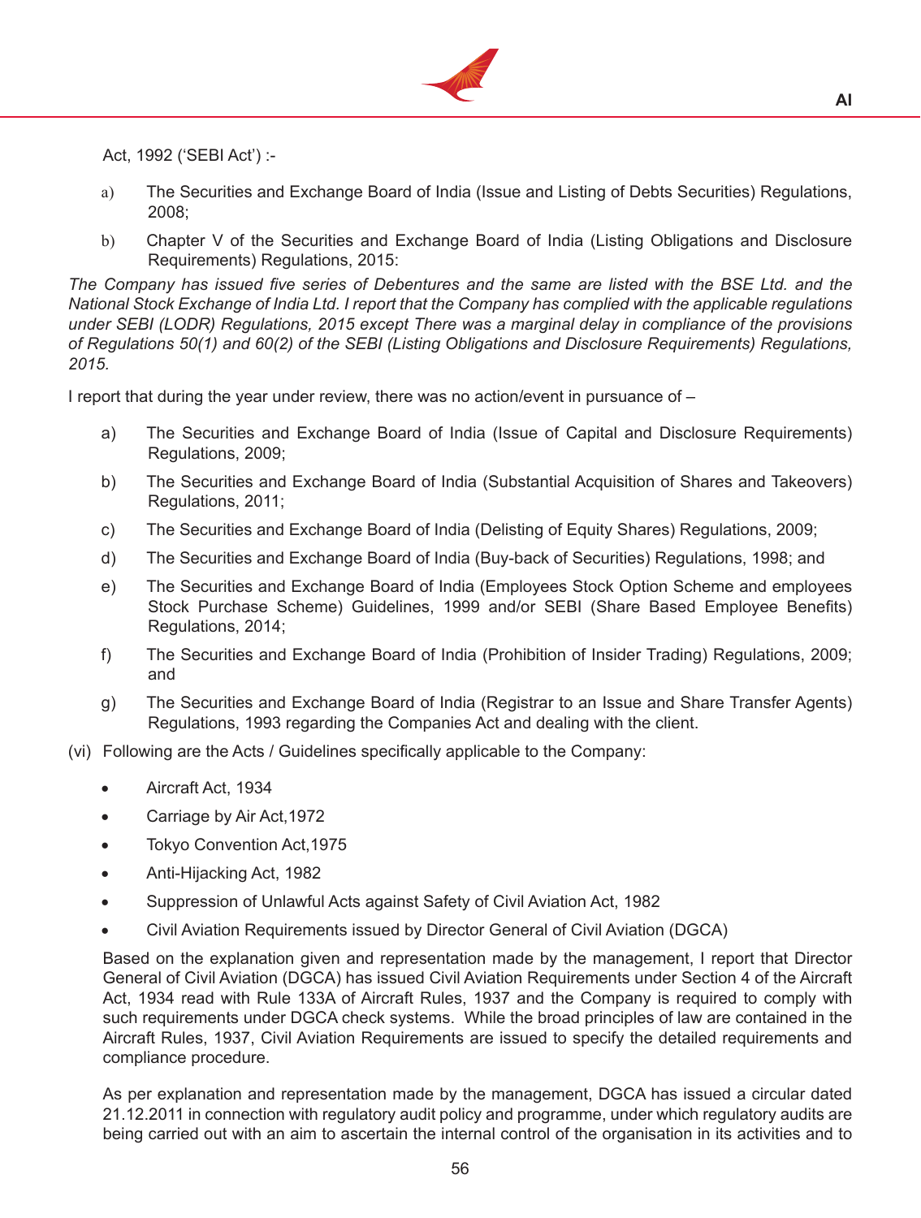Act, 1992 ('SEBI Act') :-

a) The Securities and Exchange Board of India (Issue and Listing of Debts Securities) Regulations, 2008;

b) Chapter V of the Securities and Exchange Board of India (Listing Obligations and Disclosure Requirements) Regulations, 2015:

*The Company has issued five series of Debentures and the same are listed with the BSE Ltd. and the National Stock Exchange of India Ltd. I report that the Company has complied with the applicable regulations under SEBI (LODR) Regulations, 2015 except There was a marginal delay in compliance of the provisions of Regulations 50(1) and 60(2) of the SEBI (Listing Obligations and Disclosure Requirements) Regulations, 2015.*

I report that during the year under review, there was no action/event in pursuance of –

a) The Securities and Exchange Board of India (Issue of Capital and Disclosure Requirements) Regulations, 2009;

b) The Securities and Exchange Board of India (Substantial Acquisition of Shares and Takeovers) Regulations, 2011;

c) The Securities and Exchange Board of India (Delisting of Equity Shares) Regulations, 2009;

d) The Securities and Exchange Board of India (Buy-back of Securities) Regulations, 1998; and

e) The Securities and Exchange Board of India (Employees Stock Option Scheme and employees Stock Purchase Scheme) Guidelines, 1999 and/or SEBI (Share Based Employee Benefits) Regulations, 2014;

f) The Securities and Exchange Board of India (Prohibition of Insider Trading) Regulations, 2009; and

g) The Securities and Exchange Board of India (Registrar to an Issue and Share Transfer Agents) Regulations, 1993 regarding the Companies Act and dealing with the client.

(vi) Following are the Acts / Guidelines specifically applicable to the Company:

- Aircraft Act, 1934
- Carriage by Air Act,1972
- Tokyo Convention Act,1975
- Anti-Hijacking Act, 1982
- Suppression of Unlawful Acts against Safety of Civil Aviation Act, 1982
- Civil Aviation Requirements issued by Director General of Civil Aviation (DGCA)

Based on the explanation given and representation made by the management, I report that Director General of Civil Aviation (DGCA) has issued Civil Aviation Requirements under Section 4 of the Aircraft Act, 1934 read with Rule 133A of Aircraft Rules, 1937 and the Company is required to comply with such requirements under DGCA check systems. While the broad principles of law are contained in the Aircraft Rules, 1937, Civil Aviation Requirements are issued to specify the detailed requirements and compliance procedure.

As per explanation and representation made by the management, DGCA has issued a circular dated 21.12.2011 in connection with regulatory audit policy and programme, under which regulatory audits are being carried out with an aim to ascertain the internal control of the organisation in its activities and to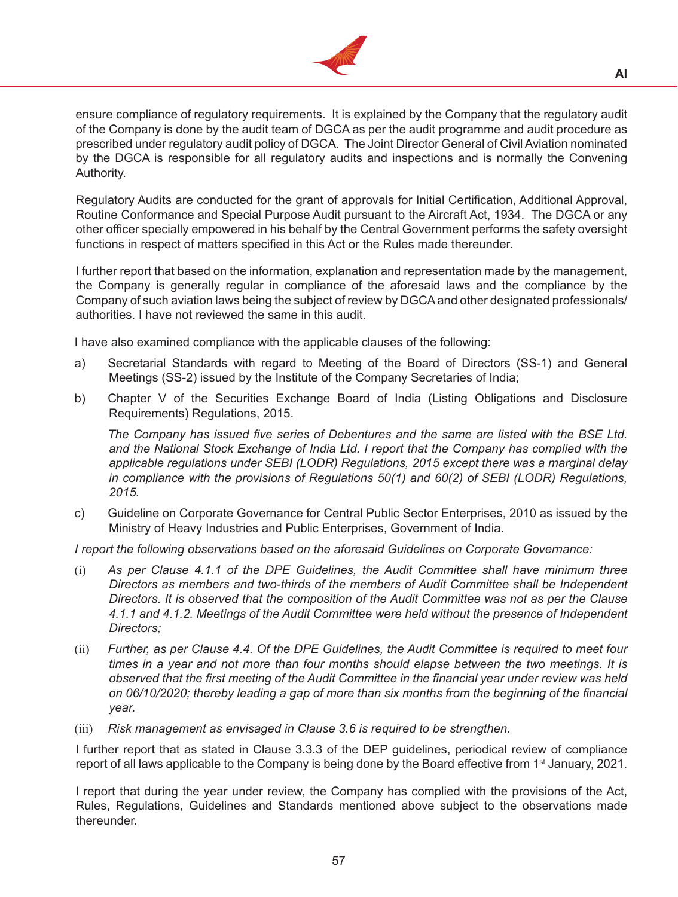ensure compliance of regulatory requirements. It is explained by the Company that the regulatory audit of the Company is done by the audit team of DGCA as per the audit programme and audit procedure as prescribed under regulatory audit policy of DGCA. The Joint Director General of Civil Aviation nominated by the DGCA is responsible for all regulatory audits and inspections and is normally the Convening Authority.

Regulatory Audits are conducted for the grant of approvals for Initial Certification, Additional Approval, Routine Conformance and Special Purpose Audit pursuant to the Aircraft Act, 1934. The DGCA or any other officer specially empowered in his behalf by the Central Government performs the safety oversight functions in respect of matters specified in this Act or the Rules made thereunder.

I further report that based on the information, explanation and representation made by the management, the Company is generally regular in compliance of the aforesaid laws and the compliance by the Company of such aviation laws being the subject of review by DGCA and other designated professionals/ authorities. I have not reviewed the same in this audit.

I have also examined compliance with the applicable clauses of the following:

a) Secretarial Standards with regard to Meeting of the Board of Directors (SS-1) and General Meetings (SS-2) issued by the Institute of the Company Secretaries of India;

b) Chapter V of the Securities Exchange Board of India (Listing Obligations and Disclosure Requirements) Regulations, 2015.

   *The Company has issued five series of Debentures and the same are listed with the BSE Ltd. and the National Stock Exchange of India Ltd. I report that the Company has complied with the applicable regulations under SEBI (LODR) Regulations, 2015 except there was a marginal delay in compliance with the provisions of Regulations 50(1) and 60(2) of SEBI (LODR) Regulations, 2015.*

c) Guideline on Corporate Governance for Central Public Sector Enterprises, 2010 as issued by the Ministry of Heavy Industries and Public Enterprises, Government of India.

*I report the following observations based on the aforesaid Guidelines on Corporate Governance:*

(i) *As per Clause 4.1.1 of the DPE Guidelines, the Audit Committee shall have minimum three Directors as members and two-thirds of the members of Audit Committee shall be Independent Directors. It is observed that the composition of the Audit Committee was not as per the Clause 4.1.1 and 4.1.2. Meetings of the Audit Committee were held without the presence of Independent Directors;*

(ii) *Further, as per Clause 4.4. Of the DPE Guidelines, the Audit Committee is required to meet four times in a year and not more than four months should elapse between the two meetings. It is observed that the first meeting of the Audit Committee in the financial year under review was held on 06/10/2020; thereby leading a gap of more than six months from the beginning of the financial year.*

(iii) *Risk management as envisaged in Clause 3.6 is required to be strengthen.*

I further report that as stated in Clause 3.3.3 of the DEP guidelines, periodical review of compliance report of all laws applicable to the Company is being done by the Board effective from 1st January, 2021.

I report that during the year under review, the Company has complied with the provisions of the Act, Rules, Regulations, Guidelines and Standards mentioned above subject to the observations made thereunder.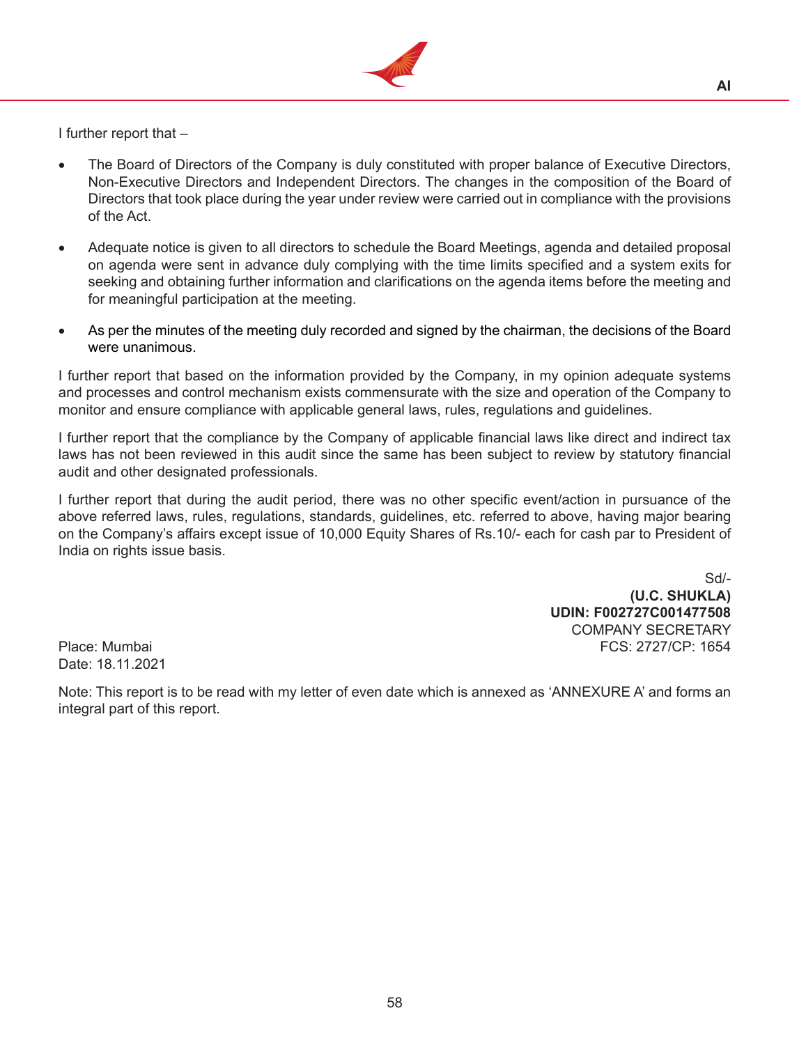I further report that –

- The Board of Directors of the Company is duly constituted with proper balance of Executive Directors, Non-Executive Directors and Independent Directors. The changes in the composition of the Board of Directors that took place during the year under review were carried out in compliance with the provisions of the Act.

- Adequate notice is given to all directors to schedule the Board Meetings, agenda and detailed proposal on agenda were sent in advance duly complying with the time limits specified and a system exits for seeking and obtaining further information and clarifications on the agenda items before the meeting and for meaningful participation at the meeting.

- As per the minutes of the meeting duly recorded and signed by the chairman, the decisions of the Board were unanimous.

I further report that based on the information provided by the Company, in my opinion adequate systems and processes and control mechanism exists commensurate with the size and operation of the Company to monitor and ensure compliance with applicable general laws, rules, regulations and guidelines.

I further report that the compliance by the Company of applicable financial laws like direct and indirect tax laws has not been reviewed in this audit since the same has been subject to review by statutory financial audit and other designated professionals.

I further report that during the audit period, there was no other specific event/action in pursuance of the above referred laws, rules, regulations, standards, guidelines, etc. referred to above, having major bearing on the Company's affairs except issue of 10,000 Equity Shares of Rs.10/- each for cash par to President of India on rights issue basis.

Sd/-
**(U.C. SHUKLA)**
**UDIN: F002727C001477508**
COMPANY SECRETARY
FCS: 2727/CP: 1654

Place: Mumbai
Date: 18.11.2021

Note: This report is to be read with my letter of even date which is annexed as 'ANNEXURE A' and forms an integral part of this report.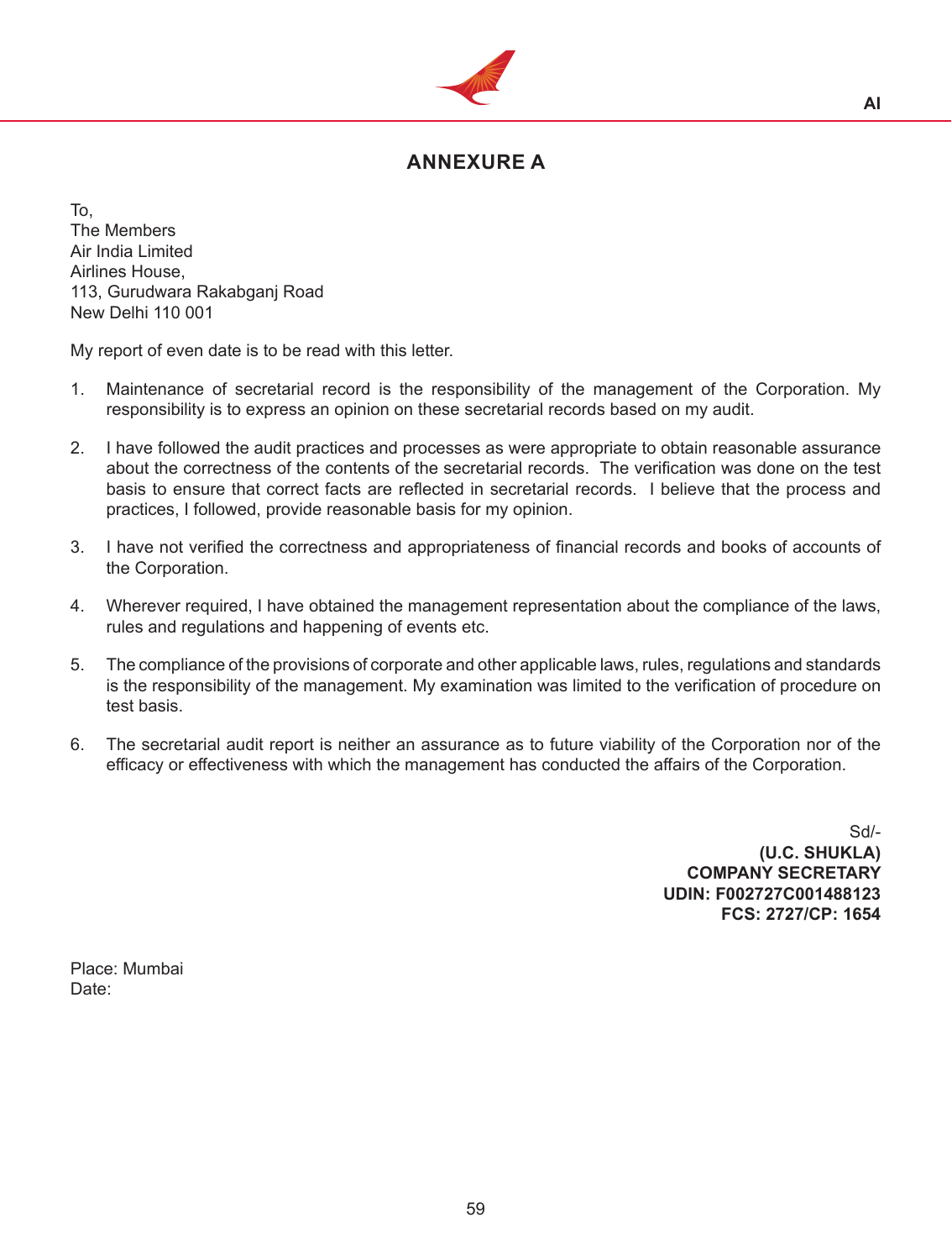## ANNEXURE A

To,
The Members
Air India Limited
Airlines House,
113, Gurudwara Rakabganj Road
New Delhi 110 001

My report of even date is to be read with this letter.

1. Maintenance of secretarial record is the responsibility of the management of the Corporation. My responsibility is to express an opinion on these secretarial records based on my audit.

2. I have followed the audit practices and processes as were appropriate to obtain reasonable assurance about the correctness of the contents of the secretarial records. The verification was done on the test basis to ensure that correct facts are reflected in secretarial records. I believe that the process and practices, I followed, provide reasonable basis for my opinion.

3. I have not verified the correctness and appropriateness of financial records and books of accounts of the Corporation.

4. Wherever required, I have obtained the management representation about the compliance of the laws, rules and regulations and happening of events etc.

5. The compliance of the provisions of corporate and other applicable laws, rules, regulations and standards is the responsibility of the management. My examination was limited to the verification of procedure on test basis.

6. The secretarial audit report is neither an assurance as to future viability of the Corporation nor of the efficacy or effectiveness with which the management has conducted the affairs of the Corporation.

Sd/-
**(U.C. SHUKLA)**
**COMPANY SECRETARY**
**UDIN: F002727C001488123**
**FCS: 2727/CP: 1654**

Place: Mumbai
Date: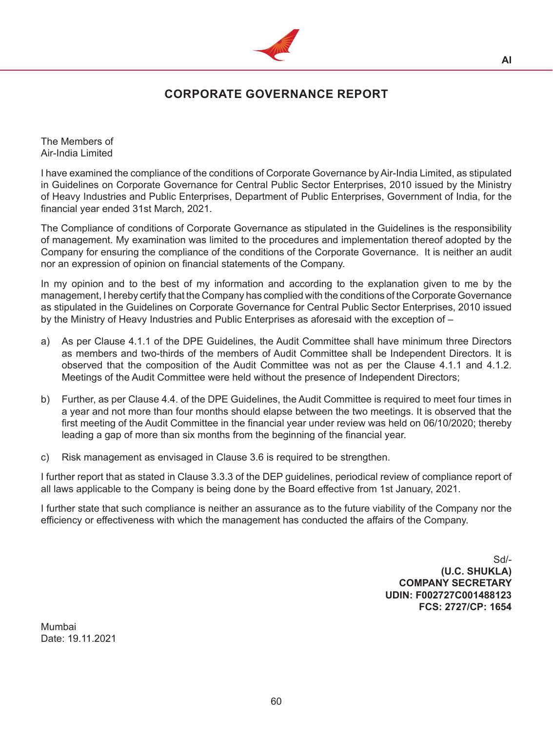# CORPORATE GOVERNANCE REPORT

The Members of
Air-India Limited

I have examined the compliance of the conditions of Corporate Governance by Air-India Limited, as stipulated in Guidelines on Corporate Governance for Central Public Sector Enterprises, 2010 issued by the Ministry of Heavy Industries and Public Enterprises, Department of Public Enterprises, Government of India, for the financial year ended 31st March, 2021.

The Compliance of conditions of Corporate Governance as stipulated in the Guidelines is the responsibility of management. My examination was limited to the procedures and implementation thereof adopted by the Company for ensuring the compliance of the conditions of the Corporate Governance. It is neither an audit nor an expression of opinion on financial statements of the Company.

In my opinion and to the best of my information and according to the explanation given to me by the management, I hereby certify that the Company has complied with the conditions of the Corporate Governance as stipulated in the Guidelines on Corporate Governance for Central Public Sector Enterprises, 2010 issued by the Ministry of Heavy Industries and Public Enterprises as aforesaid with the exception of –

a) As per Clause 4.1.1 of the DPE Guidelines, the Audit Committee shall have minimum three Directors as members and two-thirds of the members of Audit Committee shall be Independent Directors. It is observed that the composition of the Audit Committee was not as per the Clause 4.1.1 and 4.1.2. Meetings of the Audit Committee were held without the presence of Independent Directors;

b) Further, as per Clause 4.4. of the DPE Guidelines, the Audit Committee is required to meet four times in a year and not more than four months should elapse between the two meetings. It is observed that the first meeting of the Audit Committee in the financial year under review was held on 06/10/2020; thereby leading a gap of more than six months from the beginning of the financial year.

c) Risk management as envisaged in Clause 3.6 is required to be strengthen.

I further report that as stated in Clause 3.3.3 of the DEP guidelines, periodical review of compliance report of all laws applicable to the Company is being done by the Board effective from 1st January, 2021.

I further state that such compliance is neither an assurance as to the future viability of the Company nor the efficiency or effectiveness with which the management has conducted the affairs of the Company.

Sd/-
**(U.C. SHUKLA)**
**COMPANY SECRETARY**
**UDIN: F002727C001488123**
**FCS: 2727/CP: 1654**

Mumbai
Date: 19.11.2021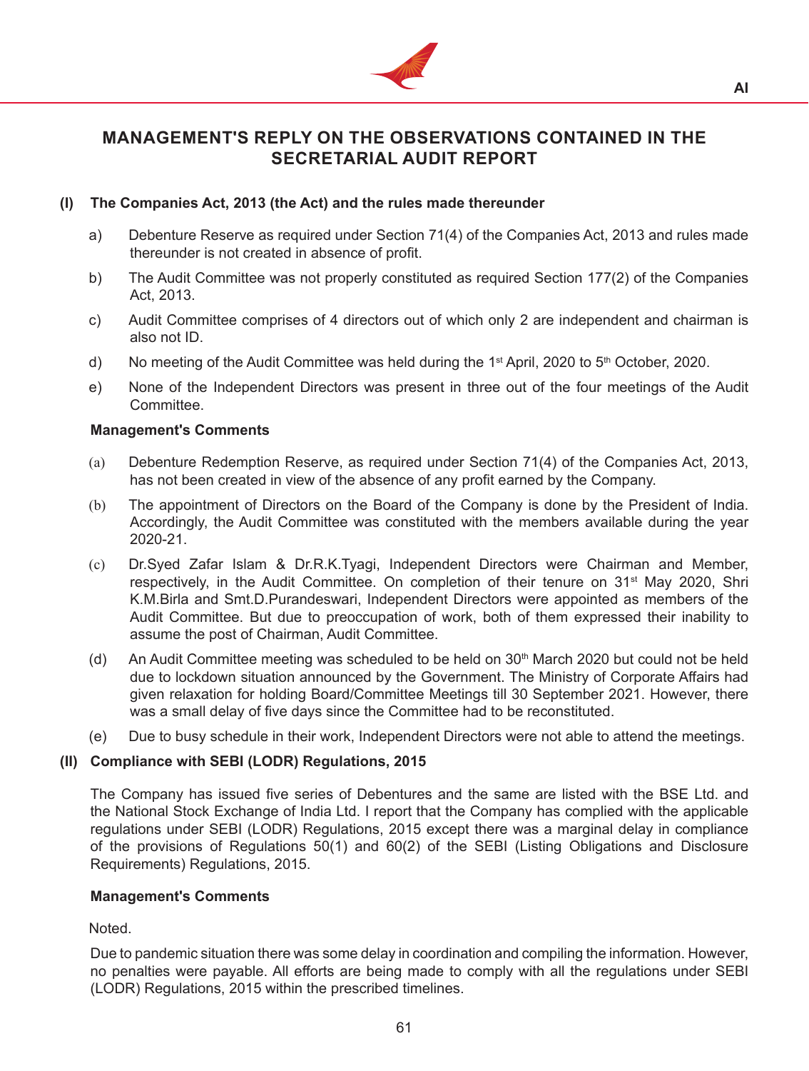# MANAGEMENT'S REPLY ON THE OBSERVATIONS CONTAINED IN THE SECRETARIAL AUDIT REPORT

**(I) The Companies Act, 2013 (the Act) and the rules made thereunder**

a) Debenture Reserve as required under Section 71(4) of the Companies Act, 2013 and rules made thereunder is not created in absence of profit.

b) The Audit Committee was not properly constituted as required Section 177(2) of the Companies Act, 2013.

c) Audit Committee comprises of 4 directors out of which only 2 are independent and chairman is also not ID.

d) No meeting of the Audit Committee was held during the 1st April, 2020 to 5th October, 2020.

e) None of the Independent Directors was present in three out of the four meetings of the Audit Committee.

**Management's Comments**

(a) Debenture Redemption Reserve, as required under Section 71(4) of the Companies Act, 2013, has not been created in view of the absence of any profit earned by the Company.

(b) The appointment of Directors on the Board of the Company is done by the President of India. Accordingly, the Audit Committee was constituted with the members available during the year 2020-21.

(c) Dr.Syed Zafar Islam & Dr.R.K.Tyagi, Independent Directors were Chairman and Member, respectively, in the Audit Committee. On completion of their tenure on 31st May 2020, Shri K.M.Birla and Smt.D.Purandeswari, Independent Directors were appointed as members of the Audit Committee. But due to preoccupation of work, both of them expressed their inability to assume the post of Chairman, Audit Committee.

(d) An Audit Committee meeting was scheduled to be held on 30th March 2020 but could not be held due to lockdown situation announced by the Government. The Ministry of Corporate Affairs had given relaxation for holding Board/Committee Meetings till 30 September 2021. However, there was a small delay of five days since the Committee had to be reconstituted.

(e) Due to busy schedule in their work, Independent Directors were not able to attend the meetings.

**(II) Compliance with SEBI (LODR) Regulations, 2015**

The Company has issued five series of Debentures and the same are listed with the BSE Ltd. and the National Stock Exchange of India Ltd. I report that the Company has complied with the applicable regulations under SEBI (LODR) Regulations, 2015 except there was a marginal delay in compliance of the provisions of Regulations 50(1) and 60(2) of the SEBI (Listing Obligations and Disclosure Requirements) Regulations, 2015.

**Management's Comments**

Noted.

Due to pandemic situation there was some delay in coordination and compiling the information. However, no penalties were payable. All efforts are being made to comply with all the regulations under SEBI (LODR) Regulations, 2015 within the prescribed timelines.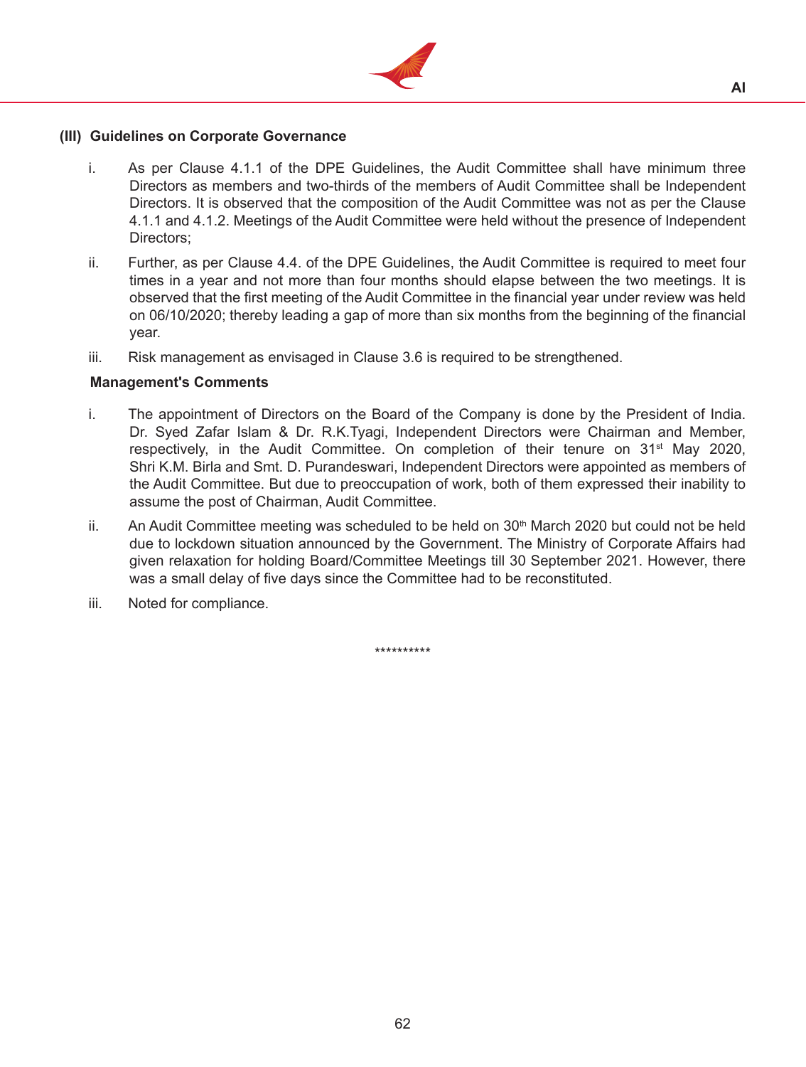**(III) Guidelines on Corporate Governance**

i. As per Clause 4.1.1 of the DPE Guidelines, the Audit Committee shall have minimum three Directors as members and two-thirds of the members of Audit Committee shall be Independent Directors. It is observed that the composition of the Audit Committee was not as per the Clause 4.1.1 and 4.1.2. Meetings of the Audit Committee were held without the presence of Independent Directors;

ii. Further, as per Clause 4.4. of the DPE Guidelines, the Audit Committee is required to meet four times in a year and not more than four months should elapse between the two meetings. It is observed that the first meeting of the Audit Committee in the financial year under review was held on 06/10/2020; thereby leading a gap of more than six months from the beginning of the financial year.

iii. Risk management as envisaged in Clause 3.6 is required to be strengthened.

**Management's Comments**

i. The appointment of Directors on the Board of the Company is done by the President of India. Dr. Syed Zafar Islam & Dr. R.K.Tyagi, Independent Directors were Chairman and Member, respectively, in the Audit Committee. On completion of their tenure on 31st May 2020, Shri K.M. Birla and Smt. D. Purandeswari, Independent Directors were appointed as members of the Audit Committee. But due to preoccupation of work, both of them expressed their inability to assume the post of Chairman, Audit Committee.

ii. An Audit Committee meeting was scheduled to be held on 30th March 2020 but could not be held due to lockdown situation announced by the Government. The Ministry of Corporate Affairs had given relaxation for holding Board/Committee Meetings till 30 September 2021. However, there was a small delay of five days since the Committee had to be reconstituted.

iii. Noted for compliance.

**********